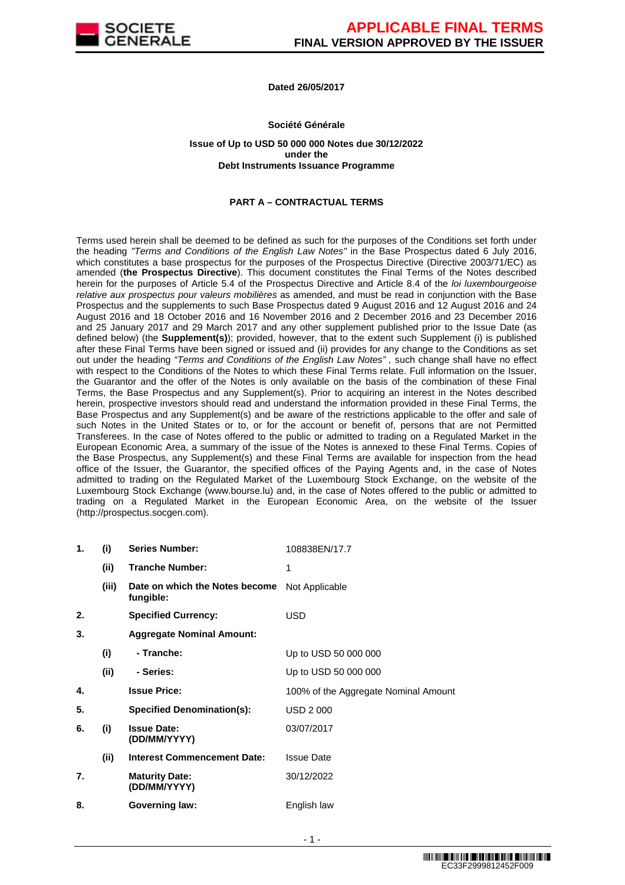**Dated 26/05/2017**

**Société Générale**

**Issue of Up to USD 50 000 000 Notes due 30/12/2022**
**under the**
**Debt Instruments Issuance Programme**

## PART A – CONTRACTUAL TERMS

Terms used herein shall be deemed to be defined as such for the purposes of the Conditions set forth under the heading *"Terms and Conditions of the English Law Notes"* in the Base Prospectus dated 6 July 2016, which constitutes a base prospectus for the purposes of the Prospectus Directive (Directive 2003/71/EC) as amended (**the Prospectus Directive**). This document constitutes the Final Terms of the Notes described herein for the purposes of Article 5.4 of the Prospectus Directive and Article 8.4 of the *loi luxembourgeoise relative aux prospectus pour valeurs mobilières* as amended, and must be read in conjunction with the Base Prospectus and the supplements to such Base Prospectus dated 9 August 2016 and 12 August 2016 and 24 August 2016 and 18 October 2016 and 16 November 2016 and 2 December 2016 and 23 December 2016 and 25 January 2017 and 29 March 2017 and any other supplement published prior to the Issue Date (as defined below) (the **Supplement(s)**); provided, however, that to the extent such Supplement (i) is published after these Final Terms have been signed or issued and (ii) provides for any change to the Conditions as set out under the heading *"Terms and Conditions of the English Law Notes"* , such change shall have no effect with respect to the Conditions of the Notes to which these Final Terms relate. Full information on the Issuer, the Guarantor and the offer of the Notes is only available on the basis of the combination of these Final Terms, the Base Prospectus and any Supplement(s). Prior to acquiring an interest in the Notes described herein, prospective investors should read and understand the information provided in these Final Terms, the Base Prospectus and any Supplement(s) and be aware of the restrictions applicable to the offer and sale of such Notes in the United States or to, or for the account or benefit of, persons that are not Permitted Transferees. In the case of Notes offered to the public or admitted to trading on a Regulated Market in the European Economic Area, a summary of the issue of the Notes is annexed to these Final Terms. Copies of the Base Prospectus, any Supplement(s) and these Final Terms are available for inspection from the head office of the Issuer, the Guarantor, the specified offices of the Paying Agents and, in the case of Notes admitted to trading on the Regulated Market of the Luxembourg Stock Exchange, on the website of the Luxembourg Stock Exchange (www.bourse.lu) and, in the case of Notes offered to the public or admitted to trading on a Regulated Market in the European Economic Area, on the website of the Issuer (http://prospectus.socgen.com).

| | | | |
|---|---|---|---|
| **1.** | **(i)** | **Series Number:** | 108838EN/17.7 |
| | **(ii)** | **Tranche Number:** | 1 |
| | **(iii)** | **Date on which the Notes become fungible:** | Not Applicable |
| **2.** | | **Specified Currency:** | USD |
| **3.** | | **Aggregate Nominal Amount:** | |
| | **(i)** | **- Tranche:** | Up to USD 50 000 000 |
| | **(ii)** | **- Series:** | Up to USD 50 000 000 |
| **4.** | | **Issue Price:** | 100% of the Aggregate Nominal Amount |
| **5.** | | **Specified Denomination(s):** | USD 2 000 |
| **6.** | **(i)** | **Issue Date: (DD/MM/YYYY)** | 03/07/2017 |
| | **(ii)** | **Interest Commencement Date:** | Issue Date |
| **7.** | | **Maturity Date: (DD/MM/YYYY)** | 30/12/2022 |
| **8.** | | **Governing law:** | English law |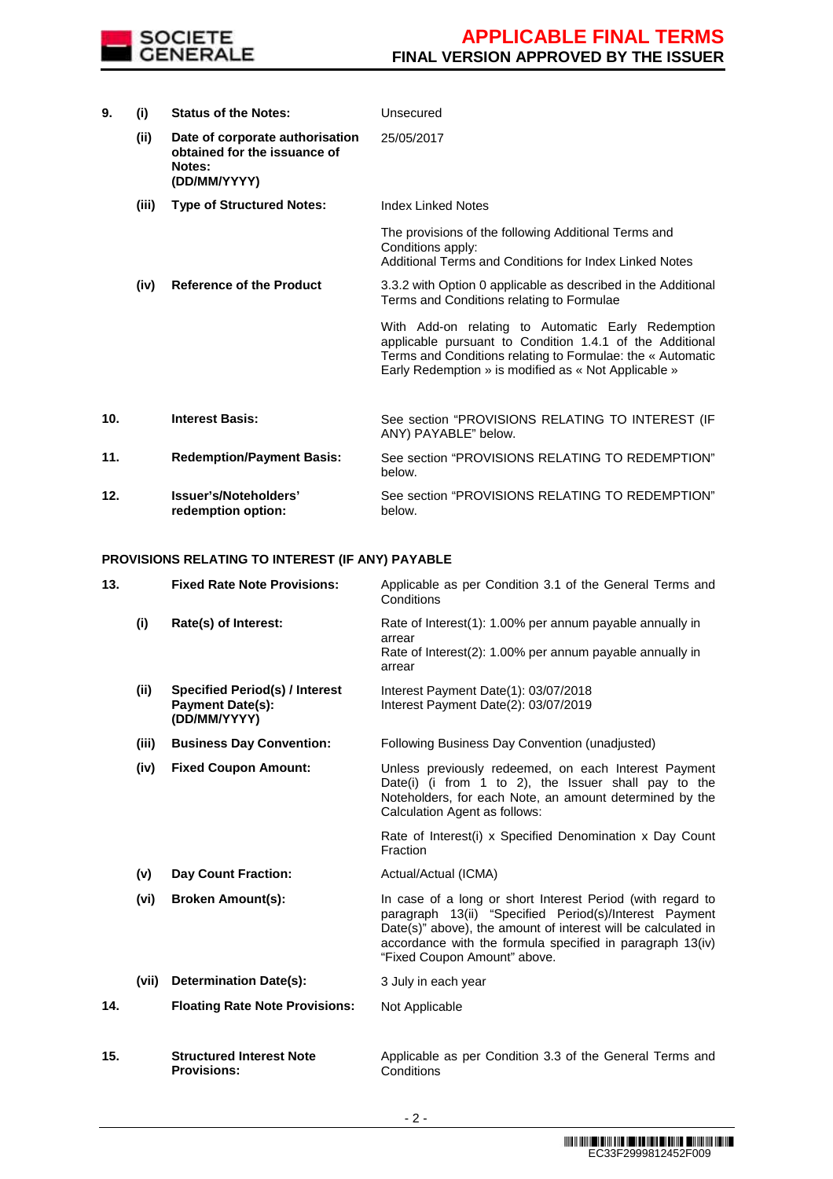| | | | |
|---|---|---|---|
| **9.** | **(i)** | **Status of the Notes:** | Unsecured |
| | **(ii)** | **Date of corporate authorisation obtained for the issuance of Notes: (DD/MM/YYYY)** | 25/05/2017 |
| | **(iii)** | **Type of Structured Notes:** | Index Linked Notes<br><br>The provisions of the following Additional Terms and Conditions apply:<br>Additional Terms and Conditions for Index Linked Notes |
| | **(iv)** | **Reference of the Product** | 3.3.2 with Option 0 applicable as described in the Additional Terms and Conditions relating to Formulae<br><br>With Add-on relating to Automatic Early Redemption applicable pursuant to Condition 1.4.1 of the Additional Terms and Conditions relating to Formulae: the « Automatic Early Redemption » is modified as « Not Applicable » |
| **10.** | | **Interest Basis:** | See section "PROVISIONS RELATING TO INTEREST (IF ANY) PAYABLE" below. |
| **11.** | | **Redemption/Payment Basis:** | See section "PROVISIONS RELATING TO REDEMPTION" below. |
| **12.** | | **Issuer's/Noteholders' redemption option:** | See section "PROVISIONS RELATING TO REDEMPTION" below. |

**PROVISIONS RELATING TO INTEREST (IF ANY) PAYABLE**

| | | | |
|---|---|---|---|
| **13.** | | **Fixed Rate Note Provisions:** | Applicable as per Condition 3.1 of the General Terms and Conditions |
| | **(i)** | **Rate(s) of Interest:** | Rate of Interest(1): 1.00% per annum payable annually in arrear<br>Rate of Interest(2): 1.00% per annum payable annually in arrear |
| | **(ii)** | **Specified Period(s) / Interest Payment Date(s): (DD/MM/YYYY)** | Interest Payment Date(1): 03/07/2018<br>Interest Payment Date(2): 03/07/2019 |
| | **(iii)** | **Business Day Convention:** | Following Business Day Convention (unadjusted) |
| | **(iv)** | **Fixed Coupon Amount:** | Unless previously redeemed, on each Interest Payment Date(i) (i from 1 to 2), the Issuer shall pay to the Noteholders, for each Note, an amount determined by the Calculation Agent as follows:<br><br>Rate of Interest(i) x Specified Denomination x Day Count Fraction |
| | **(v)** | **Day Count Fraction:** | Actual/Actual (ICMA) |
| | **(vi)** | **Broken Amount(s):** | In case of a long or short Interest Period (with regard to paragraph 13(ii) "Specified Period(s)/Interest Payment Date(s)" above), the amount of interest will be calculated in accordance with the formula specified in paragraph 13(iv) "Fixed Coupon Amount" above. |
| | **(vii)** | **Determination Date(s):** | 3 July in each year |
| **14.** | | **Floating Rate Note Provisions:** | Not Applicable |
| **15.** | | **Structured Interest Note Provisions:** | Applicable as per Condition 3.3 of the General Terms and Conditions |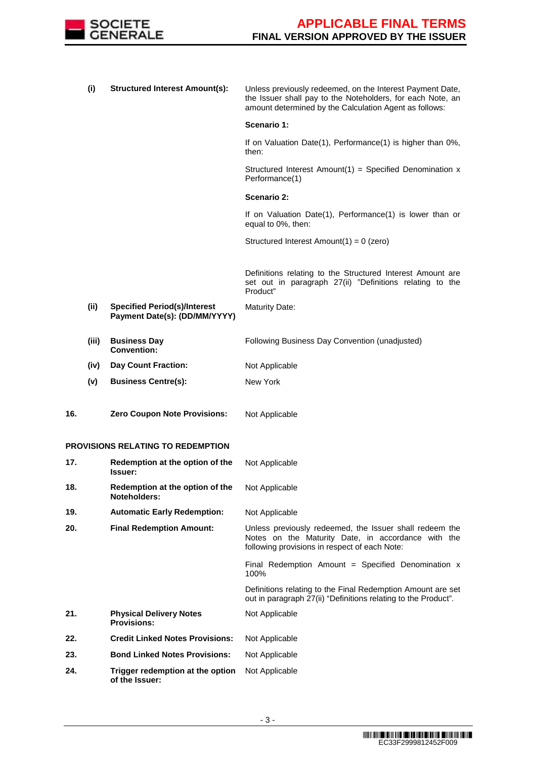| | | | |
|---|---|---|---|
| | **(i)** | **Structured Interest Amount(s):** | Unless previously redeemed, on the Interest Payment Date, the Issuer shall pay to the Noteholders, for each Note, an amount determined by the Calculation Agent as follows:<br><br>**Scenario 1:**<br><br>If on Valuation Date(1), Performance(1) is higher than 0%, then:<br><br>Structured Interest Amount(1) = Specified Denomination x Performance(1)<br><br>**Scenario 2:**<br><br>If on Valuation Date(1), Performance(1) is lower than or equal to 0%, then:<br><br>Structured Interest Amount(1) = 0 (zero)<br><br>Definitions relating to the Structured Interest Amount are set out in paragraph 27(ii) "Definitions relating to the Product" |
| | **(ii)** | **Specified Period(s)/Interest Payment Date(s): (DD/MM/YYYY)** | Maturity Date: |
| | **(iii)** | **Business Day Convention:** | Following Business Day Convention (unadjusted) |
| | **(iv)** | **Day Count Fraction:** | Not Applicable |
| | **(v)** | **Business Centre(s):** | New York |
| **16.** | | **Zero Coupon Note Provisions:** | Not Applicable |

**PROVISIONS RELATING TO REDEMPTION**

| | | |
|---|---|---|
| **17.** | **Redemption at the option of the Issuer:** | Not Applicable |
| **18.** | **Redemption at the option of the Noteholders:** | Not Applicable |
| **19.** | **Automatic Early Redemption:** | Not Applicable |
| **20.** | **Final Redemption Amount:** | Unless previously redeemed, the Issuer shall redeem the Notes on the Maturity Date, in accordance with the following provisions in respect of each Note:<br><br>Final Redemption Amount = Specified Denomination x 100%<br><br>Definitions relating to the Final Redemption Amount are set out in paragraph 27(ii) "Definitions relating to the Product". |
| **21.** | **Physical Delivery Notes Provisions:** | Not Applicable |
| **22.** | **Credit Linked Notes Provisions:** | Not Applicable |
| **23.** | **Bond Linked Notes Provisions:** | Not Applicable |
| **24.** | **Trigger redemption at the option of the Issuer:** | Not Applicable |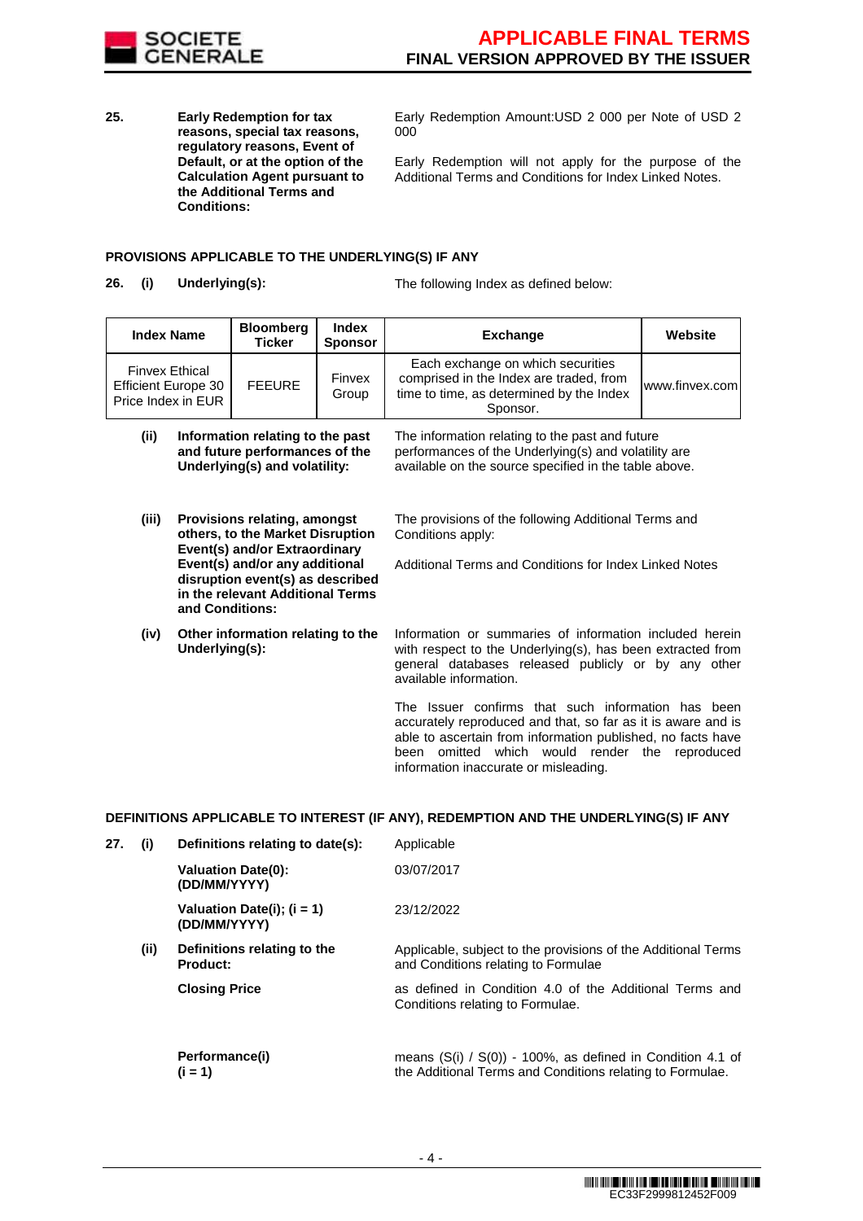| | | |
|---|---|---|
| **25.** | **Early Redemption for tax reasons, special tax reasons, regulatory reasons, Event of Default, or at the option of the Calculation Agent pursuant to the Additional Terms and Conditions:** | Early Redemption Amount:USD 2 000 per Note of USD 2 000<br><br>Early Redemption will not apply for the purpose of the Additional Terms and Conditions for Index Linked Notes. |

**PROVISIONS APPLICABLE TO THE UNDERLYING(S) IF ANY**

**26. (i) Underlying(s):** The following Index as defined below:

| Index Name | Bloomberg Ticker | Index Sponsor | Exchange | Website |
|---|---|---|---|---|
| Finvex Ethical Efficient Europe 30 Price Index in EUR | FEEURE | Finvex Group | Each exchange on which securities comprised in the Index are traded, from time to time, as determined by the Index Sponsor. | www.finvex.com |

**(ii) Information relating to the past and future performances of the Underlying(s) and volatility:** The information relating to the past and future performances of the Underlying(s) and volatility are available on the source specified in the table above.

**(iii) Provisions relating, amongst others, to the Market Disruption Event(s) and/or Extraordinary Event(s) and/or any additional disruption event(s) as described in the relevant Additional Terms and Conditions:** The provisions of the following Additional Terms and Conditions apply:

Additional Terms and Conditions for Index Linked Notes

**(iv) Other information relating to the Underlying(s):** Information or summaries of information included herein with respect to the Underlying(s), has been extracted from general databases released publicly or by any other available information.

The Issuer confirms that such information has been accurately reproduced and that, so far as it is aware and is able to ascertain from information published, no facts have been omitted which would render the reproduced information inaccurate or misleading.

**DEFINITIONS APPLICABLE TO INTEREST (IF ANY), REDEMPTION AND THE UNDERLYING(S) IF ANY**

**27. (i) Definitions relating to date(s):** Applicable

**Valuation Date(0): (DD/MM/YYYY)** 03/07/2017

**Valuation Date(i); (i = 1) (DD/MM/YYYY)** 23/12/2022

**(ii) Definitions relating to the Product:** Applicable, subject to the provisions of the Additional Terms and Conditions relating to Formulae

**Closing Price** as defined in Condition 4.0 of the Additional Terms and Conditions relating to Formulae.

**Performance(i) (i = 1)** means (S(i) / S(0)) - 100%, as defined in Condition 4.1 of the Additional Terms and Conditions relating to Formulae.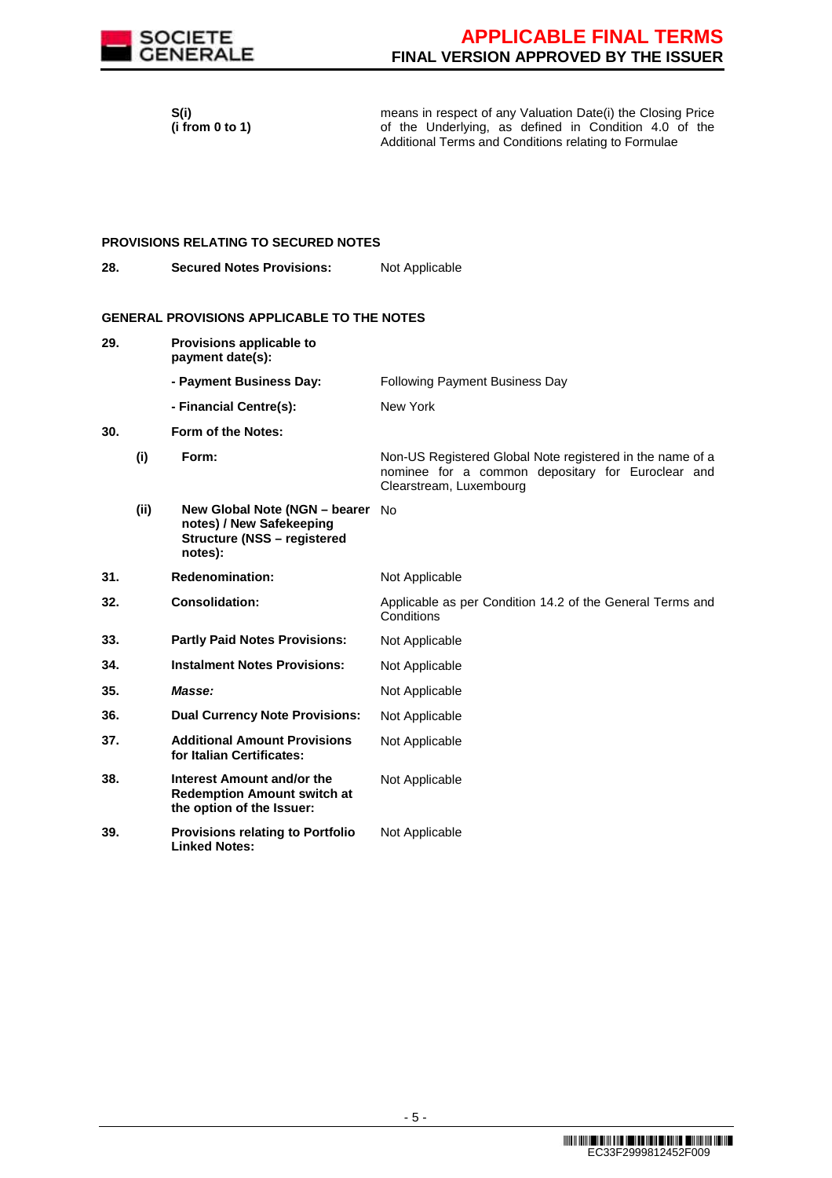| | | |
|---|---|---|
| | **S(i)** **(i from 0 to 1)** | means in respect of any Valuation Date(i) the Closing Price of the Underlying, as defined in Condition 4.0 of the Additional Terms and Conditions relating to Formulae |

**PROVISIONS RELATING TO SECURED NOTES**

| | | |
|---|---|---|
| **28.** | **Secured Notes Provisions:** | Not Applicable |

**GENERAL PROVISIONS APPLICABLE TO THE NOTES**

| | | | |
|---|---|---|---|
| **29.** | | **Provisions applicable to payment date(s):** | |
| | | **- Payment Business Day:** | Following Payment Business Day |
| | | **- Financial Centre(s):** | New York |
| **30.** | | **Form of the Notes:** | |
| | **(i)** | **Form:** | Non-US Registered Global Note registered in the name of a nominee for a common depositary for Euroclear and Clearstream, Luxembourg |
| | **(ii)** | **New Global Note (NGN – bearer notes) / New Safekeeping Structure (NSS – registered notes):** | No |
| **31.** | | **Redenomination:** | Not Applicable |
| **32.** | | **Consolidation:** | Applicable as per Condition 14.2 of the General Terms and Conditions |
| **33.** | | **Partly Paid Notes Provisions:** | Not Applicable |
| **34.** | | **Instalment Notes Provisions:** | Not Applicable |
| **35.** | | ***Masse:*** | Not Applicable |
| **36.** | | **Dual Currency Note Provisions:** | Not Applicable |
| **37.** | | **Additional Amount Provisions for Italian Certificates:** | Not Applicable |
| **38.** | | **Interest Amount and/or the Redemption Amount switch at the option of the Issuer:** | Not Applicable |
| **39.** | | **Provisions relating to Portfolio Linked Notes:** | Not Applicable |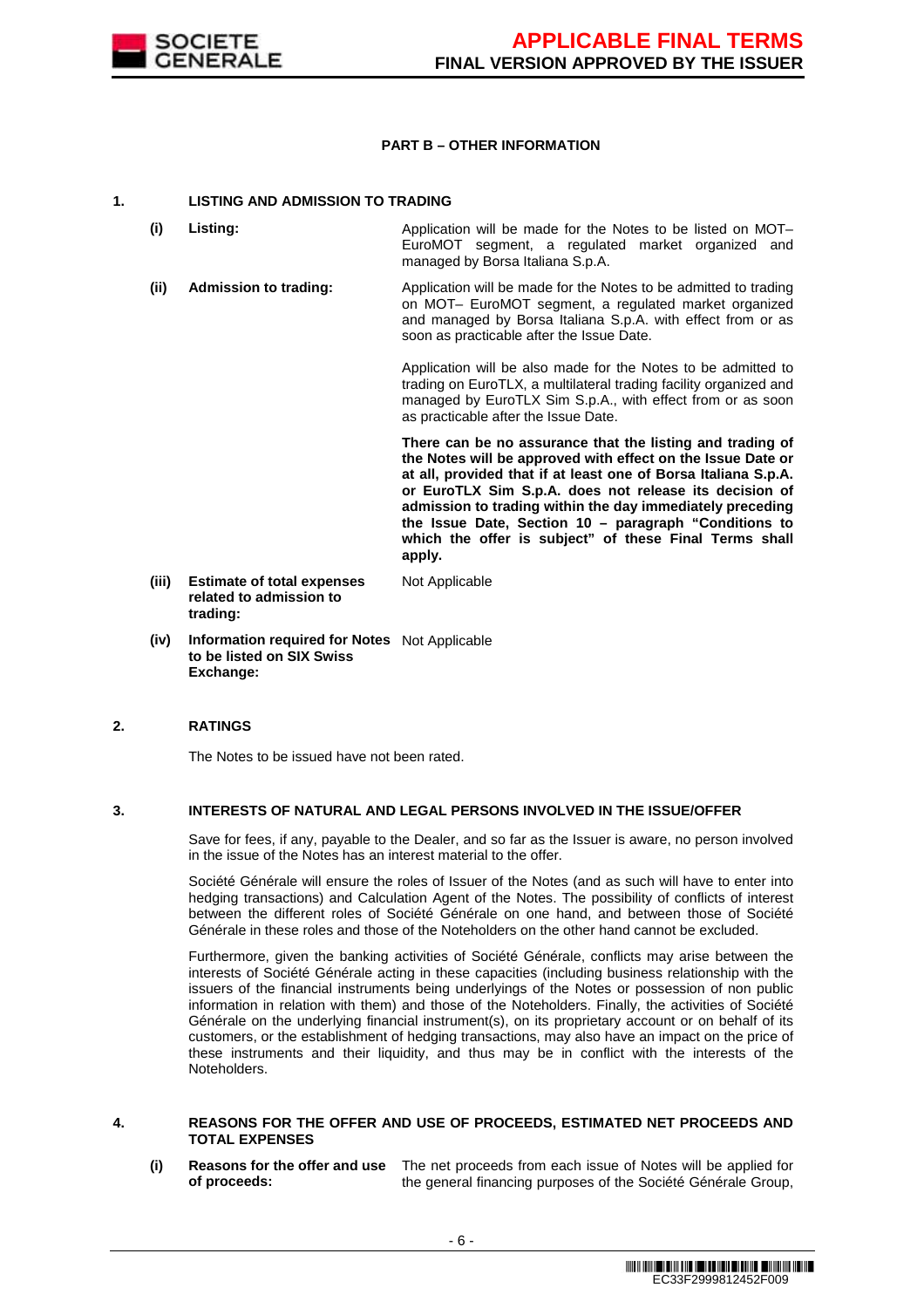## PART B – OTHER INFORMATION

### 1. LISTING AND ADMISSION TO TRADING

| | | |
|---|---|---|
| **(i)** | **Listing:** | Application will be made for the Notes to be listed on MOT–EuroMOT segment, a regulated market organized and managed by Borsa Italiana S.p.A. |
| **(ii)** | **Admission to trading:** | Application will be made for the Notes to be admitted to trading on MOT– EuroMOT segment, a regulated market organized and managed by Borsa Italiana S.p.A. with effect from or as soon as practicable after the Issue Date.<br><br>Application will be also made for the Notes to be admitted to trading on EuroTLX, a multilateral trading facility organized and managed by EuroTLX Sim S.p.A., with effect from or as soon as practicable after the Issue Date.<br><br>**There can be no assurance that the listing and trading of the Notes will be approved with effect on the Issue Date or at all, provided that if at least one of Borsa Italiana S.p.A. or EuroTLX Sim S.p.A. does not release its decision of admission to trading within the day immediately preceding the Issue Date, Section 10 – paragraph "Conditions to which the offer is subject" of these Final Terms shall apply.** |
| **(iii)** | **Estimate of total expenses related to admission to trading:** | Not Applicable |
| **(iv)** | **Information required for Notes to be listed on SIX Swiss Exchange:** | Not Applicable |

### 2. RATINGS

The Notes to be issued have not been rated.

### 3. INTERESTS OF NATURAL AND LEGAL PERSONS INVOLVED IN THE ISSUE/OFFER

Save for fees, if any, payable to the Dealer, and so far as the Issuer is aware, no person involved in the issue of the Notes has an interest material to the offer.

Société Générale will ensure the roles of Issuer of the Notes (and as such will have to enter into hedging transactions) and Calculation Agent of the Notes. The possibility of conflicts of interest between the different roles of Société Générale on one hand, and between those of Société Générale in these roles and those of the Noteholders on the other hand cannot be excluded.

Furthermore, given the banking activities of Société Générale, conflicts may arise between the interests of Société Générale acting in these capacities (including business relationship with the issuers of the financial instruments being underlyings of the Notes or possession of non public information in relation with them) and those of the Noteholders. Finally, the activities of Société Générale on the underlying financial instrument(s), on its proprietary account or on behalf of its customers, or the establishment of hedging transactions, may also have an impact on the price of these instruments and their liquidity, and thus may be in conflict with the interests of the Noteholders.

### 4. REASONS FOR THE OFFER AND USE OF PROCEEDS, ESTIMATED NET PROCEEDS AND TOTAL EXPENSES

| | | |
|---|---|---|
| **(i)** | **Reasons for the offer and use of proceeds:** | The net proceeds from each issue of Notes will be applied for the general financing purposes of the Société Générale Group, |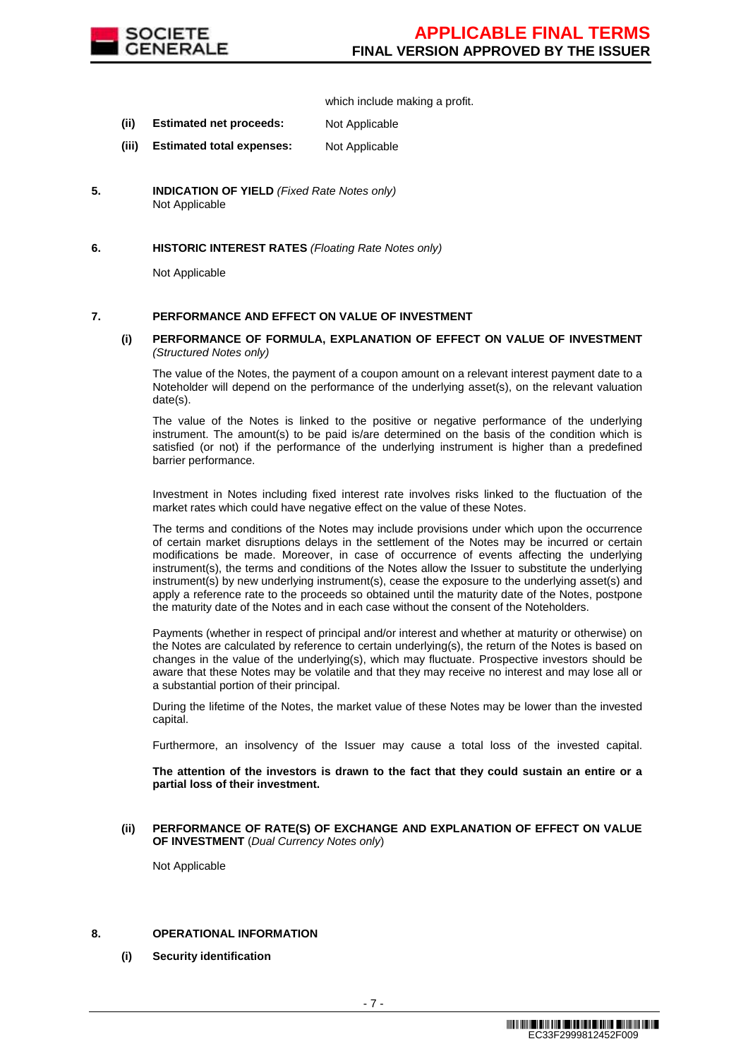which include making a profit.

**(ii) Estimated net proceeds:** Not Applicable

**(iii) Estimated total expenses:** Not Applicable

**5. INDICATION OF YIELD** *(Fixed Rate Notes only)*

Not Applicable

**6. HISTORIC INTEREST RATES** *(Floating Rate Notes only)*

Not Applicable

**7. PERFORMANCE AND EFFECT ON VALUE OF INVESTMENT**

**(i) PERFORMANCE OF FORMULA, EXPLANATION OF EFFECT ON VALUE OF INVESTMENT** *(Structured Notes only)*

The value of the Notes, the payment of a coupon amount on a relevant interest payment date to a Noteholder will depend on the performance of the underlying asset(s), on the relevant valuation date(s).

The value of the Notes is linked to the positive or negative performance of the underlying instrument. The amount(s) to be paid is/are determined on the basis of the condition which is satisfied (or not) if the performance of the underlying instrument is higher than a predefined barrier performance.

Investment in Notes including fixed interest rate involves risks linked to the fluctuation of the market rates which could have negative effect on the value of these Notes.

The terms and conditions of the Notes may include provisions under which upon the occurrence of certain market disruptions delays in the settlement of the Notes may be incurred or certain modifications be made. Moreover, in case of occurrence of events affecting the underlying instrument(s), the terms and conditions of the Notes allow the Issuer to substitute the underlying instrument(s) by new underlying instrument(s), cease the exposure to the underlying asset(s) and apply a reference rate to the proceeds so obtained until the maturity date of the Notes, postpone the maturity date of the Notes and in each case without the consent of the Noteholders.

Payments (whether in respect of principal and/or interest and whether at maturity or otherwise) on the Notes are calculated by reference to certain underlying(s), the return of the Notes is based on changes in the value of the underlying(s), which may fluctuate. Prospective investors should be aware that these Notes may be volatile and that they may receive no interest and may lose all or a substantial portion of their principal.

During the lifetime of the Notes, the market value of these Notes may be lower than the invested capital.

Furthermore, an insolvency of the Issuer may cause a total loss of the invested capital.

**The attention of the investors is drawn to the fact that they could sustain an entire or a partial loss of their investment.**

**(ii) PERFORMANCE OF RATE(S) OF EXCHANGE AND EXPLANATION OF EFFECT ON VALUE OF INVESTMENT** (*Dual Currency Notes only*)

Not Applicable

**8. OPERATIONAL INFORMATION**

**(i) Security identification**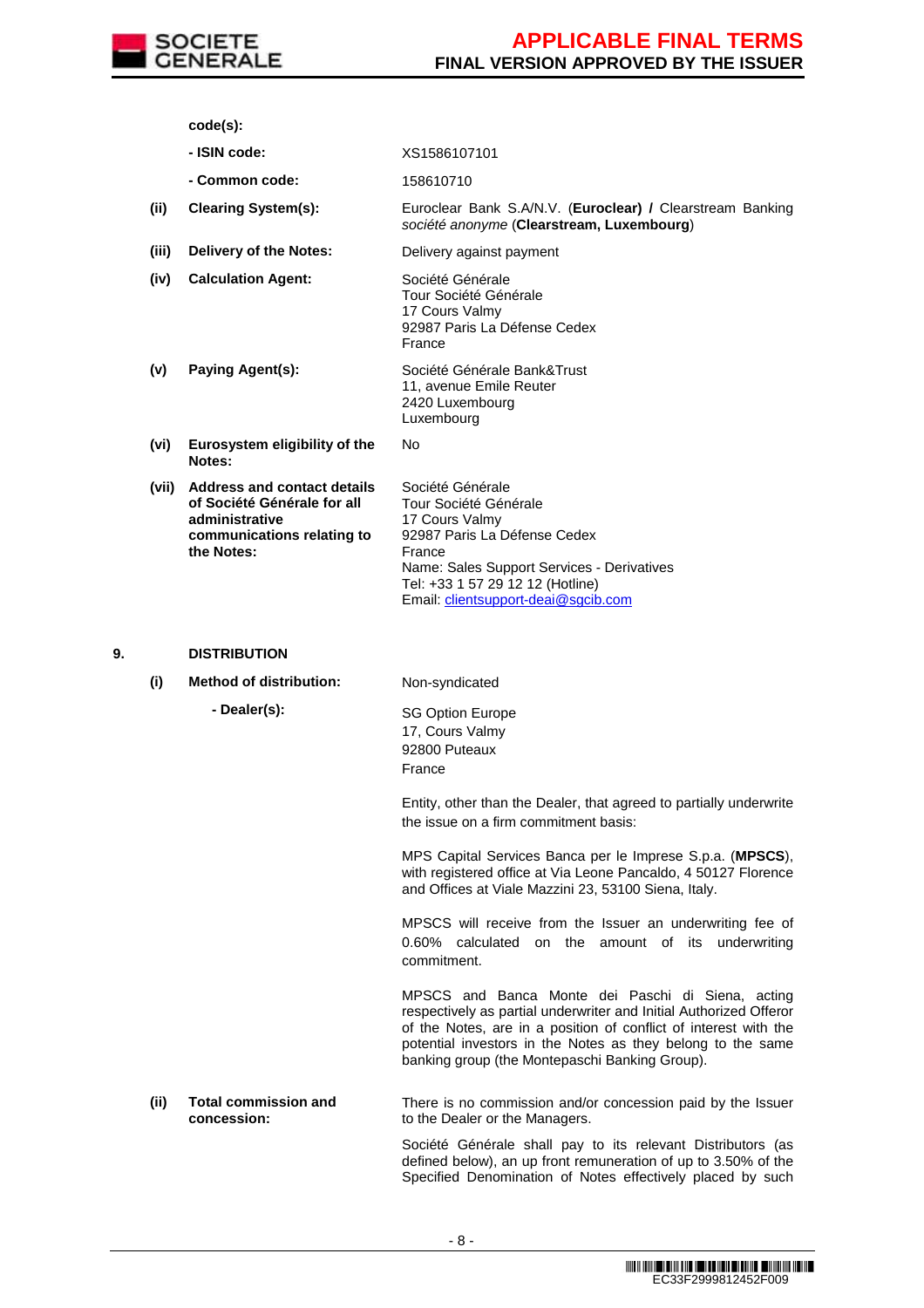| | | |
|---|---|---|
| | **code(s):** | |
| | **- ISIN code:** | XS1586107101 |
| | **- Common code:** | 158610710 |
| **(ii)** | **Clearing System(s):** | Euroclear Bank S.A/N.V. (**Euroclear) /** Clearstream Banking *société anonyme* (**Clearstream, Luxembourg**) |
| **(iii)** | **Delivery of the Notes:** | Delivery against payment |
| **(iv)** | **Calculation Agent:** | Société Générale<br>Tour Société Générale<br>17 Cours Valmy<br>92987 Paris La Défense Cedex<br>France |
| **(v)** | **Paying Agent(s):** | Société Générale Bank&Trust<br>11, avenue Emile Reuter<br>2420 Luxembourg<br>Luxembourg |
| **(vi)** | **Eurosystem eligibility of the Notes:** | No |
| **(vii)** | **Address and contact details of Société Générale for all administrative communications relating to the Notes:** | Société Générale<br>Tour Société Générale<br>17 Cours Valmy<br>92987 Paris La Défense Cedex<br>France<br>Name: Sales Support Services - Derivatives<br>Tel: +33 1 57 29 12 12 (Hotline)<br>Email: clientsupport-deai@sgcib.com |

**9. DISTRIBUTION**

| | | |
|---|---|---|
| **(i)** | **Method of distribution:** | Non-syndicated |
| | **- Dealer(s):** | SG Option Europe<br>17, Cours Valmy<br>92800 Puteaux<br>France<br><br>Entity, other than the Dealer, that agreed to partially underwrite the issue on a firm commitment basis:<br><br>MPS Capital Services Banca per le Imprese S.p.a. (**MPSCS**), with registered office at Via Leone Pancaldo, 4 50127 Florence and Offices at Viale Mazzini 23, 53100 Siena, Italy.<br><br>MPSCS will receive from the Issuer an underwriting fee of 0.60% calculated on the amount of its underwriting commitment.<br><br>MPSCS and Banca Monte dei Paschi di Siena, acting respectively as partial underwriter and Initial Authorized Offeror of the Notes, are in a position of conflict of interest with the potential investors in the Notes as they belong to the same banking group (the Montepaschi Banking Group). |
| **(ii)** | **Total commission and concession:** | There is no commission and/or concession paid by the Issuer to the Dealer or the Managers.<br><br>Société Générale shall pay to its relevant Distributors (as defined below), an up front remuneration of up to 3.50% of the Specified Denomination of Notes effectively placed by such |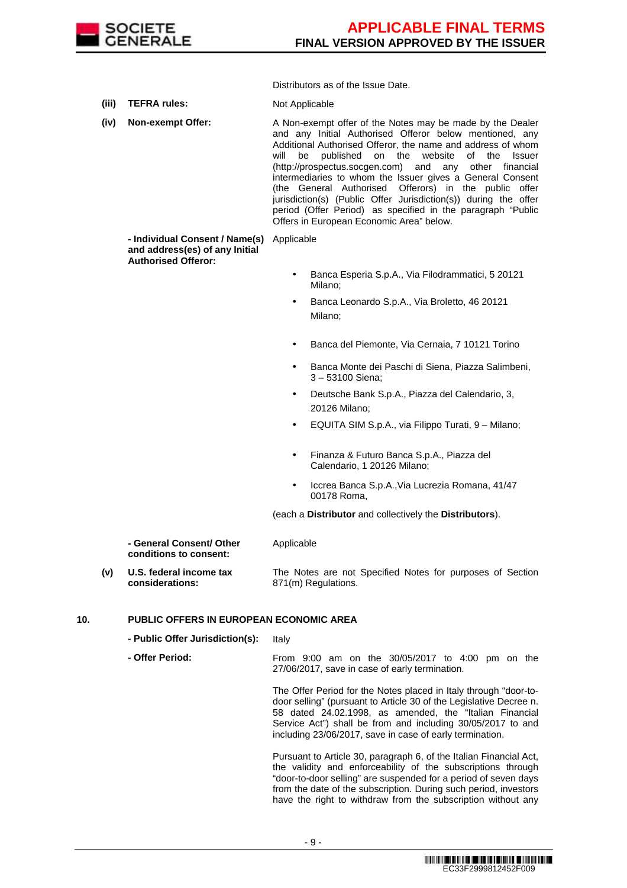Distributors as of the Issue Date.

**(iii) TEFRA rules:** Not Applicable

**(iv) Non-exempt Offer:** A Non-exempt offer of the Notes may be made by the Dealer and any Initial Authorised Offeror below mentioned, any Additional Authorised Offeror, the name and address of whom will be published on the website of the Issuer (http://prospectus.socgen.com) and any other financial intermediaries to whom the Issuer gives a General Consent (the General Authorised Offerors) in the public offer jurisdiction(s) (Public Offer Jurisdiction(s)) during the offer period (Offer Period) as specified in the paragraph "Public Offers in European Economic Area" below.

**- Individual Consent / Name(s) and address(es) of any Initial Authorised Offeror:** Applicable

- Banca Esperia S.p.A., Via Filodrammatici, 5 20121 Milano;
- Banca Leonardo S.p.A., Via Broletto, 46 20121 Milano;
- Banca del Piemonte, Via Cernaia, 7 10121 Torino
- Banca Monte dei Paschi di Siena, Piazza Salimbeni, 3 – 53100 Siena;
- Deutsche Bank S.p.A., Piazza del Calendario, 3, 20126 Milano;
- EQUITA SIM S.p.A., via Filippo Turati, 9 – Milano;
- Finanza & Futuro Banca S.p.A., Piazza del Calendario, 1 20126 Milano;
- Iccrea Banca S.p.A.,Via Lucrezia Romana, 41/47 00178 Roma,

(each a **Distributor** and collectively the **Distributors**).

**- General Consent/ Other conditions to consent:** Applicable

**(v) U.S. federal income tax considerations:** The Notes are not Specified Notes for purposes of Section 871(m) Regulations.

## 10. PUBLIC OFFERS IN EUROPEAN ECONOMIC AREA

**- Public Offer Jurisdiction(s):** Italy

**- Offer Period:** From 9:00 am on the 30/05/2017 to 4:00 pm on the 27/06/2017, save in case of early termination.

The Offer Period for the Notes placed in Italy through "door-to-door selling" (pursuant to Article 30 of the Legislative Decree n. 58 dated 24.02.1998, as amended, the "Italian Financial Service Act") shall be from and including 30/05/2017 to and including 23/06/2017, save in case of early termination.

Pursuant to Article 30, paragraph 6, of the Italian Financial Act, the validity and enforceability of the subscriptions through "door-to-door selling" are suspended for a period of seven days from the date of the subscription. During such period, investors have the right to withdraw from the subscription without any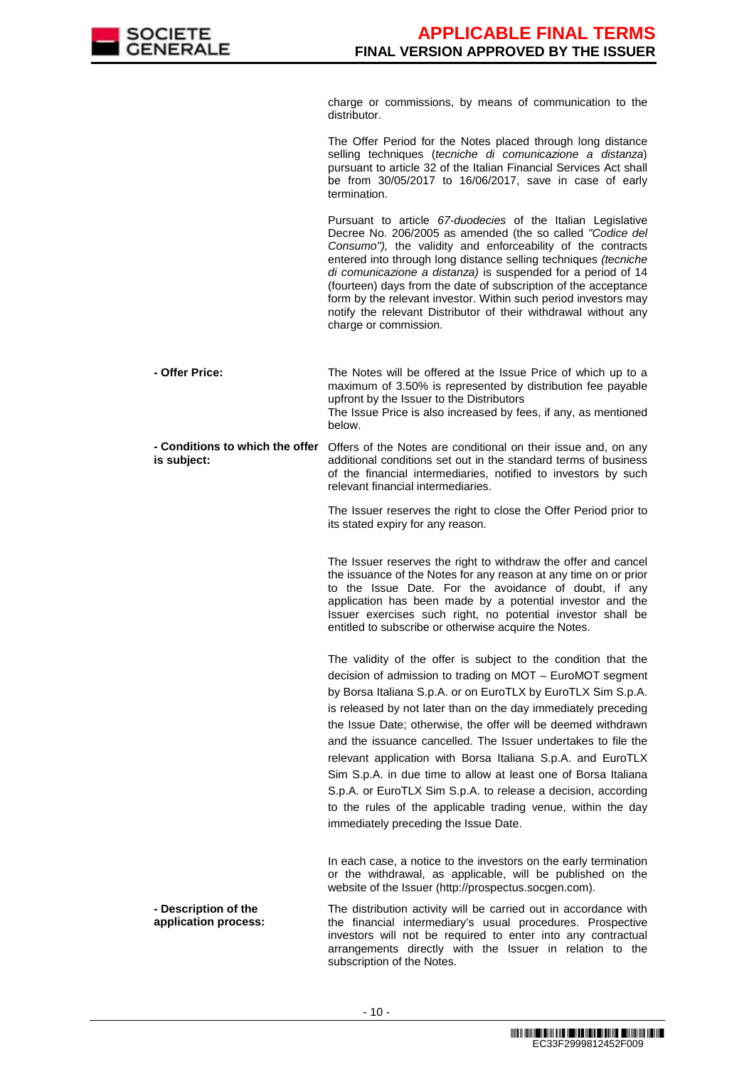| | |
|---|---|
| | charge or commissions, by means of communication to the distributor.<br><br>The Offer Period for the Notes placed through long distance selling techniques (*tecniche di comunicazione a distanza*) pursuant to article 32 of the Italian Financial Services Act shall be from 30/05/2017 to 16/06/2017, save in case of early termination.<br><br>Pursuant to article *67-duodecies* of the Italian Legislative Decree No. 206/2005 as amended (the so called *"Codice del Consumo")*, the validity and enforceability of the contracts entered into through long distance selling techniques *(tecniche di comunicazione a distanza)* is suspended for a period of 14 (fourteen) days from the date of subscription of the acceptance form by the relevant investor. Within such period investors may notify the relevant Distributor of their withdrawal without any charge or commission. |
| **- Offer Price:** | The Notes will be offered at the Issue Price of which up to a maximum of 3.50% is represented by distribution fee payable upfront by the Issuer to the Distributors<br>The Issue Price is also increased by fees, if any, as mentioned below. |
| **- Conditions to which the offer is subject:** | Offers of the Notes are conditional on their issue and, on any additional conditions set out in the standard terms of business of the financial intermediaries, notified to investors by such relevant financial intermediaries.<br><br>The Issuer reserves the right to close the Offer Period prior to its stated expiry for any reason.<br><br>The Issuer reserves the right to withdraw the offer and cancel the issuance of the Notes for any reason at any time on or prior to the Issue Date. For the avoidance of doubt, if any application has been made by a potential investor and the Issuer exercises such right, no potential investor shall be entitled to subscribe or otherwise acquire the Notes.<br><br>The validity of the offer is subject to the condition that the decision of admission to trading on MOT – EuroMOT segment by Borsa Italiana S.p.A. or on EuroTLX by EuroTLX Sim S.p.A. is released by not later than on the day immediately preceding the Issue Date; otherwise, the offer will be deemed withdrawn and the issuance cancelled. The Issuer undertakes to file the relevant application with Borsa Italiana S.p.A. and EuroTLX Sim S.p.A. in due time to allow at least one of Borsa Italiana S.p.A. or EuroTLX Sim S.p.A. to release a decision, according to the rules of the applicable trading venue, within the day immediately preceding the Issue Date.<br><br>In each case, a notice to the investors on the early termination or the withdrawal, as applicable, will be published on the website of the Issuer (http://prospectus.socgen.com). |
| **- Description of the application process:** | The distribution activity will be carried out in accordance with the financial intermediary's usual procedures. Prospective investors will not be required to enter into any contractual arrangements directly with the Issuer in relation to the subscription of the Notes. |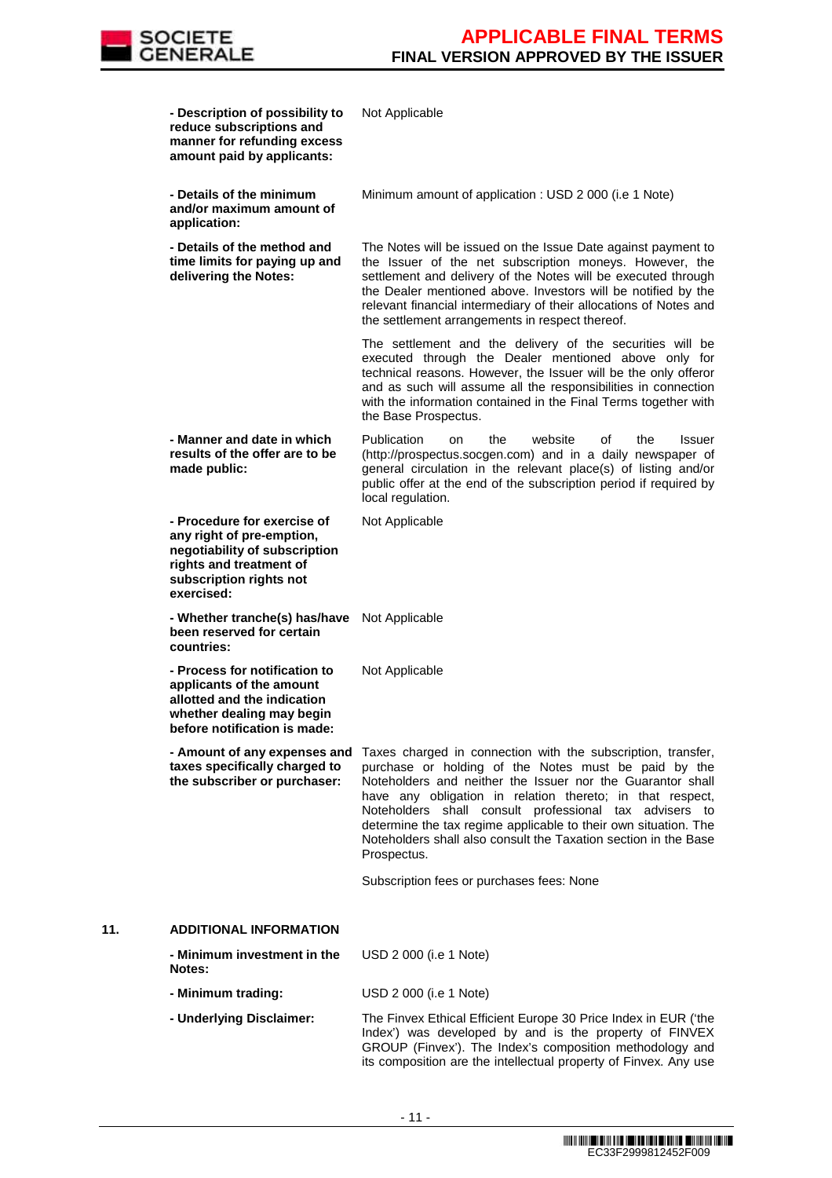| | |
|---|---|
| **- Description of possibility to reduce subscriptions and manner for refunding excess amount paid by applicants:** | Not Applicable |
| **- Details of the minimum and/or maximum amount of application:** | Minimum amount of application : USD 2 000 (i.e 1 Note) |
| **- Details of the method and time limits for paying up and delivering the Notes:** | The Notes will be issued on the Issue Date against payment to the Issuer of the net subscription moneys. However, the settlement and delivery of the Notes will be executed through the Dealer mentioned above. Investors will be notified by the relevant financial intermediary of their allocations of Notes and the settlement arrangements in respect thereof.<br><br>The settlement and the delivery of the securities will be executed through the Dealer mentioned above only for technical reasons. However, the Issuer will be the only offeror and as such will assume all the responsibilities in connection with the information contained in the Final Terms together with the Base Prospectus. |
| **- Manner and date in which results of the offer are to be made public:** | Publication on the website of the Issuer (http://prospectus.socgen.com) and in a daily newspaper of general circulation in the relevant place(s) of listing and/or public offer at the end of the subscription period if required by local regulation. |
| **- Procedure for exercise of any right of pre-emption, negotiability of subscription rights and treatment of subscription rights not exercised:** | Not Applicable |
| **- Whether tranche(s) has/have been reserved for certain countries:** | Not Applicable |
| **- Process for notification to applicants of the amount allotted and the indication whether dealing may begin before notification is made:** | Not Applicable |
| **- Amount of any expenses and taxes specifically charged to the subscriber or purchaser:** | Taxes charged in connection with the subscription, transfer, purchase or holding of the Notes must be paid by the Noteholders and neither the Issuer nor the Guarantor shall have any obligation in relation thereto; in that respect, Noteholders shall consult professional tax advisers to determine the tax regime applicable to their own situation. The Noteholders shall also consult the Taxation section in the Base Prospectus.<br><br>Subscription fees or purchases fees: None |

## 11. ADDITIONAL INFORMATION

| | |
|---|---|
| **- Minimum investment in the Notes:** | USD 2 000 (i.e 1 Note) |
| **- Minimum trading:** | USD 2 000 (i.e 1 Note) |
| **- Underlying Disclaimer:** | The Finvex Ethical Efficient Europe 30 Price Index in EUR ('the Index') was developed by and is the property of FINVEX GROUP (Finvex'). The Index's composition methodology and its composition are the intellectual property of Finvex. Any use |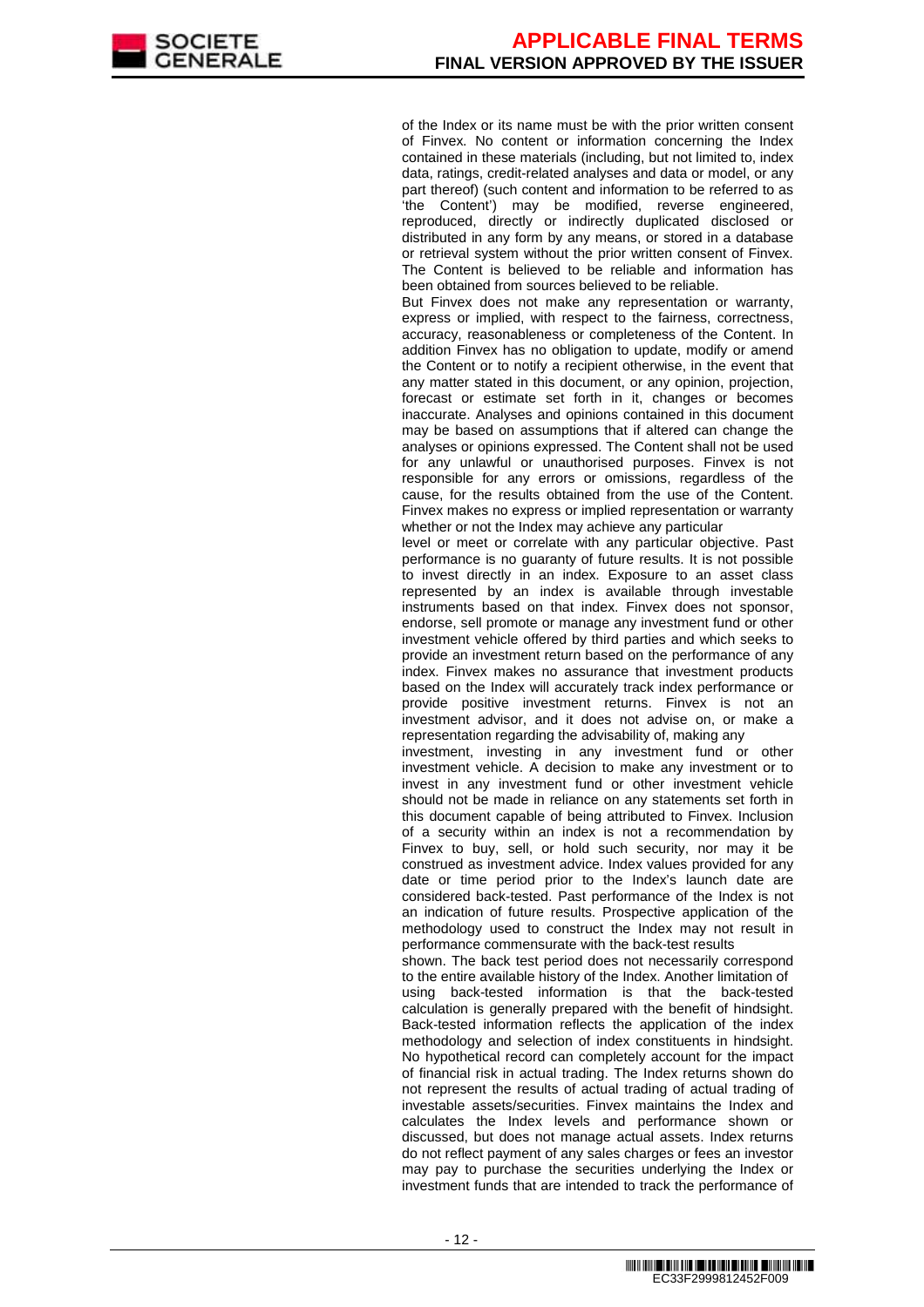of the Index or its name must be with the prior written consent of Finvex. No content or information concerning the Index contained in these materials (including, but not limited to, index data, ratings, credit-related analyses and data or model, or any part thereof) (such content and information to be referred to as 'the Content') may be modified, reverse engineered, reproduced, directly or indirectly duplicated disclosed or distributed in any form by any means, or stored in a database or retrieval system without the prior written consent of Finvex. The Content is believed to be reliable and information has been obtained from sources believed to be reliable.

But Finvex does not make any representation or warranty, express or implied, with respect to the fairness, correctness, accuracy, reasonableness or completeness of the Content. In addition Finvex has no obligation to update, modify or amend the Content or to notify a recipient otherwise, in the event that any matter stated in this document, or any opinion, projection, forecast or estimate set forth in it, changes or becomes inaccurate. Analyses and opinions contained in this document may be based on assumptions that if altered can change the analyses or opinions expressed. The Content shall not be used for any unlawful or unauthorised purposes. Finvex is not responsible for any errors or omissions, regardless of the cause, for the results obtained from the use of the Content. Finvex makes no express or implied representation or warranty whether or not the Index may achieve any particular level or meet or correlate with any particular objective. Past performance is no guaranty of future results. It is not possible to invest directly in an index. Exposure to an asset class represented by an index is available through investable instruments based on that index. Finvex does not sponsor, endorse, sell promote or manage any investment fund or other investment vehicle offered by third parties and which seeks to provide an investment return based on the performance of any index. Finvex makes no assurance that investment products based on the Index will accurately track index performance or provide positive investment returns. Finvex is not an investment advisor, and it does not advise on, or make a representation regarding the advisability of, making any investment, investing in any investment fund or other investment vehicle. A decision to make any investment or to invest in any investment fund or other investment vehicle should not be made in reliance on any statements set forth in this document capable of being attributed to Finvex. Inclusion of a security within an index is not a recommendation by Finvex to buy, sell, or hold such security, nor may it be construed as investment advice. Index values provided for any date or time period prior to the Index's launch date are considered back-tested. Past performance of the Index is not an indication of future results. Prospective application of the methodology used to construct the Index may not result in performance commensurate with the back-test results shown. The back test period does not necessarily correspond to the entire available history of the Index. Another limitation of using back-tested information is that the back-tested calculation is generally prepared with the benefit of hindsight. Back-tested information reflects the application of the index methodology and selection of index constituents in hindsight. No hypothetical record can completely account for the impact of financial risk in actual trading. The Index returns shown do not represent the results of actual trading of actual trading of investable assets/securities. Finvex maintains the Index and calculates the Index levels and performance shown or discussed, but does not manage actual assets. Index returns do not reflect payment of any sales charges or fees an investor may pay to purchase the securities underlying the Index or investment funds that are intended to track the performance of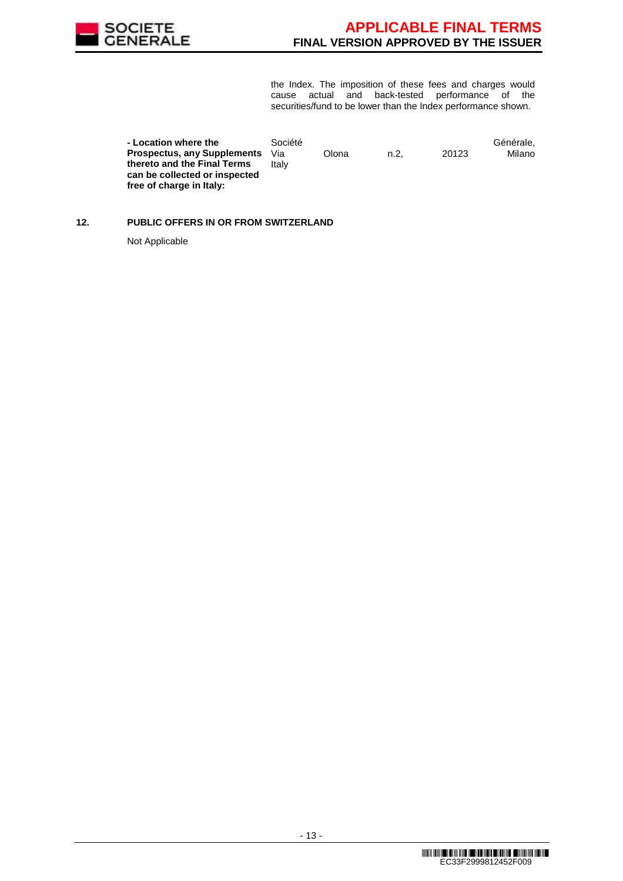the Index. The imposition of these fees and charges would cause actual and back-tested performance of the securities/fund to be lower than the Index performance shown.

| | |
|---|---|
| **- Location where the Prospectus, any Supplements thereto and the Final Terms can be collected or inspected free of charge in Italy:** | Société Générale, Via Olona n.2, 20123 Milano Italy |

**12. PUBLIC OFFERS IN OR FROM SWITZERLAND**

Not Applicable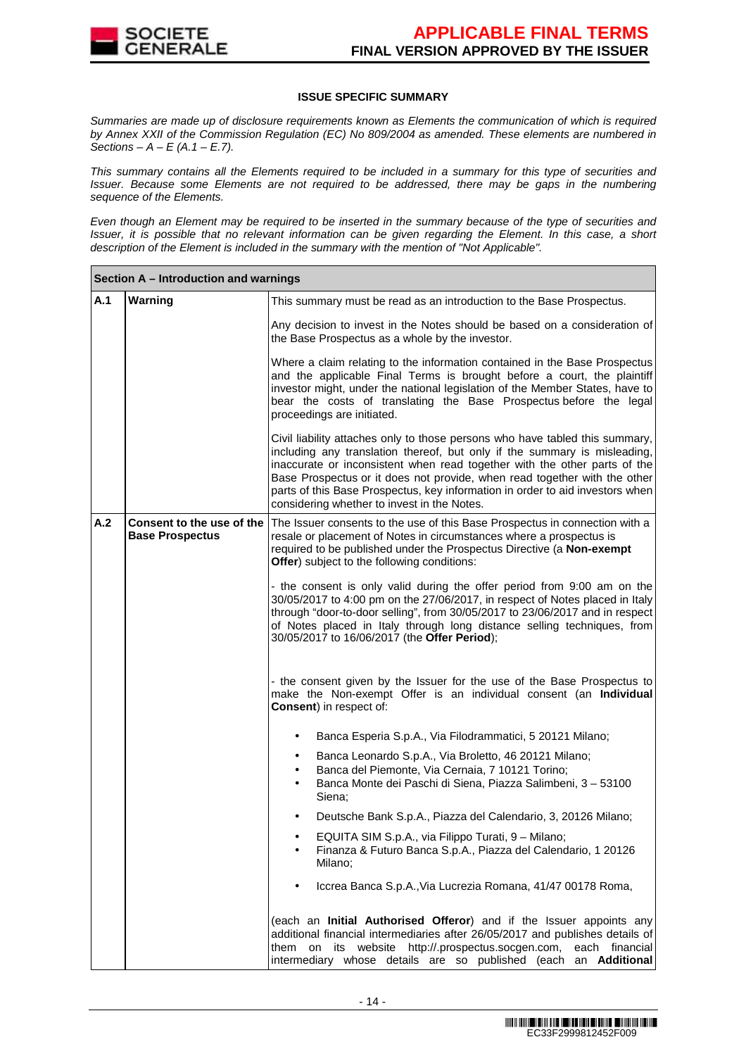### ISSUE SPECIFIC SUMMARY

*Summaries are made up of disclosure requirements known as Elements the communication of which is required by Annex XXII of the Commission Regulation (EC) No 809/2004 as amended. These elements are numbered in Sections – A – E (A.1 – E.7).*

*This summary contains all the Elements required to be included in a summary for this type of securities and Issuer. Because some Elements are not required to be addressed, there may be gaps in the numbering sequence of the Elements.*

*Even though an Element may be required to be inserted in the summary because of the type of securities and Issuer, it is possible that no relevant information can be given regarding the Element. In this case, a short description of the Element is included in the summary with the mention of "Not Applicable".*

| **Section A – Introduction and warnings** | | |
|---|---|---|
| **A.1** | **Warning** | This summary must be read as an introduction to the Base Prospectus.<br><br>Any decision to invest in the Notes should be based on a consideration of the Base Prospectus as a whole by the investor.<br><br>Where a claim relating to the information contained in the Base Prospectus and the applicable Final Terms is brought before a court, the plaintiff investor might, under the national legislation of the Member States, have to bear the costs of translating the Base Prospectus before the legal proceedings are initiated.<br><br>Civil liability attaches only to those persons who have tabled this summary, including any translation thereof, but only if the summary is misleading, inaccurate or inconsistent when read together with the other parts of the Base Prospectus or it does not provide, when read together with the other parts of this Base Prospectus, key information in order to aid investors when considering whether to invest in the Notes. |
| **A.2** | **Consent to the use of the Base Prospectus** | The Issuer consents to the use of this Base Prospectus in connection with a resale or placement of Notes in circumstances where a prospectus is required to be published under the Prospectus Directive (a **Non-exempt Offer**) subject to the following conditions:<br><br>- the consent is only valid during the offer period from 9:00 am on the 30/05/2017 to 4:00 pm on the 27/06/2017, in respect of Notes placed in Italy through "door-to-door selling", from 30/05/2017 to 23/06/2017 and in respect of Notes placed in Italy through long distance selling techniques, from 30/05/2017 to 16/06/2017 (the **Offer Period**);<br><br>- the consent given by the Issuer for the use of the Base Prospectus to make the Non-exempt Offer is an individual consent (an **Individual Consent**) in respect of:<br><br>• Banca Esperia S.p.A., Via Filodrammatici, 5 20121 Milano;<br>• Banca Leonardo S.p.A., Via Broletto, 46 20121 Milano;<br>• Banca del Piemonte, Via Cernaia, 7 10121 Torino;<br>• Banca Monte dei Paschi di Siena, Piazza Salimbeni, 3 – 53100 Siena;<br>• Deutsche Bank S.p.A., Piazza del Calendario, 3, 20126 Milano;<br>• EQUITA SIM S.p.A., via Filippo Turati, 9 – Milano;<br>• Finanza & Futuro Banca S.p.A., Piazza del Calendario, 1 20126 Milano;<br>• Iccrea Banca S.p.A.,Via Lucrezia Romana, 41/47 00178 Roma,<br><br>(each an **Initial Authorised Offeror**) and if the Issuer appoints any additional financial intermediaries after 26/05/2017 and publishes details of them on its website http://.prospectus.socgen.com, each financial intermediary whose details are so published (each an **Additional** |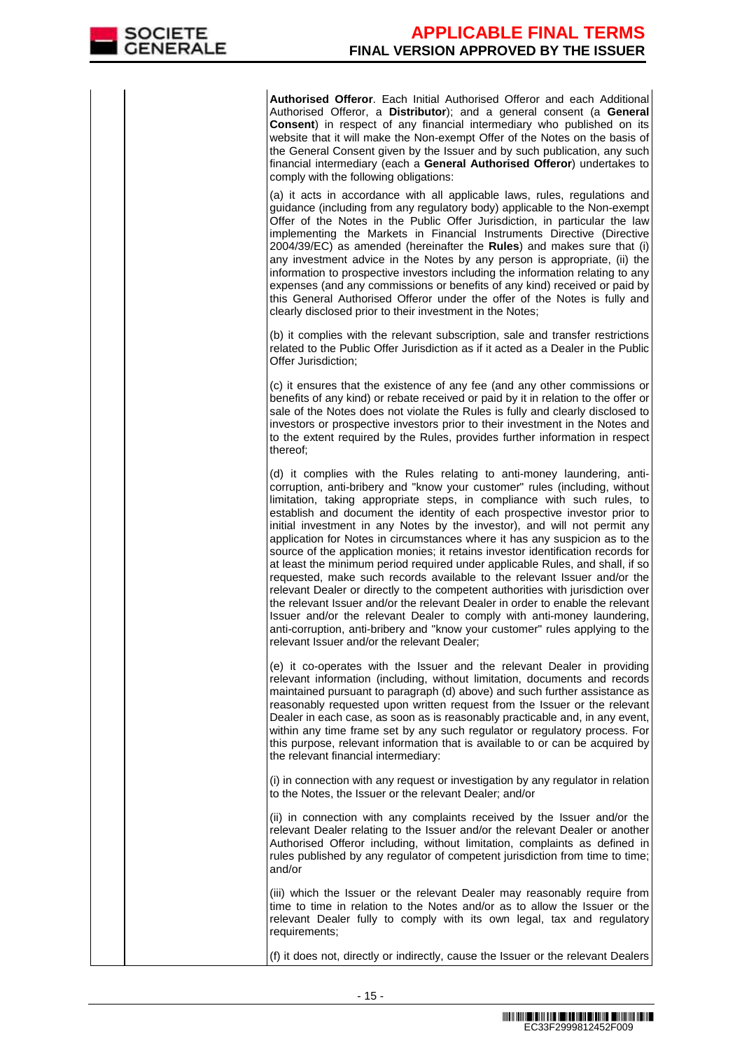| | | |
|---|---|---|
| | | **Authorised Offeror**. Each Initial Authorised Offeror and each Additional Authorised Offeror, a **Distributor**); and a general consent (a **General Consent**) in respect of any financial intermediary who published on its website that it will make the Non-exempt Offer of the Notes on the basis of the General Consent given by the Issuer and by such publication, any such financial intermediary (each a **General Authorised Offeror**) undertakes to comply with the following obligations:<br><br>(a) it acts in accordance with all applicable laws, rules, regulations and guidance (including from any regulatory body) applicable to the Non-exempt Offer of the Notes in the Public Offer Jurisdiction, in particular the law implementing the Markets in Financial Instruments Directive (Directive 2004/39/EC) as amended (hereinafter the **Rules**) and makes sure that (i) any investment advice in the Notes by any person is appropriate, (ii) the information to prospective investors including the information relating to any expenses (and any commissions or benefits of any kind) received or paid by this General Authorised Offeror under the offer of the Notes is fully and clearly disclosed prior to their investment in the Notes;<br><br>(b) it complies with the relevant subscription, sale and transfer restrictions related to the Public Offer Jurisdiction as if it acted as a Dealer in the Public Offer Jurisdiction;<br><br>(c) it ensures that the existence of any fee (and any other commissions or benefits of any kind) or rebate received or paid by it in relation to the offer or sale of the Notes does not violate the Rules is fully and clearly disclosed to investors or prospective investors prior to their investment in the Notes and to the extent required by the Rules, provides further information in respect thereof;<br><br>(d) it complies with the Rules relating to anti-money laundering, anti-corruption, anti-bribery and "know your customer" rules (including, without limitation, taking appropriate steps, in compliance with such rules, to establish and document the identity of each prospective investor prior to initial investment in any Notes by the investor), and will not permit any application for Notes in circumstances where it has any suspicion as to the source of the application monies; it retains investor identification records for at least the minimum period required under applicable Rules, and shall, if so requested, make such records available to the relevant Issuer and/or the relevant Dealer or directly to the competent authorities with jurisdiction over the relevant Issuer and/or the relevant Dealer in order to enable the relevant Issuer and/or the relevant Dealer to comply with anti-money laundering, anti-corruption, anti-bribery and "know your customer" rules applying to the relevant Issuer and/or the relevant Dealer;<br><br>(e) it co-operates with the Issuer and the relevant Dealer in providing relevant information (including, without limitation, documents and records maintained pursuant to paragraph (d) above) and such further assistance as reasonably requested upon written request from the Issuer or the relevant Dealer in each case, as soon as is reasonably practicable and, in any event, within any time frame set by any such regulator or regulatory process. For this purpose, relevant information that is available to or can be acquired by the relevant financial intermediary:<br><br>(i) in connection with any request or investigation by any regulator in relation to the Notes, the Issuer or the relevant Dealer; and/or<br><br>(ii) in connection with any complaints received by the Issuer and/or the relevant Dealer relating to the Issuer and/or the relevant Dealer or another Authorised Offeror including, without limitation, complaints as defined in rules published by any regulator of competent jurisdiction from time to time; and/or<br><br>(iii) which the Issuer or the relevant Dealer may reasonably require from time to time in relation to the Notes and/or as to allow the Issuer or the relevant Dealer fully to comply with its own legal, tax and regulatory requirements;<br><br>(f) it does not, directly or indirectly, cause the Issuer or the relevant Dealers |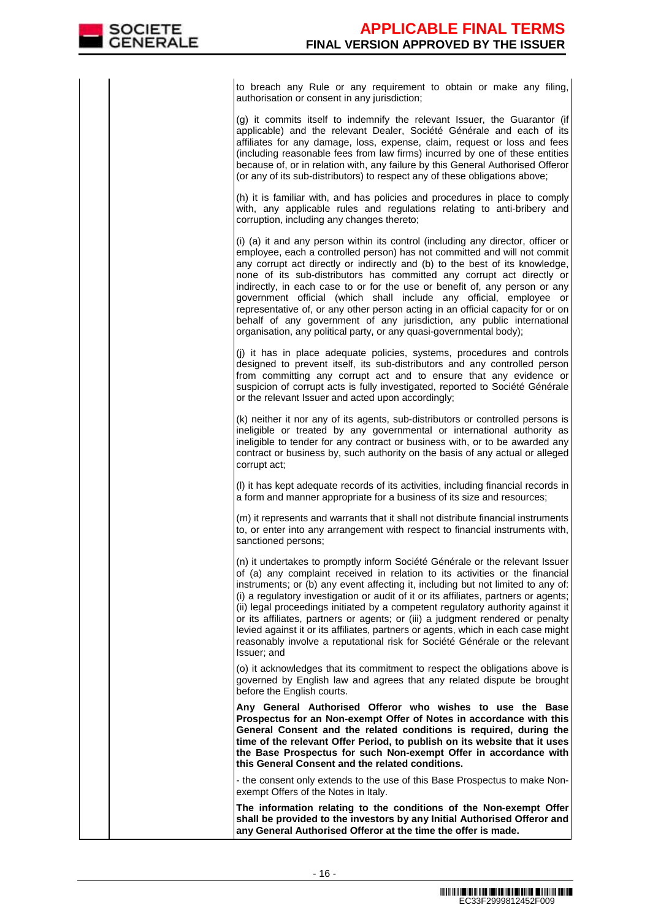| | | to breach any Rule or any requirement to obtain or make any filing, authorisation or consent in any jurisdiction;<br><br>(g) it commits itself to indemnify the relevant Issuer, the Guarantor (if applicable) and the relevant Dealer, Société Générale and each of its affiliates for any damage, loss, expense, claim, request or loss and fees (including reasonable fees from law firms) incurred by one of these entities because of, or in relation with, any failure by this General Authorised Offeror (or any of its sub-distributors) to respect any of these obligations above;<br><br>(h) it is familiar with, and has policies and procedures in place to comply with, any applicable rules and regulations relating to anti-bribery and corruption, including any changes thereto;<br><br>(i) (a) it and any person within its control (including any director, officer or employee, each a controlled person) has not committed and will not commit any corrupt act directly or indirectly and (b) to the best of its knowledge, none of its sub-distributors has committed any corrupt act directly or indirectly, in each case to or for the use or benefit of, any person or any government official (which shall include any official, employee or representative of, or any other person acting in an official capacity for or on behalf of any government of any jurisdiction, any public international organisation, any political party, or any quasi-governmental body);<br><br>(j) it has in place adequate policies, systems, procedures and controls designed to prevent itself, its sub-distributors and any controlled person from committing any corrupt act and to ensure that any evidence or suspicion of corrupt acts is fully investigated, reported to Société Générale or the relevant Issuer and acted upon accordingly;<br><br>(k) neither it nor any of its agents, sub-distributors or controlled persons is ineligible or treated by any governmental or international authority as ineligible to tender for any contract or business with, or to be awarded any contract or business by, such authority on the basis of any actual or alleged corrupt act;<br><br>(l) it has kept adequate records of its activities, including financial records in a form and manner appropriate for a business of its size and resources;<br><br>(m) it represents and warrants that it shall not distribute financial instruments to, or enter into any arrangement with respect to financial instruments with, sanctioned persons;<br><br>(n) it undertakes to promptly inform Société Générale or the relevant Issuer of (a) any complaint received in relation to its activities or the financial instruments; or (b) any event affecting it, including but not limited to any of: (i) a regulatory investigation or audit of it or its affiliates, partners or agents; (ii) legal proceedings initiated by a competent regulatory authority against it or its affiliates, partners or agents; or (iii) a judgment rendered or penalty levied against it or its affiliates, partners or agents, which in each case might reasonably involve a reputational risk for Société Générale or the relevant Issuer; and<br><br>(o) it acknowledges that its commitment to respect the obligations above is governed by English law and agrees that any related dispute be brought before the English courts.<br><br>**Any General Authorised Offeror who wishes to use the Base Prospectus for an Non-exempt Offer of Notes in accordance with this General Consent and the related conditions is required, during the time of the relevant Offer Period, to publish on its website that it uses the Base Prospectus for such Non-exempt Offer in accordance with this General Consent and the related conditions.**<br><br>- the consent only extends to the use of this Base Prospectus to make Non-exempt Offers of the Notes in Italy.<br><br>**The information relating to the conditions of the Non-exempt Offer shall be provided to the investors by any Initial Authorised Offeror and any General Authorised Offeror at the time the offer is made.** |
|---|---|---|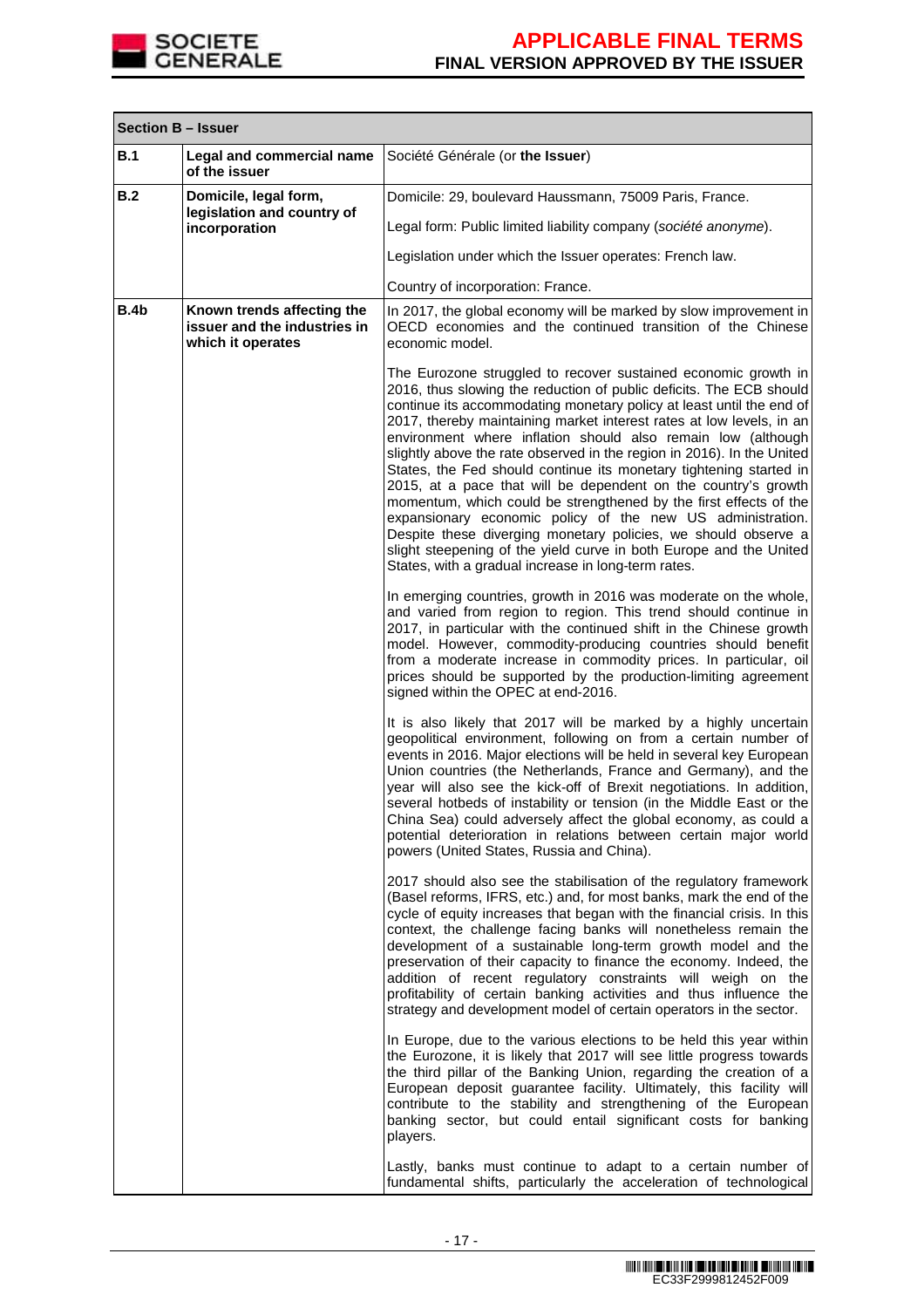| Section B – Issuer | | |
|---|---|---|
| **B.1** | **Legal and commercial name of the issuer** | Société Générale (or **the Issuer**) |
| **B.2** | **Domicile, legal form, legislation and country of incorporation** | Domicile: 29, boulevard Haussmann, 75009 Paris, France.<br><br>Legal form: Public limited liability company (*société anonyme*).<br><br>Legislation under which the Issuer operates: French law.<br><br>Country of incorporation: France. |
| **B.4b** | **Known trends affecting the issuer and the industries in which it operates** | In 2017, the global economy will be marked by slow improvement in OECD economies and the continued transition of the Chinese economic model.<br><br>The Eurozone struggled to recover sustained economic growth in 2016, thus slowing the reduction of public deficits. The ECB should continue its accommodating monetary policy at least until the end of 2017, thereby maintaining market interest rates at low levels, in an environment where inflation should also remain low (although slightly above the rate observed in the region in 2016). In the United States, the Fed should continue its monetary tightening started in 2015, at a pace that will be dependent on the country's growth momentum, which could be strengthened by the first effects of the expansionary economic policy of the new US administration. Despite these diverging monetary policies, we should observe a slight steepening of the yield curve in both Europe and the United States, with a gradual increase in long-term rates.<br><br>In emerging countries, growth in 2016 was moderate on the whole, and varied from region to region. This trend should continue in 2017, in particular with the continued shift in the Chinese growth model. However, commodity-producing countries should benefit from a moderate increase in commodity prices. In particular, oil prices should be supported by the production-limiting agreement signed within the OPEC at end-2016.<br><br>It is also likely that 2017 will be marked by a highly uncertain geopolitical environment, following on from a certain number of events in 2016. Major elections will be held in several key European Union countries (the Netherlands, France and Germany), and the year will also see the kick-off of Brexit negotiations. In addition, several hotbeds of instability or tension (in the Middle East or the China Sea) could adversely affect the global economy, as could a potential deterioration in relations between certain major world powers (United States, Russia and China).<br><br>2017 should also see the stabilisation of the regulatory framework (Basel reforms, IFRS, etc.) and, for most banks, mark the end of the cycle of equity increases that began with the financial crisis. In this context, the challenge facing banks will nonetheless remain the development of a sustainable long-term growth model and the preservation of their capacity to finance the economy. Indeed, the addition of recent regulatory constraints will weigh on the profitability of certain banking activities and thus influence the strategy and development model of certain operators in the sector.<br><br>In Europe, due to the various elections to be held this year within the Eurozone, it is likely that 2017 will see little progress towards the third pillar of the Banking Union, regarding the creation of a European deposit guarantee facility. Ultimately, this facility will contribute to the stability and strengthening of the European banking sector, but could entail significant costs for banking players.<br><br>Lastly, banks must continue to adapt to a certain number of fundamental shifts, particularly the acceleration of technological |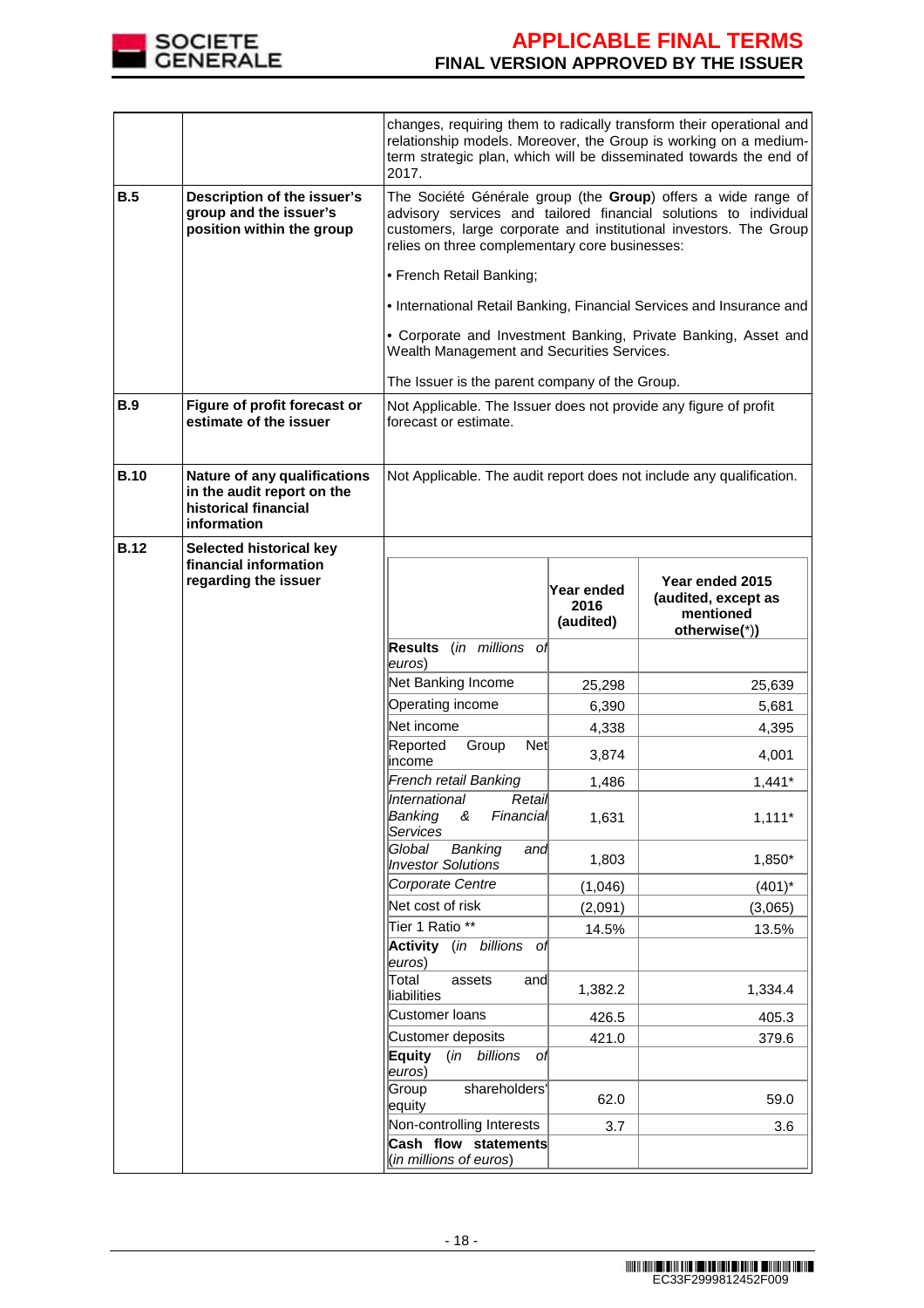| | | |
|---|---|---|
| | | changes, requiring them to radically transform their operational and relationship models. Moreover, the Group is working on a medium-term strategic plan, which will be disseminated towards the end of 2017. |
| **B.5** | **Description of the issuer's group and the issuer's position within the group** | The Société Générale group (the **Group**) offers a wide range of advisory services and tailored financial solutions to individual customers, large corporate and institutional investors. The Group relies on three complementary core businesses:<br><br>• French Retail Banking;<br><br>• International Retail Banking, Financial Services and Insurance and<br><br>• Corporate and Investment Banking, Private Banking, Asset and Wealth Management and Securities Services.<br><br>The Issuer is the parent company of the Group. |
| **B.9** | **Figure of profit forecast or estimate of the issuer** | Not Applicable. The Issuer does not provide any figure of profit forecast or estimate. |
| **B.10** | **Nature of any qualifications in the audit report on the historical financial information** | Not Applicable. The audit report does not include any qualification. |
| **B.12** | **Selected historical key financial information regarding the issuer** | |

| | **Year ended 2016 (audited)** | **Year ended 2015 (audited, except as mentioned otherwise(*))** |
|---|---|---|
| **Results** (*in millions of euros*) | | |
| Net Banking Income | 25,298 | 25,639 |
| Operating income | 6,390 | 5,681 |
| Net income | 4,338 | 4,395 |
| Reported Group Net income | 3,874 | 4,001 |
| *French retail Banking* | 1,486 | 1,441* |
| *International Retail Banking & Financial Services* | 1,631 | 1,111* |
| *Global Banking and Investor Solutions* | 1,803 | 1,850* |
| *Corporate Centre* | (1,046) | (401)* |
| Net cost of risk | (2,091) | (3,065) |
| Tier 1 Ratio ** | 14.5% | 13.5% |
| **Activity** (*in billions of euros*) | | |
| Total assets and liabilities | 1,382.2 | 1,334.4 |
| Customer loans | 426.5 | 405.3 |
| Customer deposits | 421.0 | 379.6 |
| **Equity** (*in billions of euros*) | | |
| Group shareholders' equity | 62.0 | 59.0 |
| Non-controlling Interests | 3.7 | 3.6 |
| **Cash flow statements** (*in millions of euros*) | | |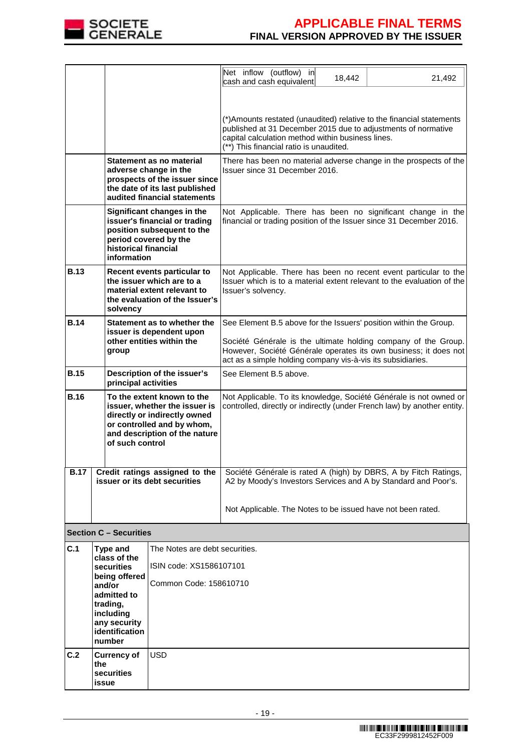| | | |
|---|---|---|
| | | Net inflow (outflow) in cash and cash equivalent \| 18,442 \| 21,492<br><br>(*)Amounts restated (unaudited) relative to the financial statements published at 31 December 2015 due to adjustments of normative capital calculation method within business lines.<br>(**) This financial ratio is unaudited. |
| | **Statement as no material adverse change in the prospects of the issuer since the date of its last published audited financial statements** | There has been no material adverse change in the prospects of the Issuer since 31 December 2016. |
| | **Significant changes in the issuer's financial or trading position subsequent to the period covered by the historical financial information** | Not Applicable. There has been no significant change in the financial or trading position of the Issuer since 31 December 2016. |
| **B.13** | **Recent events particular to the issuer which are to a material extent relevant to the evaluation of the Issuer's solvency** | Not Applicable. There has been no recent event particular to the Issuer which is to a material extent relevant to the evaluation of the Issuer's solvency. |
| **B.14** | **Statement as to whether the issuer is dependent upon other entities within the group** | See Element B.5 above for the Issuers' position within the Group.<br><br>Société Générale is the ultimate holding company of the Group. However, Société Générale operates its own business; it does not act as a simple holding company vis-à-vis its subsidiaries. |
| **B.15** | **Description of the issuer's principal activities** | See Element B.5 above. |
| **B.16** | **To the extent known to the issuer, whether the issuer is directly or indirectly owned or controlled and by whom, and description of the nature of such control** | Not Applicable. To its knowledge, Société Générale is not owned or controlled, directly or indirectly (under French law) by another entity. |
| **B.17** | **Credit ratings assigned to the issuer or its debt securities** | Société Générale is rated A (high) by DBRS, A by Fitch Ratings, A2 by Moody's Investors Services and A by Standard and Poor's.<br><br>Not Applicable. The Notes to be issued have not been rated. |

**Section C – Securities**

| | | |
|---|---|---|
| **C.1** | **Type and class of the securities being offered and/or admitted to trading, including any security identification number** | The Notes are debt securities.<br><br>ISIN code: XS1586107101<br><br>Common Code: 158610710 |
| **C.2** | **Currency of the securities issue** | USD |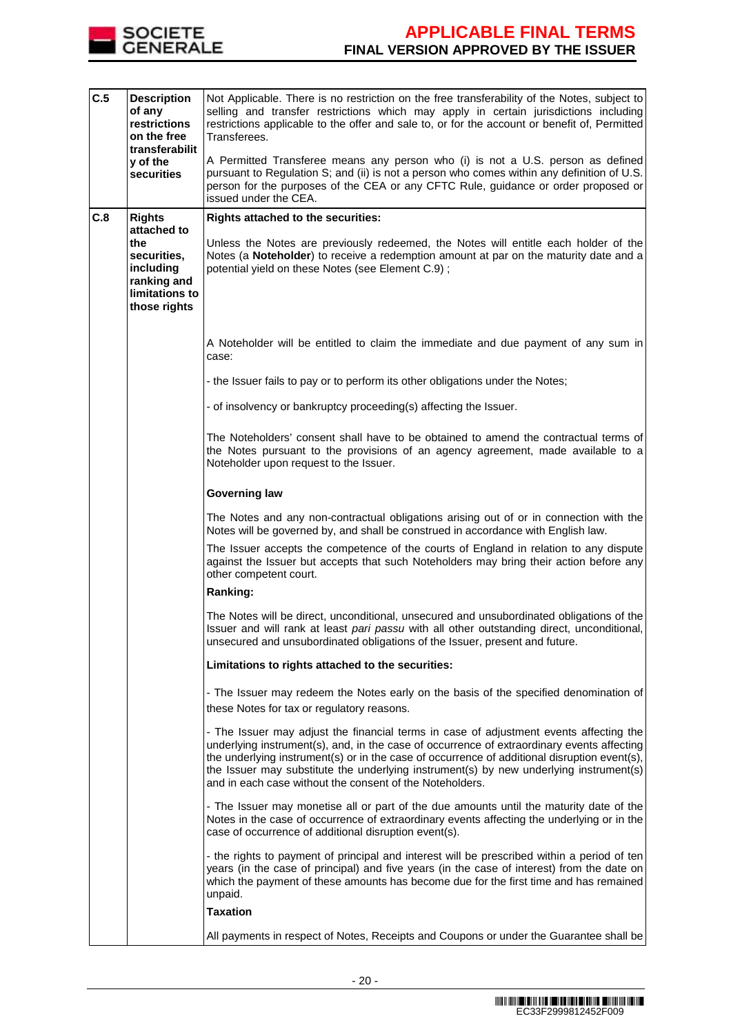| | | |
|---|---|---|
| **C.5** | **Description of any restrictions on the free transferability of the securities** | Not Applicable. There is no restriction on the free transferability of the Notes, subject to selling and transfer restrictions which may apply in certain jurisdictions including restrictions applicable to the offer and sale to, or for the account or benefit of, Permitted Transferees.<br><br>A Permitted Transferee means any person who (i) is not a U.S. person as defined pursuant to Regulation S; and (ii) is not a person who comes within any definition of U.S. person for the purposes of the CEA or any CFTC Rule, guidance or order proposed or issued under the CEA. |
| **C.8** | **Rights attached to the securities, including ranking and limitations to those rights** | **Rights attached to the securities:**<br><br>Unless the Notes are previously redeemed, the Notes will entitle each holder of the Notes (a **Noteholder**) to receive a redemption amount at par on the maturity date and a potential yield on these Notes (see Element C.9) ;<br><br>A Noteholder will be entitled to claim the immediate and due payment of any sum in case:<br><br>- the Issuer fails to pay or to perform its other obligations under the Notes;<br><br>- of insolvency or bankruptcy proceeding(s) affecting the Issuer.<br><br>The Noteholders' consent shall have to be obtained to amend the contractual terms of the Notes pursuant to the provisions of an agency agreement, made available to a Noteholder upon request to the Issuer.<br><br>**Governing law**<br><br>The Notes and any non-contractual obligations arising out of or in connection with the Notes will be governed by, and shall be construed in accordance with English law.<br><br>The Issuer accepts the competence of the courts of England in relation to any dispute against the Issuer but accepts that such Noteholders may bring their action before any other competent court.<br><br>**Ranking:**<br><br>The Notes will be direct, unconditional, unsecured and unsubordinated obligations of the Issuer and will rank at least *pari passu* with all other outstanding direct, unconditional, unsecured and unsubordinated obligations of the Issuer, present and future.<br><br>**Limitations to rights attached to the securities:**<br><br>- The Issuer may redeem the Notes early on the basis of the specified denomination of these Notes for tax or regulatory reasons.<br><br>- The Issuer may adjust the financial terms in case of adjustment events affecting the underlying instrument(s), and, in the case of occurrence of extraordinary events affecting the underlying instrument(s) or in the case of occurrence of additional disruption event(s), the Issuer may substitute the underlying instrument(s) by new underlying instrument(s) and in each case without the consent of the Noteholders.<br><br>- The Issuer may monetise all or part of the due amounts until the maturity date of the Notes in the case of occurrence of extraordinary events affecting the underlying or in the case of occurrence of additional disruption event(s).<br><br>- the rights to payment of principal and interest will be prescribed within a period of ten years (in the case of principal) and five years (in the case of interest) from the date on which the payment of these amounts has become due for the first time and has remained unpaid.<br><br>**Taxation**<br><br>All payments in respect of Notes, Receipts and Coupons or under the Guarantee shall be |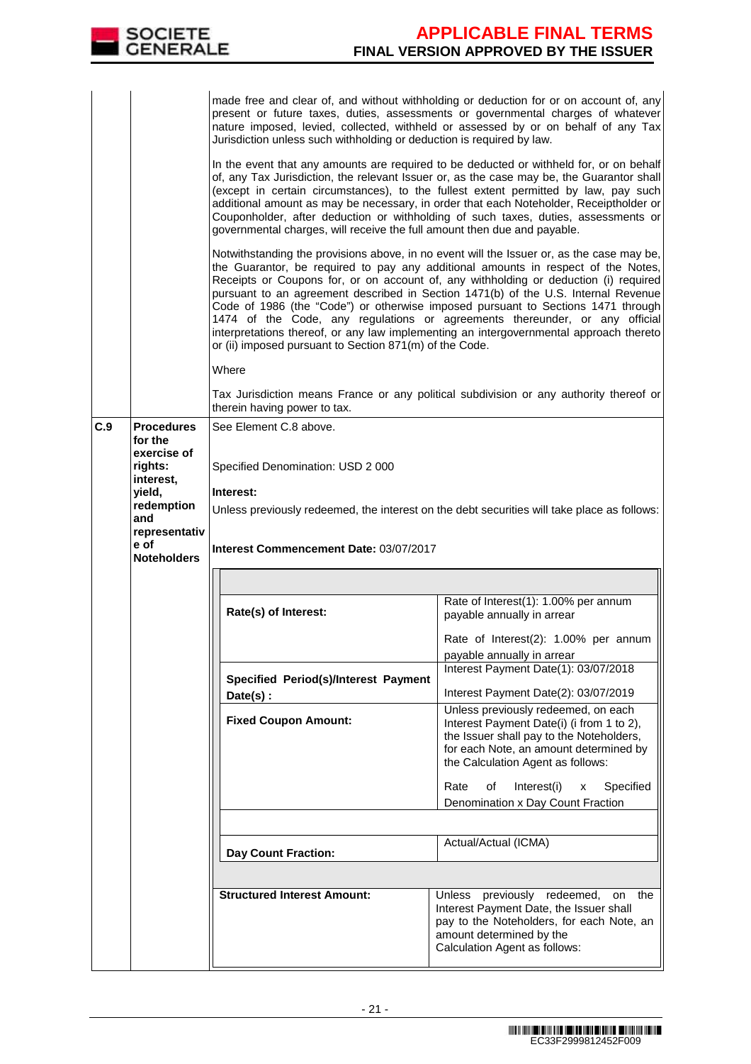| | | |
|---|---|---|
| | | made free and clear of, and without withholding or deduction for or on account of, any present or future taxes, duties, assessments or governmental charges of whatever nature imposed, levied, collected, withheld or assessed by or on behalf of any Tax Jurisdiction unless such withholding or deduction is required by law.<br><br>In the event that any amounts are required to be deducted or withheld for, or on behalf of, any Tax Jurisdiction, the relevant Issuer or, as the case may be, the Guarantor shall (except in certain circumstances), to the fullest extent permitted by law, pay such additional amount as may be necessary, in order that each Noteholder, Receiptholder or Couponholder, after deduction or withholding of such taxes, duties, assessments or governmental charges, will receive the full amount then due and payable.<br><br>Notwithstanding the provisions above, in no event will the Issuer or, as the case may be, the Guarantor, be required to pay any additional amounts in respect of the Notes, Receipts or Coupons for, or on account of, any withholding or deduction (i) required pursuant to an agreement described in Section 1471(b) of the U.S. Internal Revenue Code of 1986 (the "Code") or otherwise imposed pursuant to Sections 1471 through 1474 of the Code, any regulations or agreements thereunder, or any official interpretations thereof, or any law implementing an intergovernmental approach thereto or (ii) imposed pursuant to Section 871(m) of the Code.<br><br>Where<br><br>Tax Jurisdiction means France or any political subdivision or any authority thereof or therein having power to tax. |
| **C.9** | **Procedures for the exercise of rights: interest, yield, redemption and representative of Noteholders** | See Element C.8 above.<br><br>Specified Denomination: USD 2 000<br><br>**Interest:**<br><br>Unless previously redeemed, the interest on the debt securities will take place as follows:<br><br>**Interest Commencement Date:** 03/07/2017 |

| | |
|---|---|
| **Rate(s) of Interest:** | Rate of Interest(1): 1.00% per annum payable annually in arrear<br><br>Rate of Interest(2): 1.00% per annum payable annually in arrear |
| **Specified Period(s)/Interest Payment Date(s) :** | Interest Payment Date(1): 03/07/2018<br><br>Interest Payment Date(2): 03/07/2019 |
| **Fixed Coupon Amount:** | Unless previously redeemed, on each Interest Payment Date(i) (i from 1 to 2), the Issuer shall pay to the Noteholders, for each Note, an amount determined by the Calculation Agent as follows:<br><br>Rate of Interest(i) x Specified Denomination x Day Count Fraction |
| **Day Count Fraction:** | Actual/Actual (ICMA) |
| **Structured Interest Amount:** | Unless previously redeemed, on the Interest Payment Date, the Issuer shall pay to the Noteholders, for each Note, an amount determined by the Calculation Agent as follows: |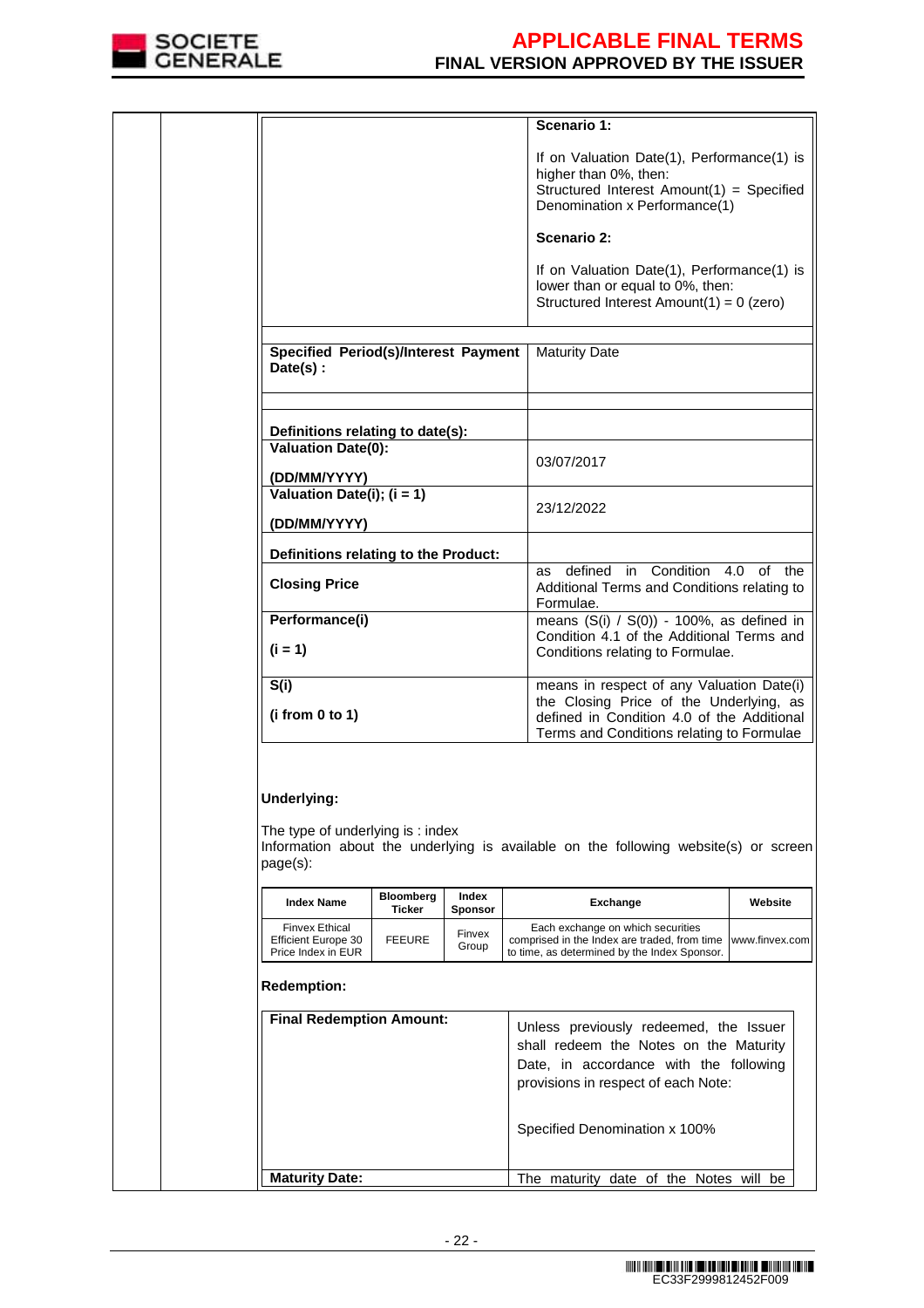| | |
|---|---|
| | **Scenario 1:**<br><br>If on Valuation Date(1), Performance(1) is higher than 0%, then:<br>Structured Interest Amount(1) = Specified Denomination x Performance(1)<br><br>**Scenario 2:**<br><br>If on Valuation Date(1), Performance(1) is lower than or equal to 0%, then:<br>Structured Interest Amount(1) = 0 (zero) |
| | |
| **Specified Period(s)/Interest Payment Date(s) :** | Maturity Date |
| | |
| **Definitions relating to date(s):** | |
| **Valuation Date(0):**<br><br>**(DD/MM/YYYY)** | 03/07/2017 |
| **Valuation Date(i); (i = 1)**<br><br>**(DD/MM/YYYY)** | 23/12/2022 |
| **Definitions relating to the Product:** | |
| **Closing Price** | as defined in Condition 4.0 of the Additional Terms and Conditions relating to Formulae. |
| **Performance(i)**<br><br>**(i = 1)** | means (S(i) / S(0)) - 100%, as defined in Condition 4.1 of the Additional Terms and Conditions relating to Formulae. |
| **S(i)**<br><br>**(i from 0 to 1)** | means in respect of any Valuation Date(i) the Closing Price of the Underlying, as defined in Condition 4.0 of the Additional Terms and Conditions relating to Formulae |

**Underlying:**

The type of underlying is : index
Information about the underlying is available on the following website(s) or screen page(s):

| Index Name | Bloomberg Ticker | Index Sponsor | Exchange | Website |
|---|---|---|---|---|
| Finvex Ethical Efficient Europe 30 Price Index in EUR | FEEURE | Finvex Group | Each exchange on which securities comprised in the Index are traded, from time to time, as determined by the Index Sponsor. | www.finvex.com |

**Redemption:**

| | |
|---|---|
| **Final Redemption Amount:** | Unless previously redeemed, the Issuer shall redeem the Notes on the Maturity Date, in accordance with the following provisions in respect of each Note:<br><br>Specified Denomination x 100% |
| **Maturity Date:** | The maturity date of the Notes will be |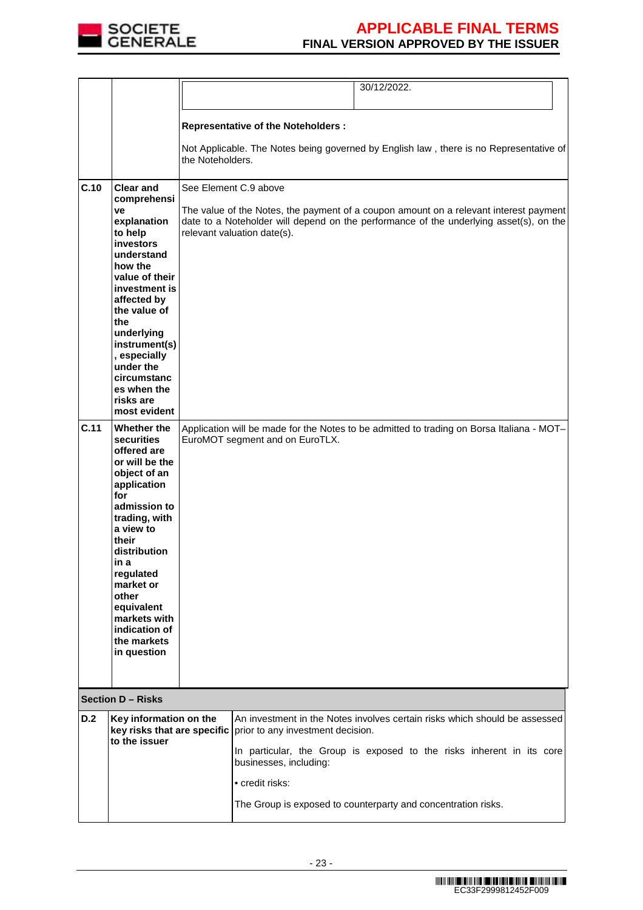| | | |
|---|---|---|
| | | 30/12/2022.<br><br>**Representative of the Noteholders :**<br><br>Not Applicable. The Notes being governed by English law , there is no Representative of the Noteholders. |
| **C.10** | **Clear and comprehensive explanation to help investors understand how the value of their investment is affected by the value of the underlying instrument(s), especially under the circumstances when the risks are most evident** | See Element C.9 above<br><br>The value of the Notes, the payment of a coupon amount on a relevant interest payment date to a Noteholder will depend on the performance of the underlying asset(s), on the relevant valuation date(s). |
| **C.11** | **Whether the securities offered are or will be the object of an application for admission to trading, with a view to their distribution in a regulated market or other equivalent markets with indication of the markets in question** | Application will be made for the Notes to be admitted to trading on Borsa Italiana - MOT–EuroMOT segment and on EuroTLX. |

**Section D – Risks**

| | | |
|---|---|---|
| **D.2** | **Key information on the key risks that are specific to the issuer** | An investment in the Notes involves certain risks which should be assessed prior to any investment decision.<br><br>In particular, the Group is exposed to the risks inherent in its core businesses, including:<br><br>• credit risks:<br><br>The Group is exposed to counterparty and concentration risks. |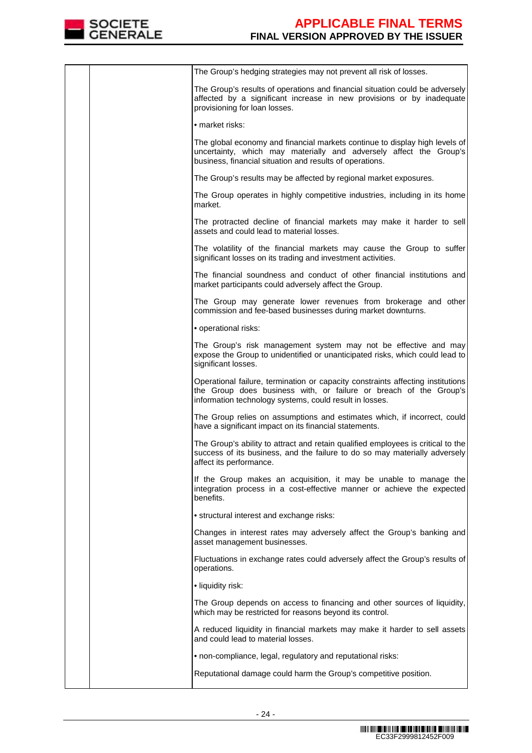| | | |
|---|---|---|
| | | The Group's hedging strategies may not prevent all risk of losses.<br><br>The Group's results of operations and financial situation could be adversely affected by a significant increase in new provisions or by inadequate provisioning for loan losses.<br><br>• market risks:<br><br>The global economy and financial markets continue to display high levels of uncertainty, which may materially and adversely affect the Group's business, financial situation and results of operations.<br><br>The Group's results may be affected by regional market exposures.<br><br>The Group operates in highly competitive industries, including in its home market.<br><br>The protracted decline of financial markets may make it harder to sell assets and could lead to material losses.<br><br>The volatility of the financial markets may cause the Group to suffer significant losses on its trading and investment activities.<br><br>The financial soundness and conduct of other financial institutions and market participants could adversely affect the Group.<br><br>The Group may generate lower revenues from brokerage and other commission and fee-based businesses during market downturns.<br><br>• operational risks:<br><br>The Group's risk management system may not be effective and may expose the Group to unidentified or unanticipated risks, which could lead to significant losses.<br><br>Operational failure, termination or capacity constraints affecting institutions the Group does business with, or failure or breach of the Group's information technology systems, could result in losses.<br><br>The Group relies on assumptions and estimates which, if incorrect, could have a significant impact on its financial statements.<br><br>The Group's ability to attract and retain qualified employees is critical to the success of its business, and the failure to do so may materially adversely affect its performance.<br><br>If the Group makes an acquisition, it may be unable to manage the integration process in a cost-effective manner or achieve the expected benefits.<br><br>• structural interest and exchange risks:<br><br>Changes in interest rates may adversely affect the Group's banking and asset management businesses.<br><br>Fluctuations in exchange rates could adversely affect the Group's results of operations.<br><br>• liquidity risk:<br><br>The Group depends on access to financing and other sources of liquidity, which may be restricted for reasons beyond its control.<br><br>A reduced liquidity in financial markets may make it harder to sell assets and could lead to material losses.<br><br>• non-compliance, legal, regulatory and reputational risks:<br><br>Reputational damage could harm the Group's competitive position. |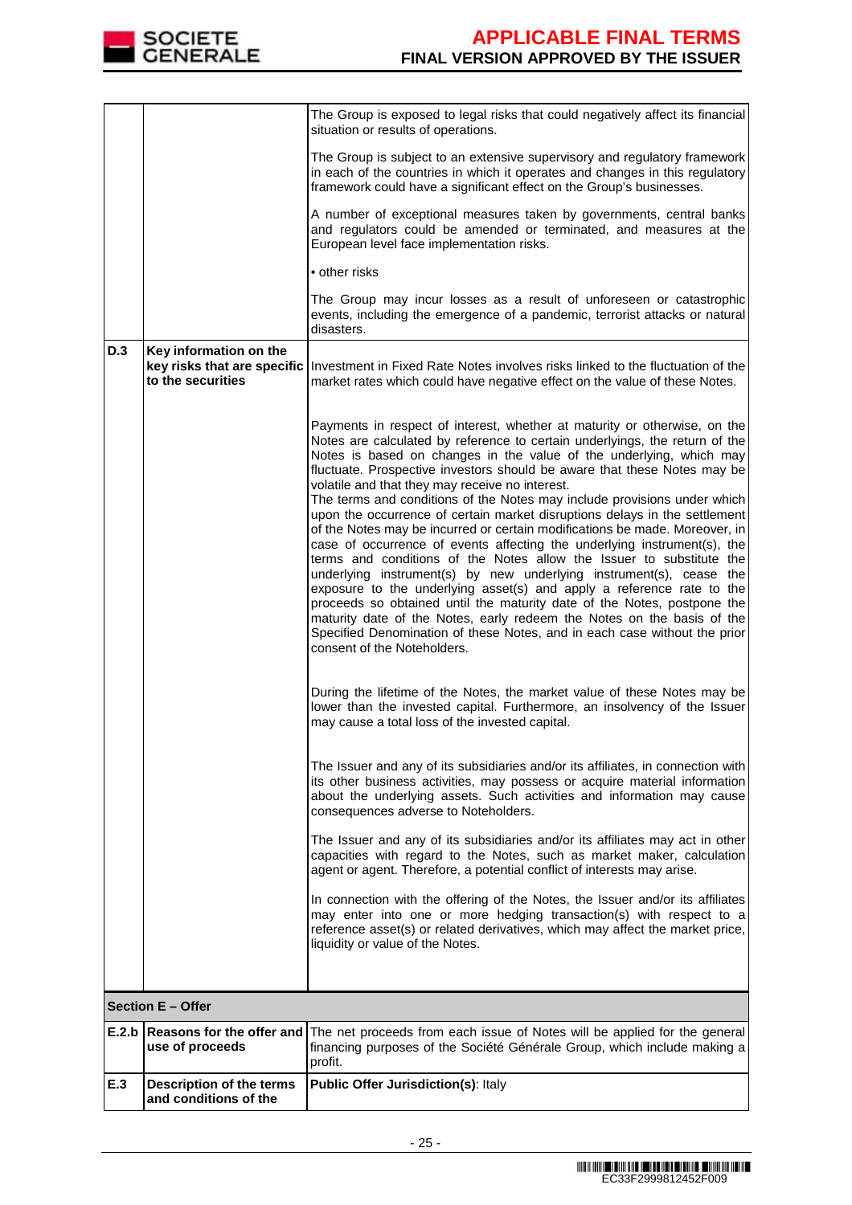| | | |
|---|---|---|
| | | The Group is exposed to legal risks that could negatively affect its financial situation or results of operations.<br><br>The Group is subject to an extensive supervisory and regulatory framework in each of the countries in which it operates and changes in this regulatory framework could have a significant effect on the Group's businesses.<br><br>A number of exceptional measures taken by governments, central banks and regulators could be amended or terminated, and measures at the European level face implementation risks.<br><br>• other risks<br><br>The Group may incur losses as a result of unforeseen or catastrophic events, including the emergence of a pandemic, terrorist attacks or natural disasters. |
| **D.3** | **Key information on the key risks that are specific to the securities** | Investment in Fixed Rate Notes involves risks linked to the fluctuation of the market rates which could have negative effect on the value of these Notes.<br><br>Payments in respect of interest, whether at maturity or otherwise, on the Notes are calculated by reference to certain underlyings, the return of the Notes is based on changes in the value of the underlying, which may fluctuate. Prospective investors should be aware that these Notes may be volatile and that they may receive no interest.<br>The terms and conditions of the Notes may include provisions under which upon the occurrence of certain market disruptions delays in the settlement of the Notes may be incurred or certain modifications be made. Moreover, in case of occurrence of events affecting the underlying instrument(s), the terms and conditions of the Notes allow the Issuer to substitute the underlying instrument(s) by new underlying instrument(s), cease the exposure to the underlying asset(s) and apply a reference rate to the proceeds so obtained until the maturity date of the Notes, postpone the maturity date of the Notes, early redeem the Notes on the basis of the Specified Denomination of these Notes, and in each case without the prior consent of the Noteholders.<br><br>During the lifetime of the Notes, the market value of these Notes may be lower than the invested capital. Furthermore, an insolvency of the Issuer may cause a total loss of the invested capital.<br><br>The Issuer and any of its subsidiaries and/or its affiliates, in connection with its other business activities, may possess or acquire material information about the underlying assets. Such activities and information may cause consequences adverse to Noteholders.<br><br>The Issuer and any of its subsidiaries and/or its affiliates may act in other capacities with regard to the Notes, such as market maker, calculation agent or agent. Therefore, a potential conflict of interests may arise.<br><br>In connection with the offering of the Notes, the Issuer and/or its affiliates may enter into one or more hedging transaction(s) with respect to a reference asset(s) or related derivatives, which may affect the market price, liquidity or value of the Notes. |
| **Section E – Offer** | | |
| **E.2.b** | **Reasons for the offer and use of proceeds** | The net proceeds from each issue of Notes will be applied for the general financing purposes of the Société Générale Group, which include making a profit. |
| **E.3** | **Description of the terms and conditions of the** | **Public Offer Jurisdiction(s)**: Italy |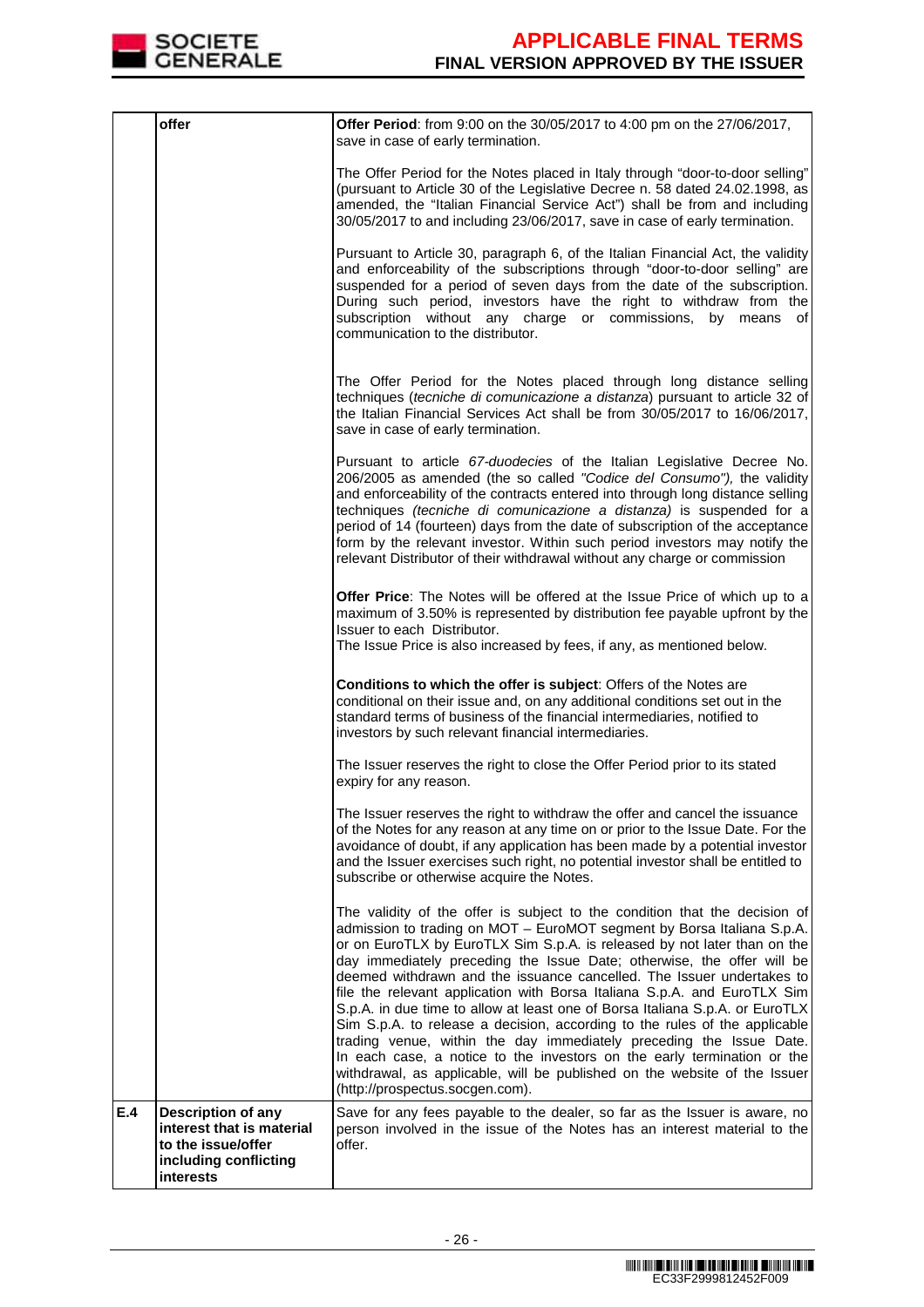| | offer | **Offer Period**: from 9:00 on the 30/05/2017 to 4:00 pm on the 27/06/2017, save in case of early termination.<br><br>The Offer Period for the Notes placed in Italy through "door-to-door selling" (pursuant to Article 30 of the Legislative Decree n. 58 dated 24.02.1998, as amended, the "Italian Financial Service Act") shall be from and including 30/05/2017 to and including 23/06/2017, save in case of early termination.<br><br>Pursuant to Article 30, paragraph 6, of the Italian Financial Act, the validity and enforceability of the subscriptions through "door-to-door selling" are suspended for a period of seven days from the date of the subscription. During such period, investors have the right to withdraw from the subscription without any charge or commissions, by means of communication to the distributor.<br><br>The Offer Period for the Notes placed through long distance selling techniques (*tecniche di comunicazione a distanza*) pursuant to article 32 of the Italian Financial Services Act shall be from 30/05/2017 to 16/06/2017, save in case of early termination.<br><br>Pursuant to article *67-duodecies* of the Italian Legislative Decree No. 206/2005 as amended (the so called *"Codice del Consumo")*, the validity and enforceability of the contracts entered into through long distance selling techniques *(tecniche di comunicazione a distanza)* is suspended for a period of 14 (fourteen) days from the date of subscription of the acceptance form by the relevant investor. Within such period investors may notify the relevant Distributor of their withdrawal without any charge or commission<br><br>**Offer Price**: The Notes will be offered at the Issue Price of which up to a maximum of 3.50% is represented by distribution fee payable upfront by the Issuer to each Distributor.<br>The Issue Price is also increased by fees, if any, as mentioned below.<br><br>**Conditions to which the offer is subject**: Offers of the Notes are conditional on their issue and, on any additional conditions set out in the standard terms of business of the financial intermediaries, notified to investors by such relevant financial intermediaries.<br><br>The Issuer reserves the right to close the Offer Period prior to its stated expiry for any reason.<br><br>The Issuer reserves the right to withdraw the offer and cancel the issuance of the Notes for any reason at any time on or prior to the Issue Date. For the avoidance of doubt, if any application has been made by a potential investor and the Issuer exercises such right, no potential investor shall be entitled to subscribe or otherwise acquire the Notes.<br><br>The validity of the offer is subject to the condition that the decision of admission to trading on MOT – EuroMOT segment by Borsa Italiana S.p.A. or on EuroTLX by EuroTLX Sim S.p.A. is released by not later than on the day immediately preceding the Issue Date; otherwise, the offer will be deemed withdrawn and the issuance cancelled. The Issuer undertakes to file the relevant application with Borsa Italiana S.p.A. and EuroTLX Sim S.p.A. in due time to allow at least one of Borsa Italiana S.p.A. or EuroTLX Sim S.p.A. to release a decision, according to the rules of the applicable trading venue, within the day immediately preceding the Issue Date. In each case, a notice to the investors on the early termination or the withdrawal, as applicable, will be published on the website of the Issuer (http://prospectus.socgen.com). |
|---|---|---|
| **E.4** | **Description of any interest that is material to the issue/offer including conflicting interests** | Save for any fees payable to the dealer, so far as the Issuer is aware, no person involved in the issue of the Notes has an interest material to the offer. |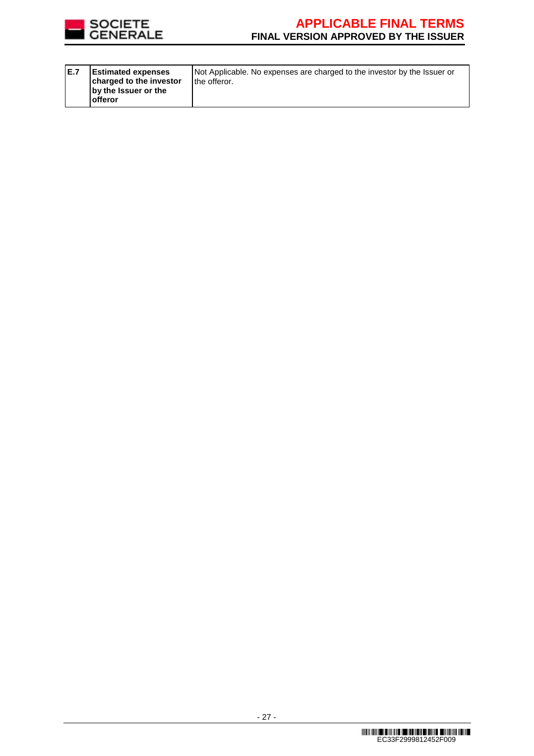| E.7 | **Estimated expenses charged to the investor by the Issuer or the offeror** | Not Applicable. No expenses are charged to the investor by the Issuer or the offeror. |
|---|---|---|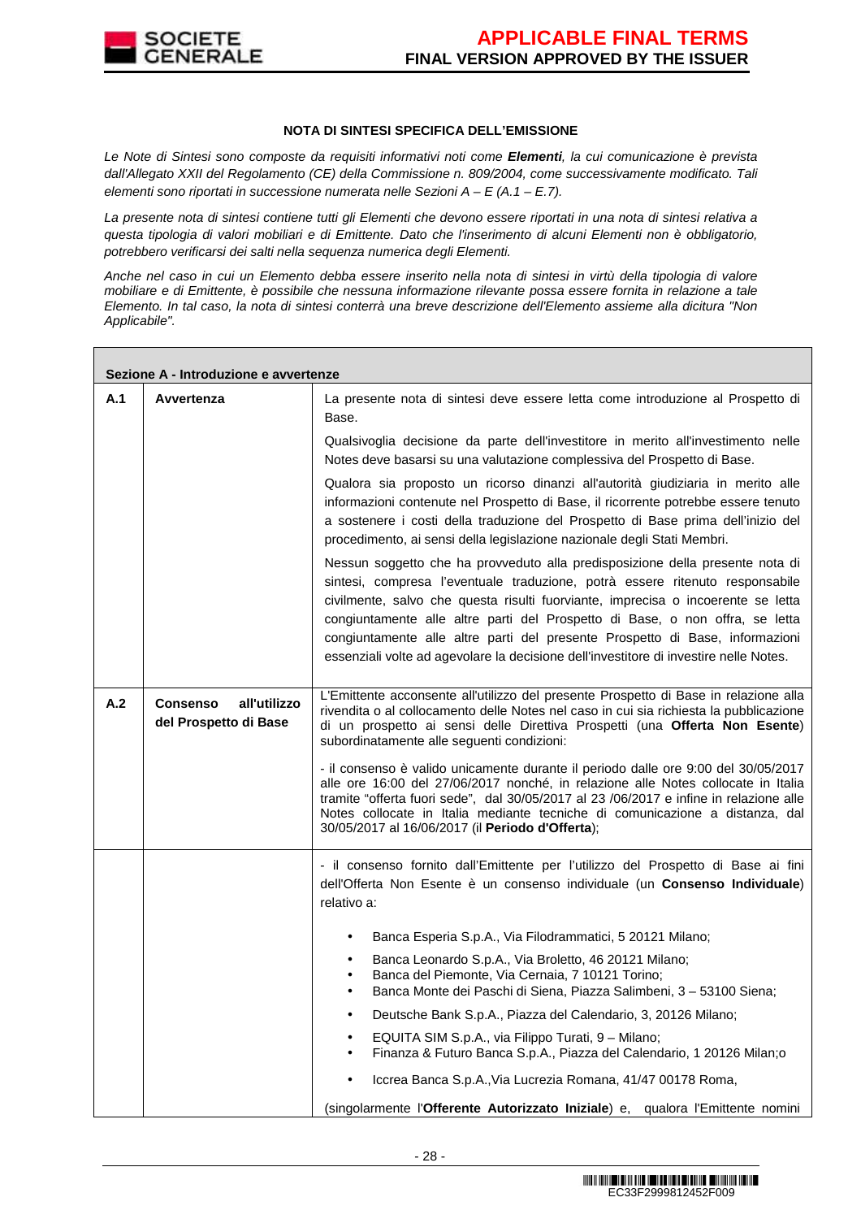**NOTA DI SINTESI SPECIFICA DELL'EMISSIONE**

*Le Note di Sintesi sono composte da requisiti informativi noti come* ***Elementi****, la cui comunicazione è prevista dall'Allegato XXII del Regolamento (CE) della Commissione n. 809/2004, come successivamente modificato. Tali elementi sono riportati in successione numerata nelle Sezioni A – E (A.1 – E.7).*

*La presente nota di sintesi contiene tutti gli Elementi che devono essere riportati in una nota di sintesi relativa a questa tipologia di valori mobiliari e di Emittente. Dato che l'inserimento di alcuni Elementi non è obbligatorio, potrebbero verificarsi dei salti nella sequenza numerica degli Elementi.*

*Anche nel caso in cui un Elemento debba essere inserito nella nota di sintesi in virtù della tipologia di valore mobiliare e di Emittente, è possibile che nessuna informazione rilevante possa essere fornita in relazione a tale Elemento. In tal caso, la nota di sintesi conterrà una breve descrizione dell'Elemento assieme alla dicitura "Non Applicabile".*

| **Sezione A - Introduzione e avvertenze** | | |
|---|---|---|
| **A.1** | **Avvertenza** | La presente nota di sintesi deve essere letta come introduzione al Prospetto di Base.<br><br>Qualsivoglia decisione da parte dell'investitore in merito all'investimento nelle Notes deve basarsi su una valutazione complessiva del Prospetto di Base.<br><br>Qualora sia proposto un ricorso dinanzi all'autorità giudiziaria in merito alle informazioni contenute nel Prospetto di Base, il ricorrente potrebbe essere tenuto a sostenere i costi della traduzione del Prospetto di Base prima dell'inizio del procedimento, ai sensi della legislazione nazionale degli Stati Membri.<br><br>Nessun soggetto che ha provveduto alla predisposizione della presente nota di sintesi, compresa l'eventuale traduzione, potrà essere ritenuto responsabile civilmente, salvo che questa risulti fuorviante, imprecisa o incoerente se letta congiuntamente alle altre parti del Prospetto di Base, o non offra, se letta congiuntamente alle altre parti del presente Prospetto di Base, informazioni essenziali volte ad agevolare la decisione dell'investitore di investire nelle Notes. |
| **A.2** | **Consenso all'utilizzo del Prospetto di Base** | L'Emittente acconsente all'utilizzo del presente Prospetto di Base in relazione alla rivendita o al collocamento delle Notes nel caso in cui sia richiesta la pubblicazione di un prospetto ai sensi delle Direttiva Prospetti (una **Offerta Non Esente**) subordinatamente alle seguenti condizioni:<br><br>- il consenso è valido unicamente durante il periodo dalle ore 9:00 del 30/05/2017 alle ore 16:00 del 27/06/2017 nonché, in relazione alle Notes collocate in Italia tramite "offerta fuori sede", dal 30/05/2017 al 23 /06/2017 e infine in relazione alle Notes collocate in Italia mediante tecniche di comunicazione a distanza, dal 30/05/2017 al 16/06/2017 (il **Periodo d'Offerta**); |
| | | - il consenso fornito dall'Emittente per l'utilizzo del Prospetto di Base ai fini dell'Offerta Non Esente è un consenso individuale (un **Consenso Individuale**) relativo a:<br><br>• Banca Esperia S.p.A., Via Filodrammatici, 5 20121 Milano;<br>• Banca Leonardo S.p.A., Via Broletto, 46 20121 Milano;<br>• Banca del Piemonte, Via Cernaia, 7 10121 Torino;<br>• Banca Monte dei Paschi di Siena, Piazza Salimbeni, 3 – 53100 Siena;<br>• Deutsche Bank S.p.A., Piazza del Calendario, 3, 20126 Milano;<br>• EQUITA SIM S.p.A., via Filippo Turati, 9 – Milano;<br>• Finanza & Futuro Banca S.p.A., Piazza del Calendario, 1 20126 Milan;o<br>• Iccrea Banca S.p.A.,Via Lucrezia Romana, 41/47 00178 Roma,<br><br>(singolarmente l'**Offerente Autorizzato Iniziale**) e, qualora l'Emittente nomini |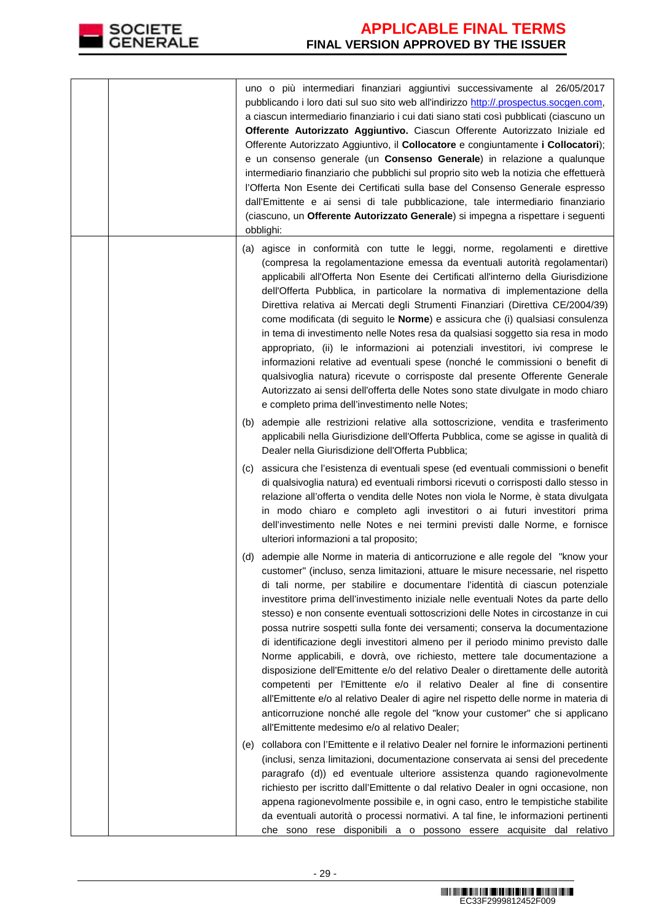| | | |
|---|---|---|
| | | uno o più intermediari finanziari aggiuntivi successivamente al 26/05/2017 pubblicando i loro dati sul suo sito web all'indirizzo http://.prospectus.socgen.com, a ciascun intermediario finanziario i cui dati siano stati così pubblicati (ciascuno un **Offerente Autorizzato Aggiuntivo.** Ciascun Offerente Autorizzato Iniziale ed Offerente Autorizzato Aggiuntivo, il **Collocatore** e congiuntamente **i Collocatori**); e un consenso generale (un **Consenso Generale**) in relazione a qualunque intermediario finanziario che pubblichi sul proprio sito web la notizia che effettuerà l'Offerta Non Esente dei Certificati sulla base del Consenso Generale espresso dall'Emittente e ai sensi di tale pubblicazione, tale intermediario finanziario (ciascuno, un **Offerente Autorizzato Generale**) si impegna a rispettare i seguenti obblighi: |
| | | (a) agisce in conformità con tutte le leggi, norme, regolamenti e direttive (compresa la regolamentazione emessa da eventuali autorità regolamentari) applicabili all'Offerta Non Esente dei Certificati all'interno della Giurisdizione dell'Offerta Pubblica, in particolare la normativa di implementazione della Direttiva relativa ai Mercati degli Strumenti Finanziari (Direttiva CE/2004/39) come modificata (di seguito le **Norme**) e assicura che (i) qualsiasi consulenza in tema di investimento nelle Notes resa da qualsiasi soggetto sia resa in modo appropriato, (ii) le informazioni ai potenziali investitori, ivi comprese le informazioni relative ad eventuali spese (nonché le commissioni o benefit di qualsivoglia natura) ricevute o corrisposte dal presente Offerente Generale Autorizzato ai sensi dell'offerta delle Notes sono state divulgate in modo chiaro e completo prima dell'investimento nelle Notes;<br><br>(b) adempie alle restrizioni relative alla sottoscrizione, vendita e trasferimento applicabili nella Giurisdizione dell'Offerta Pubblica, come se agisse in qualità di Dealer nella Giurisdizione dell'Offerta Pubblica;<br><br>(c) assicura che l'esistenza di eventuali spese (ed eventuali commissioni o benefit di qualsivoglia natura) ed eventuali rimborsi ricevuti o corrisposti dallo stesso in relazione all'offerta o vendita delle Notes non viola le Norme, è stata divulgata in modo chiaro e completo agli investitori o ai futuri investitori prima dell'investimento nelle Notes e nei termini previsti dalle Norme, e fornisce ulteriori informazioni a tal proposito;<br><br>(d) adempie alle Norme in materia di anticorruzione e alle regole del "know your customer" (incluso, senza limitazioni, attuare le misure necessarie, nel rispetto di tali norme, per stabilire e documentare l'identità di ciascun potenziale investitore prima dell'investimento iniziale nelle eventuali Notes da parte dello stesso) e non consente eventuali sottoscrizioni delle Notes in circostanze in cui possa nutrire sospetti sulla fonte dei versamenti; conserva la documentazione di identificazione degli investitori almeno per il periodo minimo previsto dalle Norme applicabili, e dovrà, ove richiesto, mettere tale documentazione a disposizione dell'Emittente e/o del relativo Dealer o direttamente delle autorità competenti per l'Emittente e/o il relativo Dealer al fine di consentire all'Emittente e/o al relativo Dealer di agire nel rispetto delle norme in materia di anticorruzione nonché alle regole del "know your customer" che si applicano all'Emittente medesimo e/o al relativo Dealer;<br><br>(e) collabora con l'Emittente e il relativo Dealer nel fornire le informazioni pertinenti (inclusi, senza limitazioni, documentazione conservata ai sensi del precedente paragrafo (d)) ed eventuale ulteriore assistenza quando ragionevolmente richiesto per iscritto dall'Emittente o dal relativo Dealer in ogni occasione, non appena ragionevolmente possibile e, in ogni caso, entro le tempistiche stabilite da eventuali autorità o processi normativi. A tal fine, le informazioni pertinenti che sono rese disponibili a o possono essere acquisite dal relativo |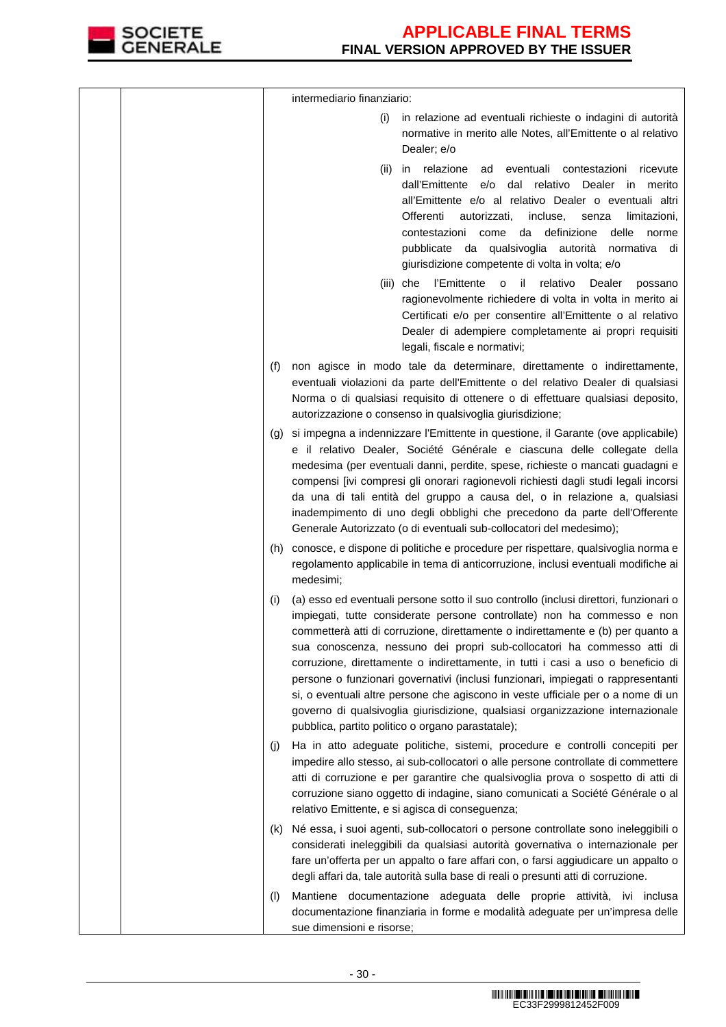| | | intermediario finanziario: |
|---|---|---|
| | | (i) in relazione ad eventuali richieste o indagini di autorità normative in merito alle Notes, all'Emittente o al relativo Dealer; e/o |
| | | (ii) in relazione ad eventuali contestazioni ricevute dall'Emittente e/o dal relativo Dealer in merito all'Emittente e/o al relativo Dealer o eventuali altri Offerenti autorizzati, incluse, senza limitazioni, contestazioni come da definizione delle norme pubblicate da qualsivoglia autorità normativa di giurisdizione competente di volta in volta; e/o |
| | | (iii) che l'Emittente o il relativo Dealer possano ragionevolmente richiedere di volta in volta in merito ai Certificati e/o per consentire all'Emittente o al relativo Dealer di adempiere completamente ai propri requisiti legali, fiscale e normativi; |
| | | (f) non agisce in modo tale da determinare, direttamente o indirettamente, eventuali violazioni da parte dell'Emittente o del relativo Dealer di qualsiasi Norma o di qualsiasi requisito di ottenere o di effettuare qualsiasi deposito, autorizzazione o consenso in qualsivoglia giurisdizione; |
| | | (g) si impegna a indennizzare l'Emittente in questione, il Garante (ove applicabile) e il relativo Dealer, Société Générale e ciascuna delle collegate della medesima (per eventuali danni, perdite, spese, richieste o mancati guadagni e compensi [ivi compresi gli onorari ragionevoli richiesti dagli studi legali incorsi da una di tali entità del gruppo a causa del, o in relazione a, qualsiasi inadempimento di uno degli obblighi che precedono da parte dell'Offerente Generale Autorizzato (o di eventuali sub-collocatori del medesimo); |
| | | (h) conosce, e dispone di politiche e procedure per rispettare, qualsivoglia norma e regolamento applicabile in tema di anticorruzione, inclusi eventuali modifiche ai medesimi; |
| | | (i) (a) esso ed eventuali persone sotto il suo controllo (inclusi direttori, funzionari o impiegati, tutte considerate persone controllate) non ha commesso e non commetterà atti di corruzione, direttamente o indirettamente e (b) per quanto a sua conoscenza, nessuno dei propri sub-collocatori ha commesso atti di corruzione, direttamente o indirettamente, in tutti i casi a uso o beneficio di persone o funzionari governativi (inclusi funzionari, impiegati o rappresentanti si, o eventuali altre persone che agiscono in veste ufficiale per o a nome di un governo di qualsivoglia giurisdizione, qualsiasi organizzazione internazionale pubblica, partito politico o organo parastatale); |
| | | (j) Ha in atto adeguate politiche, sistemi, procedure e controlli concepiti per impedire allo stesso, ai sub-collocatori o alle persone controllate di commettere atti di corruzione e per garantire che qualsivoglia prova o sospetto di atti di corruzione siano oggetto di indagine, siano comunicati a Société Générale o al relativo Emittente, e si agisca di conseguenza; |
| | | (k) Né essa, i suoi agenti, sub-collocatori o persone controllate sono ineleggibili o considerati ineleggibili da qualsiasi autorità governativa o internazionale per fare un'offerta per un appalto o fare affari con, o farsi aggiudicare un appalto o degli affari da, tale autorità sulla base di reali o presunti atti di corruzione. |
| | | (l) Mantiene documentazione adeguata delle proprie attività, ivi inclusa documentazione finanziaria in forme e modalità adeguate per un'impresa delle sue dimensioni e risorse; |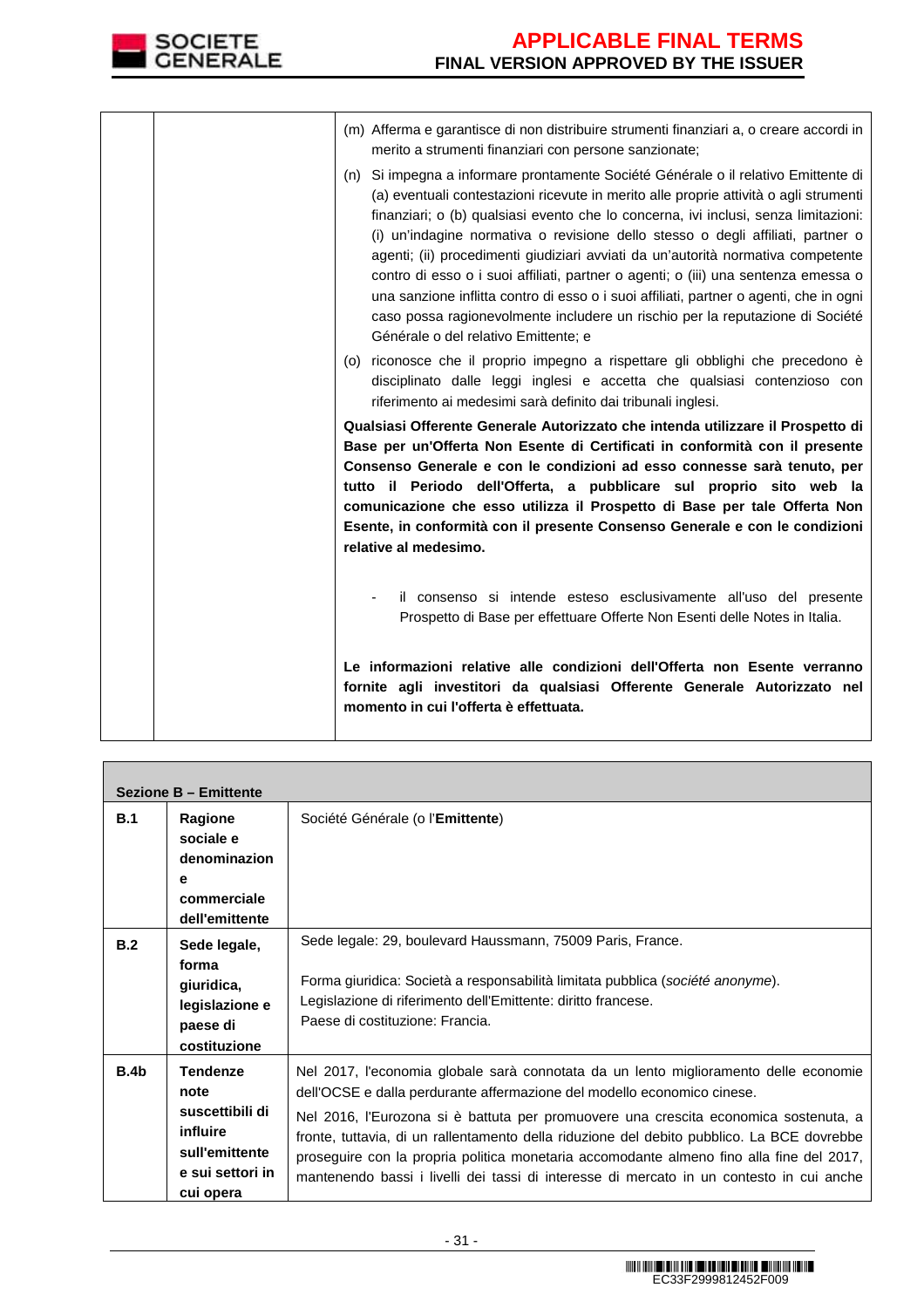| | | (m) Afferma e garantisce di non distribuire strumenti finanziari a, o creare accordi in merito a strumenti finanziari con persone sanzionate;<br><br>(n) Si impegna a informare prontamente Société Générale o il relativo Emittente di (a) eventuali contestazioni ricevute in merito alle proprie attività o agli strumenti finanziari; o (b) qualsiasi evento che lo concerna, ivi inclusi, senza limitazioni: (i) un'indagine normativa o revisione dello stesso o degli affiliati, partner o agenti; (ii) procedimenti giudiziari avviati da un'autorità normativa competente contro di esso o i suoi affiliati, partner o agenti; o (iii) una sentenza emessa o una sanzione inflitta contro di esso o i suoi affiliati, partner o agenti, che in ogni caso possa ragionevolmente includere un rischio per la reputazione di Société Générale o del relativo Emittente; e<br><br>(o) riconosce che il proprio impegno a rispettare gli obblighi che precedono è disciplinato dalle leggi inglesi e accetta che qualsiasi contenzioso con riferimento ai medesimi sarà definito dai tribunali inglesi.<br><br>**Qualsiasi Offerente Generale Autorizzato che intenda utilizzare il Prospetto di Base per un'Offerta Non Esente di Certificati in conformità con il presente Consenso Generale e con le condizioni ad esso connesse sarà tenuto, per tutto il Periodo dell'Offerta, a pubblicare sul proprio sito web la comunicazione che esso utilizza il Prospetto di Base per tale Offerta Non Esente, in conformità con il presente Consenso Generale e con le condizioni relative al medesimo.**<br><br>- il consenso si intende esteso esclusivamente all'uso del presente Prospetto di Base per effettuare Offerte Non Esenti delle Notes in Italia.<br><br>**Le informazioni relative alle condizioni dell'Offerta non Esente verranno fornite agli investitori da qualsiasi Offerente Generale Autorizzato nel momento in cui l'offerta è effettuata.** |
|---|---|---|

| **Sezione B – Emittente** | | |
|---|---|---|
| **B.1** | **Ragione sociale e denominazione commerciale dell'emittente** | Société Générale (o l'**Emittente**) |
| **B.2** | **Sede legale, forma giuridica, legislazione e paese di costituzione** | Sede legale: 29, boulevard Haussmann, 75009 Paris, France.<br><br>Forma giuridica: Società a responsabilità limitata pubblica (*société anonyme*).<br>Legislazione di riferimento dell'Emittente: diritto francese.<br>Paese di costituzione: Francia. |
| **B.4b** | **Tendenze note suscettibili di influire sull'emittente e sui settori in cui opera** | Nel 2017, l'economia globale sarà connotata da un lento miglioramento delle economie dell'OCSE e dalla perdurante affermazione del modello economico cinese.<br><br>Nel 2016, l'Eurozona si è battuta per promuovere una crescita economica sostenuta, a fronte, tuttavia, di un rallentamento della riduzione del debito pubblico. La BCE dovrebbe proseguire con la propria politica monetaria accomodante almeno fino alla fine del 2017, mantenendo bassi i livelli dei tassi di interesse di mercato in un contesto in cui anche |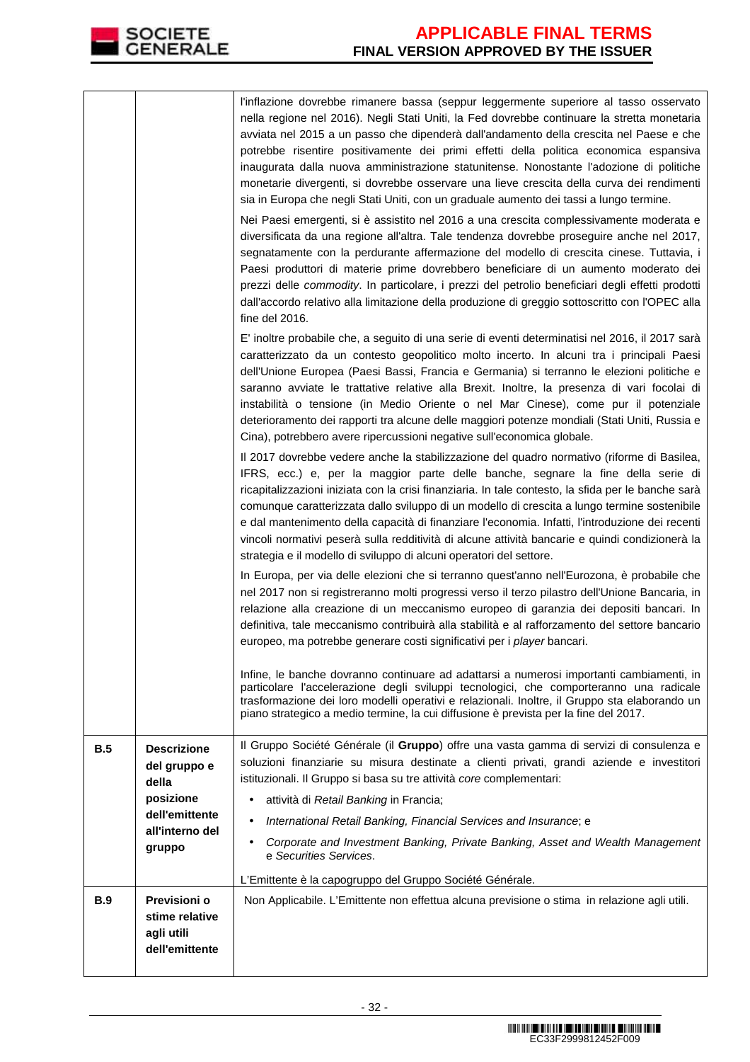| | | |
|---|---|---|
| | | l'inflazione dovrebbe rimanere bassa (seppur leggermente superiore al tasso osservato nella regione nel 2016). Negli Stati Uniti, la Fed dovrebbe continuare la stretta monetaria avviata nel 2015 a un passo che dipenderà dall'andamento della crescita nel Paese e che potrebbe risentire positivamente dei primi effetti della politica economica espansiva inaugurata dalla nuova amministrazione statunitense. Nonostante l'adozione di politiche monetarie divergenti, si dovrebbe osservare una lieve crescita della curva dei rendimenti sia in Europa che negli Stati Uniti, con un graduale aumento dei tassi a lungo termine.<br><br>Nei Paesi emergenti, si è assistito nel 2016 a una crescita complessivamente moderata e diversificata da una regione all'altra. Tale tendenza dovrebbe proseguire anche nel 2017, segnatamente con la perdurante affermazione del modello di crescita cinese. Tuttavia, i Paesi produttori di materie prime dovrebbero beneficiare di un aumento moderato dei prezzi delle *commodity*. In particolare, i prezzi del petrolio beneficiari degli effetti prodotti dall'accordo relativo alla limitazione della produzione di greggio sottoscritto con l'OPEC alla fine del 2016.<br><br>E' inoltre probabile che, a seguito di una serie di eventi determinatisi nel 2016, il 2017 sarà caratterizzato da un contesto geopolitico molto incerto. In alcuni tra i principali Paesi dell'Unione Europea (Paesi Bassi, Francia e Germania) si terranno le elezioni politiche e saranno avviate le trattative relative alla Brexit. Inoltre, la presenza di vari focolai di instabilità o tensione (in Medio Oriente o nel Mar Cinese), come pur il potenziale deterioramento dei rapporti tra alcune delle maggiori potenze mondiali (Stati Uniti, Russia e Cina), potrebbero avere ripercussioni negative sull'economica globale.<br><br>Il 2017 dovrebbe vedere anche la stabilizzazione del quadro normativo (riforme di Basilea, IFRS, ecc.) e, per la maggior parte delle banche, segnare la fine della serie di ricapitalizzazioni iniziata con la crisi finanziaria. In tale contesto, la sfida per le banche sarà comunque caratterizzata dallo sviluppo di un modello di crescita a lungo termine sostenibile e dal mantenimento della capacità di finanziare l'economia. Infatti, l'introduzione dei recenti vincoli normativi peserà sulla redditività di alcune attività bancarie e quindi condizionerà la strategia e il modello di sviluppo di alcuni operatori del settore.<br><br>In Europa, per via delle elezioni che si terranno quest'anno nell'Eurozona, è probabile che nel 2017 non si registreranno molti progressi verso il terzo pilastro dell'Unione Bancaria, in relazione alla creazione di un meccanismo europeo di garanzia dei depositi bancari. In definitiva, tale meccanismo contribuirà alla stabilità e al rafforzamento del settore bancario europeo, ma potrebbe generare costi significativi per i *player* bancari.<br><br>Infine, le banche dovranno continuare ad adattarsi a numerosi importanti cambiamenti, in particolare l'accelerazione degli sviluppi tecnologici, che comporteranno una radicale trasformazione dei loro modelli operativi e relazionali. Inoltre, il Gruppo sta elaborando un piano strategico a medio termine, la cui diffusione è prevista per la fine del 2017. |
| **B.5** | **Descrizione del gruppo e della posizione dell'emittente all'interno del gruppo** | Il Gruppo Société Générale (il **Gruppo**) offre una vasta gamma di servizi di consulenza e soluzioni finanziarie su misura destinate a clienti privati, grandi aziende e investitori istituzionali. Il Gruppo si basa su tre attività *core* complementari:<br>• attività di *Retail Banking* in Francia;<br>• *International Retail Banking, Financial Services and Insurance*; e<br>• *Corporate and Investment Banking, Private Banking, Asset and Wealth Management* e *Securities Services*.<br><br>L'Emittente è la capogruppo del Gruppo Société Générale. |
| **B.9** | **Previsioni o stime relative agli utili dell'emittente** | Non Applicabile. L'Emittente non effettua alcuna previsione o stima in relazione agli utili. |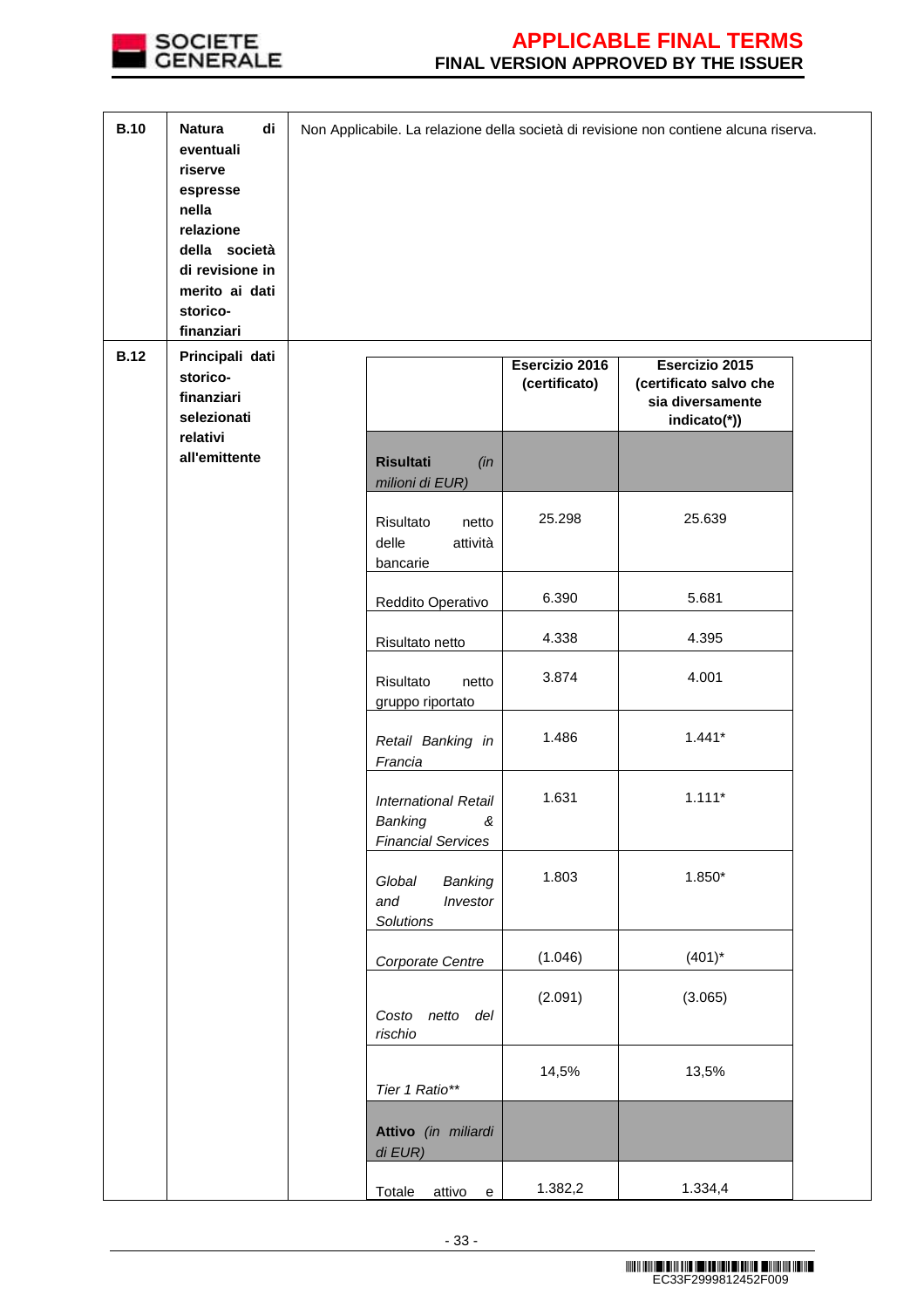| | | |
|---|---|---|
| **B.10** | **Natura di eventuali riserve espresse nella relazione della società di revisione in merito ai dati storico-finanziari** | Non Applicabile. La relazione della società di revisione non contiene alcuna riserva. |
| **B.12** | **Principali dati storico-finanziari selezionati relativi all'emittente** | |

| | **Esercizio 2016 (certificato)** | **Esercizio 2015 (certificato salvo che sia diversamente indicato(*))** |
|---|---|---|
| **Risultati** *(in milioni di EUR)* | | |
| Risultato netto delle attività bancarie | 25.298 | 25.639 |
| Reddito Operativo | 6.390 | 5.681 |
| Risultato netto | 4.338 | 4.395 |
| Risultato netto gruppo riportato | 3.874 | 4.001 |
| *Retail Banking in Francia* | 1.486 | 1.441* |
| *International Retail Banking & Financial Services* | 1.631 | 1.111* |
| *Global Banking and Investor Solutions* | 1.803 | 1.850* |
| *Corporate Centre* | (1.046) | (401)* |
| *Costo netto del rischio* | (2.091) | (3.065) |
| *Tier 1 Ratio*** | 14,5% | 13,5% |
| **Attivo** *(in miliardi di EUR)* | | |
| Totale attivo e | 1.382,2 | 1.334,4 |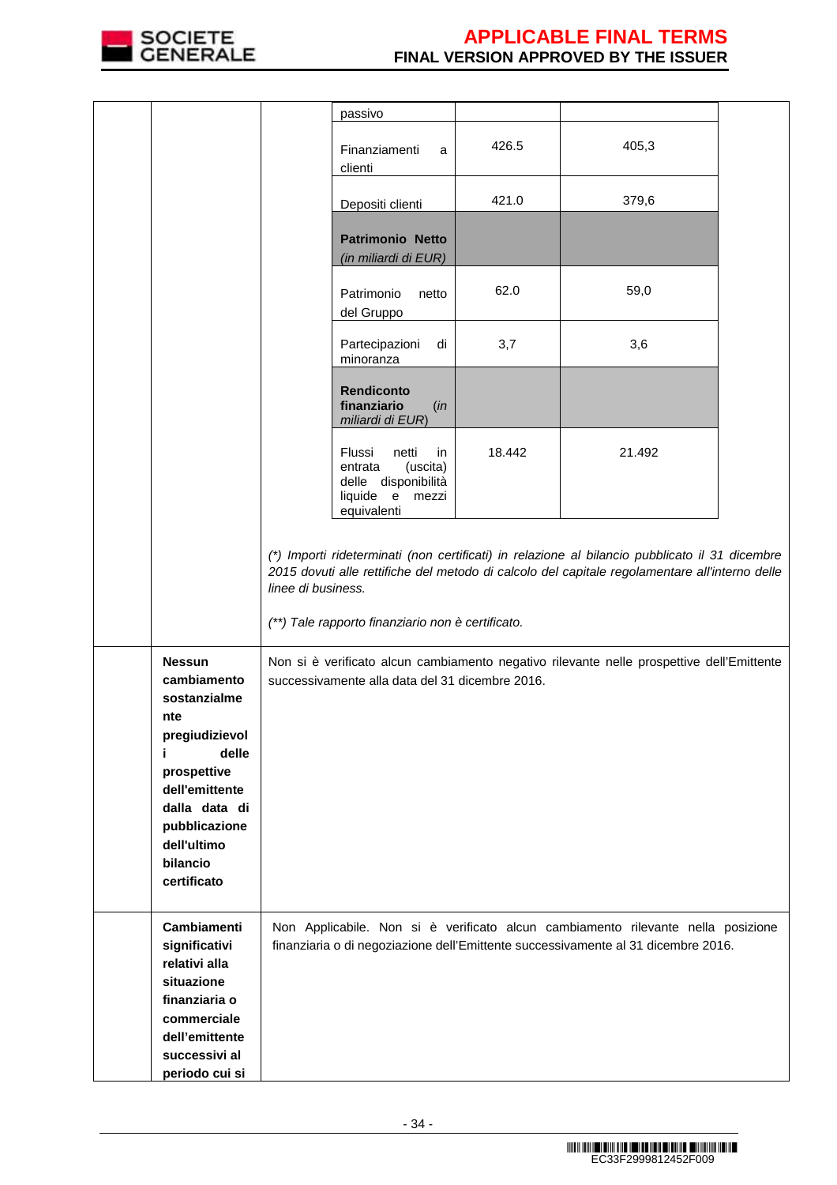| | | | |
|---|---|---|---|
| | | | |
| | passivo | | |
| | Finanziamenti a clienti | 426.5 | 405,3 |
| | Depositi clienti | 421.0 | 379,6 |
| | **Patrimonio Netto** *(in miliardi di EUR)* | | |
| | Patrimonio netto del Gruppo | 62.0 | 59,0 |
| | Partecipazioni di minoranza | 3,7 | 3,6 |
| | **Rendiconto finanziario** *(in miliardi di EUR)* | | |
| | Flussi netti in entrata (uscita) delle disponibilità liquide e mezzi equivalenti | 18.442 | 21.492 |

*(\*) Importi rideterminati (non certificati) in relazione al bilancio pubblicato il 31 dicembre 2015 dovuti alle rettifiche del metodo di calcolo del capitale regolamentare all'interno delle linee di business.*

*(\*\*) Tale rapporto finanziario non è certificato.*

| | | |
|---|---|---|
| | **Nessun cambiamento sostanzialmente pregiudizievoli delle prospettive dell'emittente dalla data di pubblicazione dell'ultimo bilancio certificato** | Non si è verificato alcun cambiamento negativo rilevante nelle prospettive dell'Emittente successivamente alla data del 31 dicembre 2016. |
| | **Cambiamenti significativi relativi alla situazione finanziaria o commerciale dell'emittente successivi al periodo cui si** | Non Applicabile. Non si è verificato alcun cambiamento rilevante nella posizione finanziaria o di negoziazione dell'Emittente successivamente al 31 dicembre 2016. |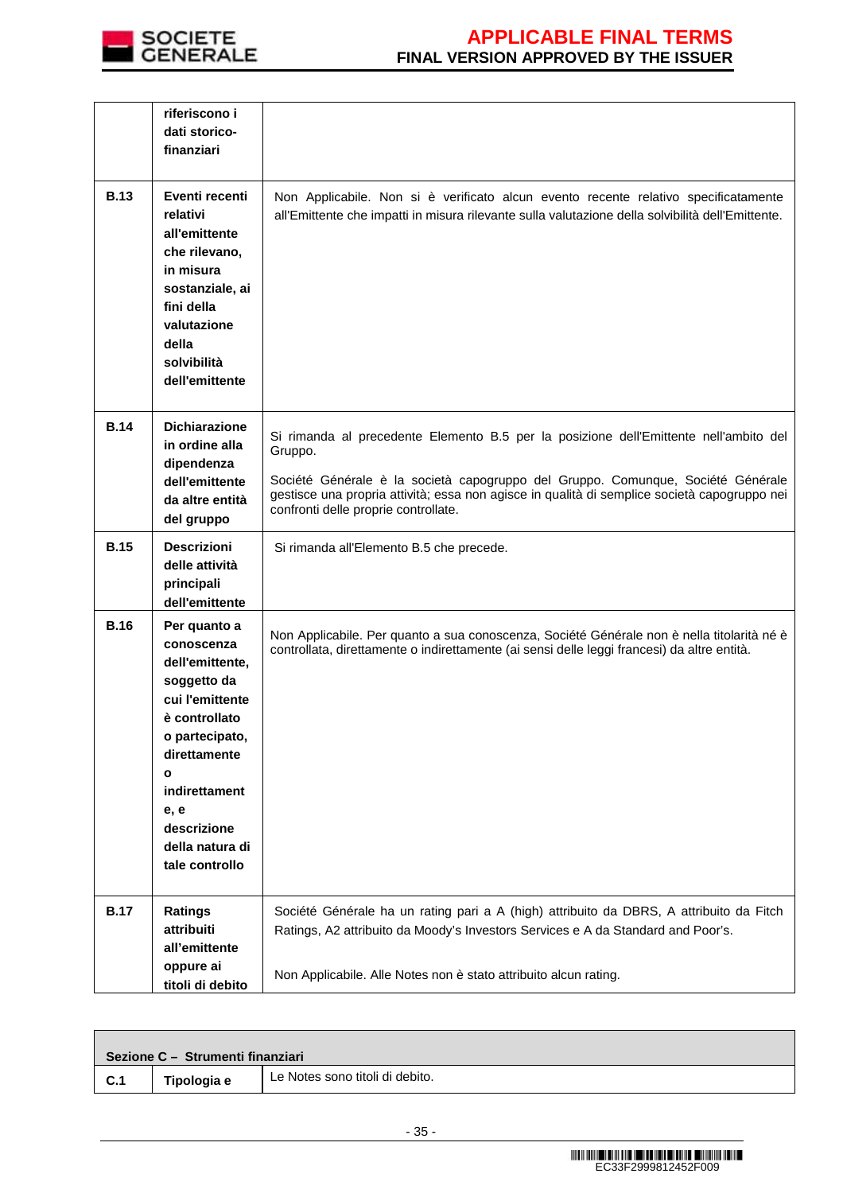| | | |
|---|---|---|
| | **riferiscono i dati storico-finanziari** | |
| **B.13** | **Eventi recenti relativi all'emittente che rilevano, in misura sostanziale, ai fini della valutazione della solvibilità dell'emittente** | Non Applicabile. Non si è verificato alcun evento recente relativo specificatamente all'Emittente che impatti in misura rilevante sulla valutazione della solvibilità dell'Emittente. |
| **B.14** | **Dichiarazione in ordine alla dipendenza dell'emittente da altre entità del gruppo** | Si rimanda al precedente Elemento B.5 per la posizione dell'Emittente nell'ambito del Gruppo.<br><br>Société Générale è la società capogruppo del Gruppo. Comunque, Société Générale gestisce una propria attività; essa non agisce in qualità di semplice società capogruppo nei confronti delle proprie controllate. |
| **B.15** | **Descrizioni delle attività principali dell'emittente** | Si rimanda all'Elemento B.5 che precede. |
| **B.16** | **Per quanto a conoscenza dell'emittente, soggetto da cui l'emittente è controllato o partecipato, direttamente o indirettamente, e descrizione della natura di tale controllo** | Non Applicabile. Per quanto a sua conoscenza, Société Générale non è nella titolarità né è controllata, direttamente o indirettamente (ai sensi delle leggi francesi) da altre entità. |
| **B.17** | **Ratings attribuiti all'emittente oppure ai titoli di debito** | Société Générale ha un rating pari a A (high) attribuito da DBRS, A attribuito da Fitch Ratings, A2 attribuito da Moody's Investors Services e A da Standard and Poor's.<br><br>Non Applicabile. Alle Notes non è stato attribuito alcun rating. |

| | | |
|---|---|---|
| **Sezione C – Strumenti finanziari** | | |
| **C.1** | **Tipologia e** | Le Notes sono titoli di debito. |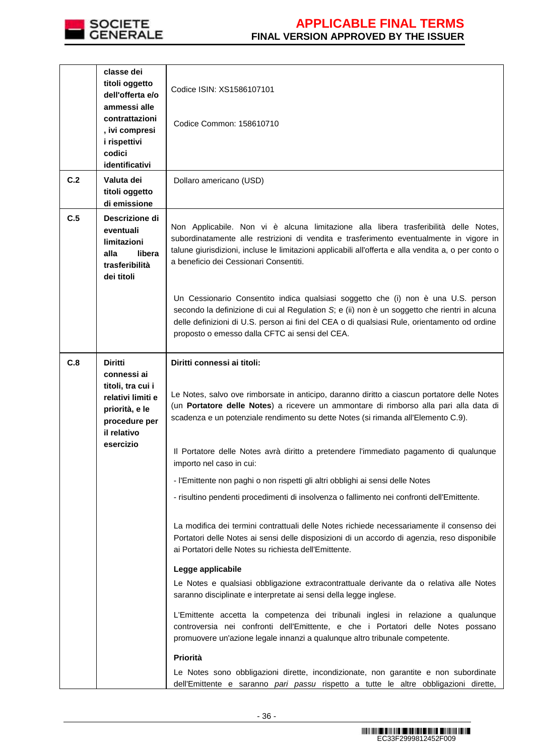| | | |
|---|---|---|
| | **classe dei titoli oggetto dell'offerta e/o ammessi alle contrattazioni, ivi compresi i rispettivi codici identificativi** | Codice ISIN: XS1586107101<br><br>Codice Common: 158610710 |
| **C.2** | **Valuta dei titoli oggetto di emissione** | Dollaro americano (USD) |
| **C.5** | **Descrizione di eventuali limitazioni alla libera trasferibilità dei titoli** | Non Applicabile. Non vi è alcuna limitazione alla libera trasferibilità delle Notes, subordinatamente alle restrizioni di vendita e trasferimento eventualmente in vigore in talune giurisdizioni, incluse le limitazioni applicabili all'offerta e alla vendita a, o per conto o a beneficio dei Cessionari Consentiti.<br><br>Un Cessionario Consentito indica qualsiasi soggetto che (i) non è una U.S. person secondo la definizione di cui al Regulation *S*; e (ii) non è un soggetto che rientri in alcuna delle definizioni di U.S. person ai fini del CEA o di qualsiasi Rule, orientamento od ordine proposto o emesso dalla CFTC ai sensi del CEA. |
| **C.8** | **Diritti connessi ai titoli, tra cui i relativi limiti e priorità, e le procedure per il relativo esercizio** | **Diritti connessi ai titoli:**<br><br>Le Notes, salvo ove rimborsate in anticipo, daranno diritto a ciascun portatore delle Notes (un **Portatore delle Notes**) a ricevere un ammontare di rimborso alla pari alla data di scadenza e un potenziale rendimento su dette Notes (si rimanda all'Elemento C.9).<br><br>Il Portatore delle Notes avrà diritto a pretendere l'immediato pagamento di qualunque importo nel caso in cui:<br><br>- l'Emittente non paghi o non rispetti gli altri obblighi ai sensi delle Notes<br><br>- risultino pendenti procedimenti di insolvenza o fallimento nei confronti dell'Emittente.<br><br>La modifica dei termini contrattuali delle Notes richiede necessariamente il consenso dei Portatori delle Notes ai sensi delle disposizioni di un accordo di agenzia, reso disponibile ai Portatori delle Notes su richiesta dell'Emittente.<br><br>**Legge applicabile**<br><br>Le Notes e qualsiasi obbligazione extracontrattuale derivante da o relativa alle Notes saranno disciplinate e interpretate ai sensi della legge inglese.<br><br>L'Emittente accetta la competenza dei tribunali inglesi in relazione a qualunque controversia nei confronti dell'Emittente, e che i Portatori delle Notes possano promuovere un'azione legale innanzi a qualunque altro tribunale competente.<br><br>**Priorità**<br><br>Le Notes sono obbligazioni dirette, incondizionate, non garantite e non subordinate dell'Emittente e saranno *pari passu* rispetto a tutte le altre obbligazioni dirette, |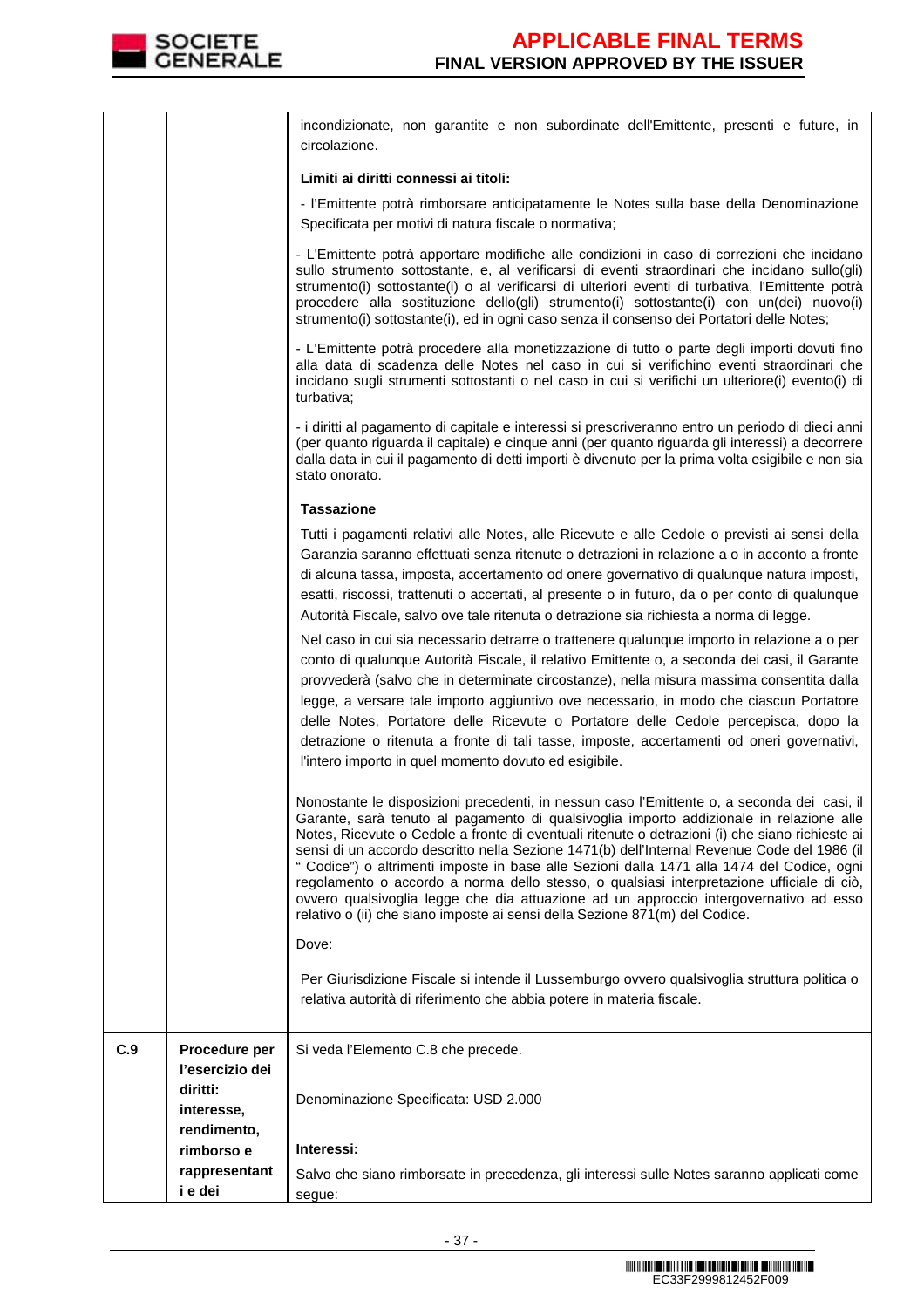| | | |
|---|---|---|
| | | incondizionate, non garantite e non subordinate dell'Emittente, presenti e future, in circolazione.<br><br>**Limiti ai diritti connessi ai titoli:**<br><br>- l'Emittente potrà rimborsare anticipatamente le Notes sulla base della Denominazione Specificata per motivi di natura fiscale o normativa;<br><br>- L'Emittente potrà apportare modifiche alle condizioni in caso di correzioni che incidano sullo strumento sottostante, e, al verificarsi di eventi straordinari che incidano sullo(gli) strumento(i) sottostante(i) o al verificarsi di ulteriori eventi di turbativa, l'Emittente potrà procedere alla sostituzione dello(gli) strumento(i) sottostante(i) con un(dei) nuovo(i) strumento(i) sottostante(i), ed in ogni caso senza il consenso dei Portatori delle Notes;<br><br>- L'Emittente potrà procedere alla monetizzazione di tutto o parte degli importi dovuti fino alla data di scadenza delle Notes nel caso in cui si verifichino eventi straordinari che incidano sugli strumenti sottostanti o nel caso in cui si verifichi un ulteriore(i) evento(i) di turbativa;<br><br>- i diritti al pagamento di capitale e interessi si prescriveranno entro un periodo di dieci anni (per quanto riguarda il capitale) e cinque anni (per quanto riguarda gli interessi) a decorrere dalla data in cui il pagamento di detti importi è divenuto per la prima volta esigibile e non sia stato onorato.<br><br>**Tassazione**<br><br>Tutti i pagamenti relativi alle Notes, alle Ricevute e alle Cedole o previsti ai sensi della Garanzia saranno effettuati senza ritenute o detrazioni in relazione a o in acconto a fronte di alcuna tassa, imposta, accertamento od onere governativo di qualunque natura imposti, esatti, riscossi, trattenuti o accertati, al presente o in futuro, da o per conto di qualunque Autorità Fiscale, salvo ove tale ritenuta o detrazione sia richiesta a norma di legge.<br><br>Nel caso in cui sia necessario detrarre o trattenere qualunque importo in relazione a o per conto di qualunque Autorità Fiscale, il relativo Emittente o, a seconda dei casi, il Garante provvederà (salvo che in determinate circostanze), nella misura massima consentita dalla legge, a versare tale importo aggiuntivo ove necessario, in modo che ciascun Portatore delle Notes, Portatore delle Ricevute o Portatore delle Cedole percepisca, dopo la detrazione o ritenuta a fronte di tali tasse, imposte, accertamenti od oneri governativi, l'intero importo in quel momento dovuto ed esigibile.<br><br>Nonostante le disposizioni precedenti, in nessun caso l'Emittente o, a seconda dei casi, il Garante, sarà tenuto al pagamento di qualsivoglia importo addizionale in relazione alle Notes, Ricevute o Cedole a fronte di eventuali ritenute o detrazioni (i) che siano richieste ai sensi di un accordo descritto nella Sezione 1471(b) dell'Internal Revenue Code del 1986 (il " Codice") o altrimenti imposte in base alle Sezioni dalla 1471 alla 1474 del Codice, ogni regolamento o accordo a norma dello stesso, o qualsiasi interpretazione ufficiale di ciò, ovvero qualsivoglia legge che dia attuazione ad un approccio intergovernativo ad esso relativo o (ii) che siano imposte ai sensi della Sezione 871(m) del Codice.<br><br>Dove:<br><br>Per Giurisdizione Fiscale si intende il Lussemburgo ovvero qualsivoglia struttura politica o relativa autorità di riferimento che abbia potere in materia fiscale. |
| **C.9** | **Procedure per l'esercizio dei diritti: interesse, rendimento, rimborso e rappresentanti e dei** | Si veda l'Elemento C.8 che precede.<br><br>Denominazione Specificata: USD 2.000<br><br>**Interessi:**<br><br>Salvo che siano rimborsate in precedenza, gli interessi sulle Notes saranno applicati come segue: |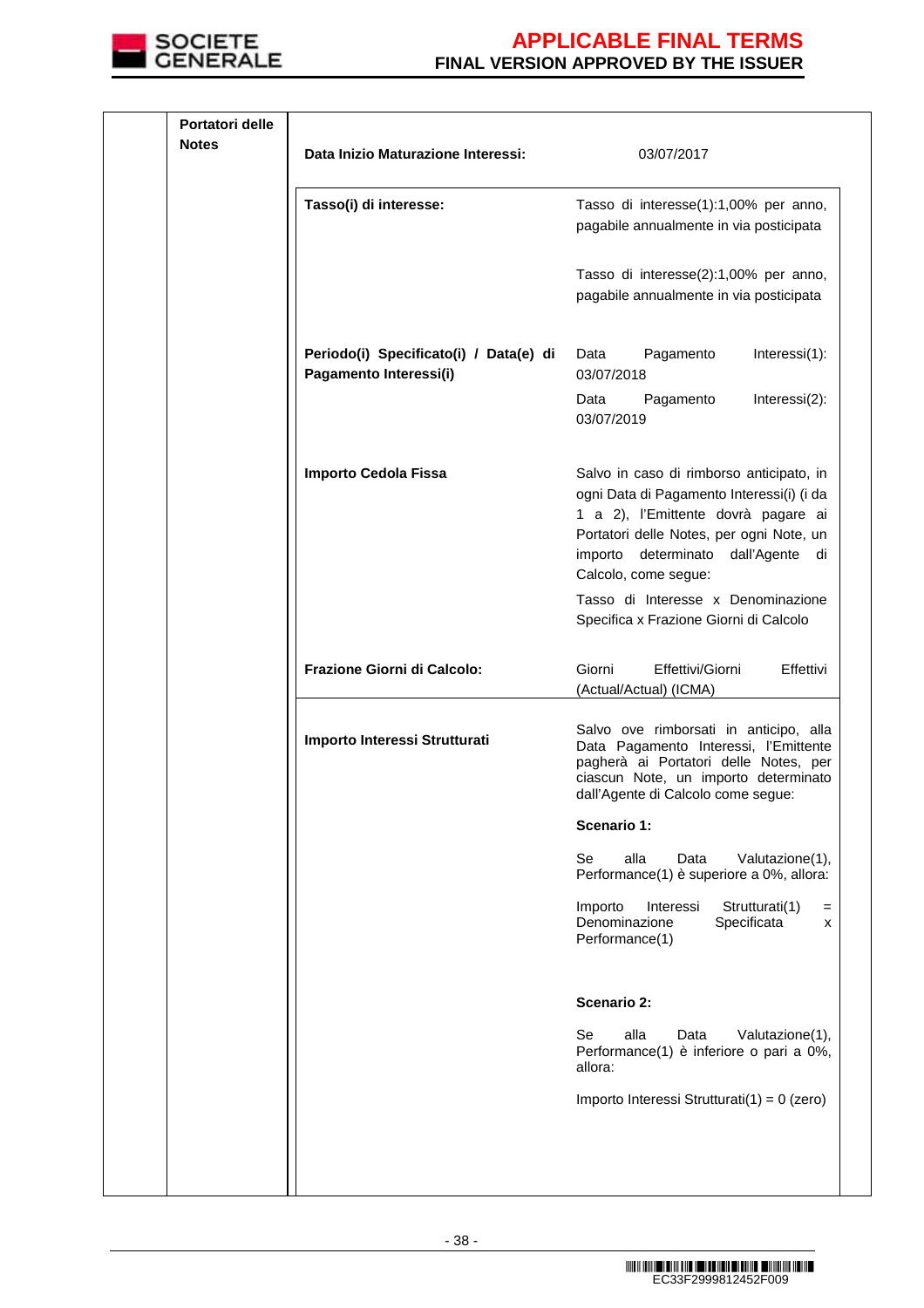| | Portatori delle Notes | | |
|---|---|---|---|
| | | **Data Inizio Maturazione Interessi:** | 03/07/2017 |
| | | **Tasso(i) di interesse:** | Tasso di interesse(1):1,00% per anno, pagabile annualmente in via posticipata<br><br>Tasso di interesse(2):1,00% per anno, pagabile annualmente in via posticipata |
| | | **Periodo(i) Specificato(i) / Data(e) di Pagamento Interessi(i)** | Data Pagamento Interessi(1): 03/07/2018<br><br>Data Pagamento Interessi(2): 03/07/2019 |
| | | **Importo Cedola Fissa** | Salvo in caso di rimborso anticipato, in ogni Data di Pagamento Interessi(i) (i da 1 a 2), l'Emittente dovrà pagare ai Portatori delle Notes, per ogni Note, un importo determinato dall'Agente di Calcolo, come segue:<br><br>Tasso di Interesse x Denominazione Specifica x Frazione Giorni di Calcolo |
| | | **Frazione Giorni di Calcolo:** | Giorni Effettivi/Giorni Effettivi (Actual/Actual) (ICMA) |
| | | **Importo Interessi Strutturati** | Salvo ove rimborsati in anticipo, alla Data Pagamento Interessi, l'Emittente pagherà ai Portatori delle Notes, per ciascun Note, un importo determinato dall'Agente di Calcolo come segue:<br><br>**Scenario 1:**<br><br>Se alla Data Valutazione(1), Performance(1) è superiore a 0%, allora:<br><br>Importo Interessi Strutturati(1) = Denominazione Specificata x Performance(1)<br><br>**Scenario 2:**<br><br>Se alla Data Valutazione(1), Performance(1) è inferiore o pari a 0%, allora:<br><br>Importo Interessi Strutturati(1) = 0 (zero) |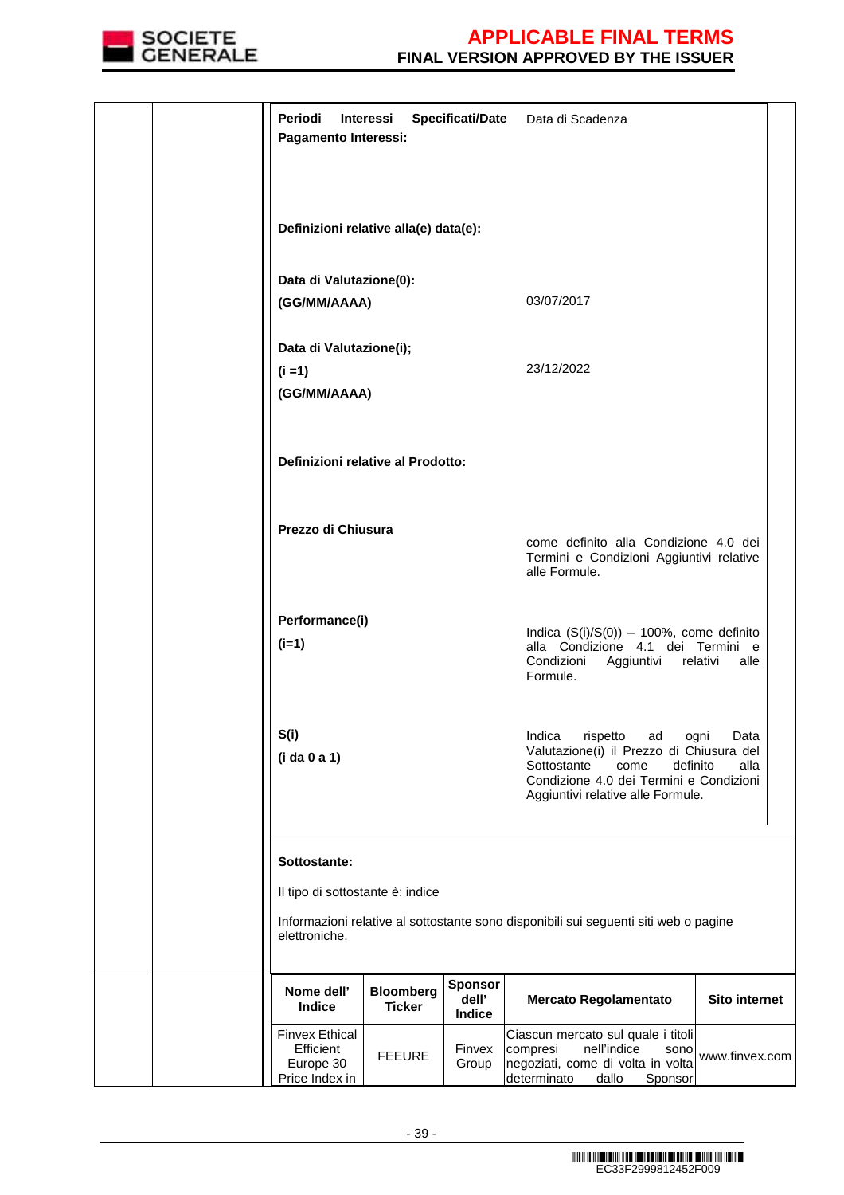| | |
|---|---|
| **Periodi Interessi Specificati/Date Pagamento Interessi:** | Data di Scadenza |
| **Definizioni relative alla(e) data(e):** | |
| **Data di Valutazione(0): (GG/MM/AAAA)** | 03/07/2017 |
| **Data di Valutazione(i); (i =1) (GG/MM/AAAA)** | 23/12/2022 |
| **Definizioni relative al Prodotto:** | |
| **Prezzo di Chiusura** | come definito alla Condizione 4.0 dei Termini e Condizioni Aggiuntivi relative alle Formule. |
| **Performance(i) (i=1)** | Indica (S(i)/S(0)) – 100%, come definito alla Condizione 4.1 dei Termini e Condizioni Aggiuntivi relativi alle Formule. |
| **S(i) (i da 0 a 1)** | Indica rispetto ad ogni Data Valutazione(i) il Prezzo di Chiusura del Sottostante come definito alla Condizione 4.0 dei Termini e Condizioni Aggiuntivi relative alle Formule. |

**Sottostante:**

Il tipo di sottostante è: indice

Informazioni relative al sottostante sono disponibili sui seguenti siti web o pagine elettroniche.

| Nome dell' Indice | Bloomberg Ticker | Sponsor dell' Indice | Mercato Regolamentato | Sito internet |
|---|---|---|---|---|
| Finvex Ethical Efficient Europe 30 Price Index in | FEEURE | Finvex Group | Ciascun mercato sul quale i titoli compresi nell'indice sono negoziati, come di volta in volta determinato dallo Sponsor | www.finvex.com |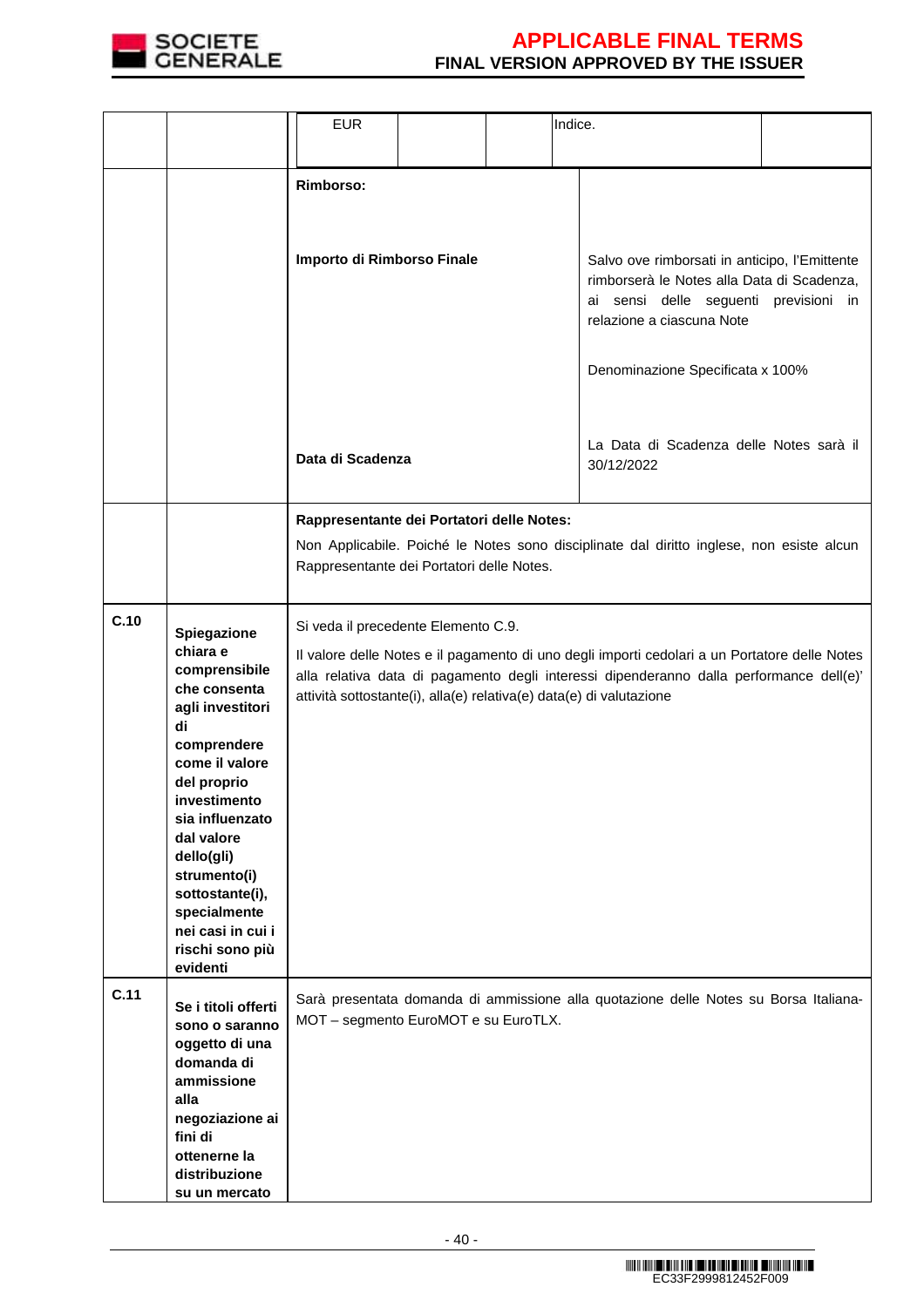| | | | | | | |
|---|---|---|---|---|---|---|
| | | EUR | | | Indice. | |
| | | **Rimborso:**<br><br>**Importo di Rimborso Finale**<br><br><br><br><br>**Data di Scadenza** | | | Salvo ove rimborsati in anticipo, l'Emittente rimborserà le Notes alla Data di Scadenza, ai sensi delle seguenti previsioni in relazione a ciascuna Note<br><br>Denominazione Specificata x 100%<br><br>La Data di Scadenza delle Notes sarà il 30/12/2022 | |
| | | **Rappresentante dei Portatori delle Notes:**<br>Non Applicabile. Poiché le Notes sono disciplinate dal diritto inglese, non esiste alcun Rappresentante dei Portatori delle Notes. | | | | |
| **C.10** | **Spiegazione chiara e comprensibile che consenta agli investitori di comprendere come il valore del proprio investimento sia influenzato dal valore dello(gli) strumento(i) sottostante(i), specialmente nei casi in cui i rischi sono più evidenti** | Si veda il precedente Elemento C.9.<br>Il valore delle Notes e il pagamento di uno degli importi cedolari a un Portatore delle Notes alla relativa data di pagamento degli interessi dipenderanno dalla performance dell(e)' attività sottostante(i), alla(e) relativa(e) data(e) di valutazione | | | | |
| **C.11** | **Se i titoli offerti sono o saranno oggetto di una domanda di ammissione alla negoziazione ai fini di otteneme la distribuzione su un mercato** | Sarà presentata domanda di ammissione alla quotazione delle Notes su Borsa Italiana-MOT – segmento EuroMOT e su EuroTLX. | | | | |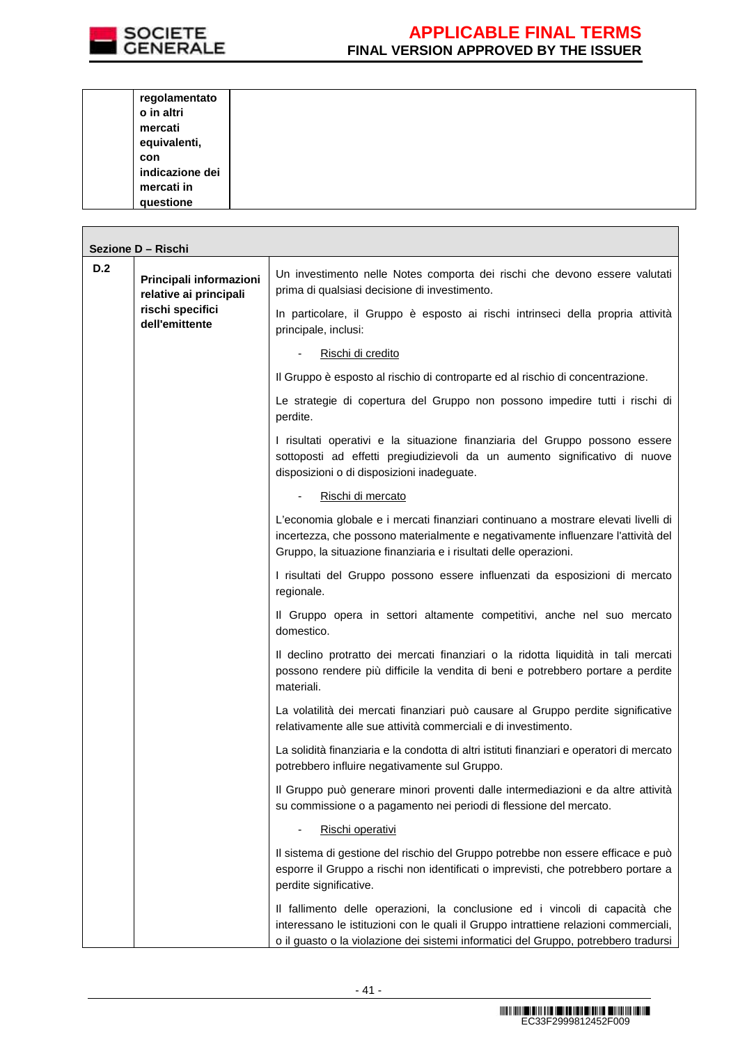| | regolamentato o in altri mercati equivalenti, con indicazione dei mercati in questione | |
|---|---|---|

| Sezione D – Rischi | | |
|---|---|---|
| D.2 | Principali informazioni relative ai principali rischi specifici dell'emittente | Un investimento nelle Notes comporta dei rischi che devono essere valutati prima di qualsiasi decisione di investimento.<br><br>In particolare, il Gruppo è esposto ai rischi intrinseci della propria attività principale, inclusi:<br><br>- Rischi di credito<br><br>Il Gruppo è esposto al rischio di controparte ed al rischio di concentrazione.<br><br>Le strategie di copertura del Gruppo non possono impedire tutti i rischi di perdite.<br><br>I risultati operativi e la situazione finanziaria del Gruppo possono essere sottoposti ad effetti pregiudizievoli da un aumento significativo di nuove disposizioni o di disposizioni inadeguate.<br><br>- Rischi di mercato<br><br>L'economia globale e i mercati finanziari continuano a mostrare elevati livelli di incertezza, che possono materialmente e negativamente influenzare l'attività del Gruppo, la situazione finanziaria e i risultati delle operazioni.<br><br>I risultati del Gruppo possono essere influenzati da esposizioni di mercato regionale.<br><br>Il Gruppo opera in settori altamente competitivi, anche nel suo mercato domestico.<br><br>Il declino protratto dei mercati finanziari o la ridotta liquidità in tali mercati possono rendere più difficile la vendita di beni e potrebbero portare a perdite materiali.<br><br>La volatilità dei mercati finanziari può causare al Gruppo perdite significative relativamente alle sue attività commerciali e di investimento.<br><br>La solidità finanziaria e la condotta di altri istituti finanziari e operatori di mercato potrebbero influire negativamente sul Gruppo.<br><br>Il Gruppo può generare minori proventi dalle intermediazioni e da altre attività su commissione o a pagamento nei periodi di flessione del mercato.<br><br>- Rischi operativi<br><br>Il sistema di gestione del rischio del Gruppo potrebbe non essere efficace e può esporre il Gruppo a rischi non identificati o imprevisti, che potrebbero portare a perdite significative.<br><br>Il fallimento delle operazioni, la conclusione ed i vincoli di capacità che interessano le istituzioni con le quali il Gruppo intrattiene relazioni commerciali, o il guasto o la violazione dei sistemi informatici del Gruppo, potrebbero tradursi |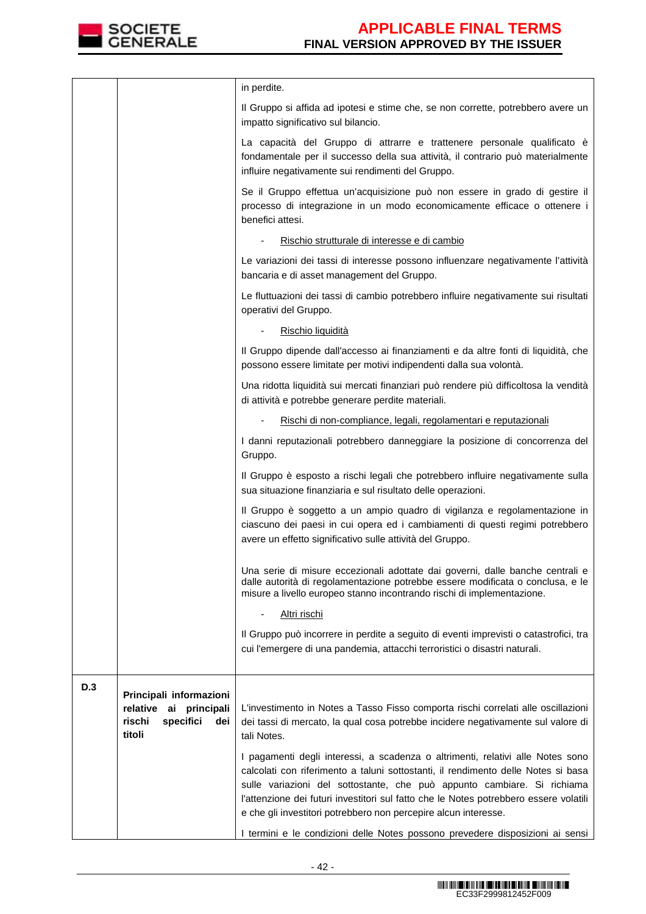| | | |
|---|---|---|
| | | in perdite.<br><br>Il Gruppo si affida ad ipotesi e stime che, se non corrette, potrebbero avere un impatto significativo sul bilancio.<br><br>La capacità del Gruppo di attrarre e trattenere personale qualificato è fondamentale per il successo della sua attività, il contrario può materialmente influire negativamente sui rendimenti del Gruppo.<br><br>Se il Gruppo effettua un'acquisizione può non essere in grado di gestire il processo di integrazione in un modo economicamente efficace o ottenere i benefici attesi.<br><br>- Rischio strutturale di interesse e di cambio<br><br>Le variazioni dei tassi di interesse possono influenzare negativamente l'attività bancaria e di asset management del Gruppo.<br><br>Le fluttuazioni dei tassi di cambio potrebbero influire negativamente sui risultati operativi del Gruppo.<br><br>- Rischio liquidità<br><br>Il Gruppo dipende dall'accesso ai finanziamenti e da altre fonti di liquidità, che possono essere limitate per motivi indipendenti dalla sua volontà.<br><br>Una ridotta liquidità sui mercati finanziari può rendere più difficoltosa la vendità di attività e potrebbe generare perdite materiali.<br><br>- Rischi di non-compliance, legali, regolamentari e reputazionali<br><br>I danni reputazionali potrebbero danneggiare la posizione di concorrenza del Gruppo.<br><br>Il Gruppo è esposto a rischi legali che potrebbero influire negativamente sulla sua situazione finanziaria e sul risultato delle operazioni.<br><br>Il Gruppo è soggetto a un ampio quadro di vigilanza e regolamentazione in ciascuno dei paesi in cui opera ed i cambiamenti di questi regimi potrebbero avere un effetto significativo sulle attività del Gruppo.<br><br>Una serie di misure eccezionali adottate dai governi, dalle banche centrali e dalle autorità di regolamentazione potrebbe essere modificata o conclusa, e le misure a livello europeo stanno incontrando rischi di implementazione.<br><br>- Altri rischi<br><br>Il Gruppo può incorrere in perdite a seguito di eventi imprevisti o catastrofici, tra cui l'emergere di una pandemia, attacchi terroristici o disastri naturali. |
| **D.3** | **Principali informazioni relative ai principali rischi specifici dei titoli** | L'investimento in Notes a Tasso Fisso comporta rischi correlati alle oscillazioni dei tassi di mercato, la qual cosa potrebbe incidere negativamente sul valore di tali Notes.<br><br>I pagamenti degli interessi, a scadenza o altrimenti, relativi alle Notes sono calcolati con riferimento a taluni sottostanti, il rendimento delle Notes si basa sulle variazioni del sottostante, che può appunto cambiare. Si richiama l'attenzione dei futuri investitori sul fatto che le Notes potrebbero essere volatili e che gli investitori potrebbero non percepire alcun interesse.<br><br>I termini e le condizioni delle Notes possono prevedere disposizioni ai sensi |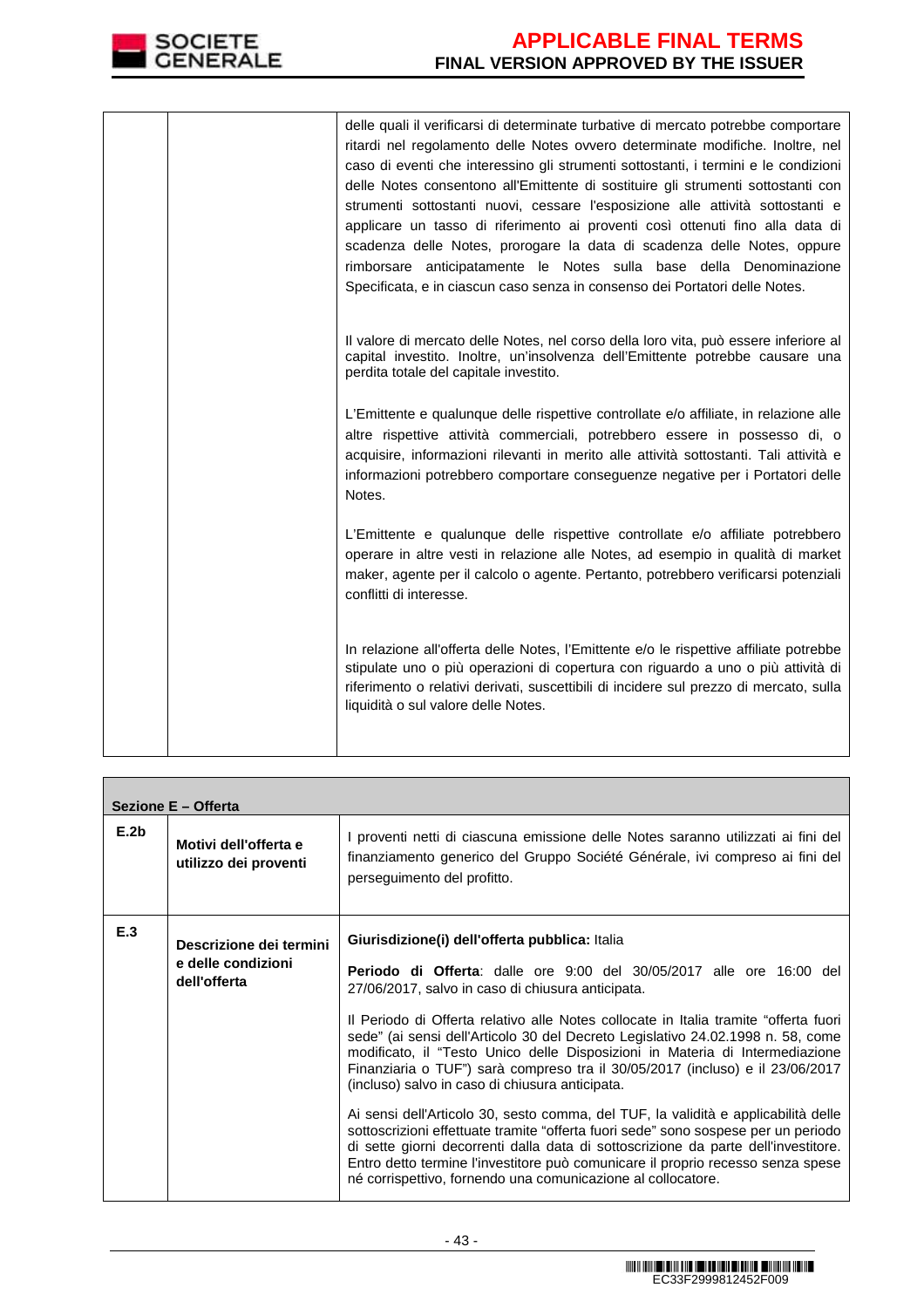| | | |
|---|---|---|
| | | delle quali il verificarsi di determinate turbative di mercato potrebbe comportare ritardi nel regolamento delle Notes ovvero determinate modifiche. Inoltre, nel caso di eventi che interessino gli strumenti sottostanti, i termini e le condizioni delle Notes consentono all'Emittente di sostituire gli strumenti sottostanti con strumenti sottostanti nuovi, cessare l'esposizione alle attività sottostanti e applicare un tasso di riferimento ai proventi così ottenuti fino alla data di scadenza delle Notes, prorogare la data di scadenza delle Notes, oppure rimborsare anticipatamente le Notes sulla base della Denominazione Specificata, e in ciascun caso senza in consenso dei Portatori delle Notes.<br><br>Il valore di mercato delle Notes, nel corso della loro vita, può essere inferiore al capital investito. Inoltre, un'insolvenza dell'Emittente potrebbe causare una perdita totale del capitale investito.<br><br>L'Emittente e qualunque delle rispettive controllate e/o affiliate, in relazione alle altre rispettive attività commerciali, potrebbero essere in possesso di, o acquisire, informazioni rilevanti in merito alle attività sottostanti. Tali attività e informazioni potrebbero comportare conseguenze negative per i Portatori delle Notes.<br><br>L'Emittente e qualunque delle rispettive controllate e/o affiliate potrebbero operare in altre vesti in relazione alle Notes, ad esempio in qualità di market maker, agente per il calcolo o agente. Pertanto, potrebbero verificarsi potenziali conflitti di interesse.<br><br>In relazione all'offerta delle Notes, l'Emittente e/o le rispettive affiliate potrebbe stipulate uno o più operazioni di copertura con riguardo a uno o più attività di riferimento o relativi derivati, suscettibili di incidere sul prezzo di mercato, sulla liquidità o sul valore delle Notes. |

| **Sezione E – Offerta** | | |
|---|---|---|
| **E.2b** | **Motivi dell'offerta e utilizzo dei proventi** | I proventi netti di ciascuna emissione delle Notes saranno utilizzati ai fini del finanziamento generico del Gruppo Société Générale, ivi compreso ai fini del perseguimento del profitto. |
| **E.3** | **Descrizione dei termini e delle condizioni dell'offerta** | **Giurisdizione(i) dell'offerta pubblica:** Italia<br><br>**Periodo di Offerta**: dalle ore 9:00 del 30/05/2017 alle ore 16:00 del 27/06/2017, salvo in caso di chiusura anticipata.<br><br>Il Periodo di Offerta relativo alle Notes collocate in Italia tramite "offerta fuori sede" (ai sensi dell'Articolo 30 del Decreto Legislativo 24.02.1998 n. 58, come modificato, il "Testo Unico delle Disposizioni in Materia di Intermediazione Finanziaria o TUF") sarà compreso tra il 30/05/2017 (incluso) e il 23/06/2017 (incluso) salvo in caso di chiusura anticipata.<br><br>Ai sensi dell'Articolo 30, sesto comma, del TUF, la validità e applicabilità delle sottoscrizioni effettuate tramite "offerta fuori sede" sono sospese per un periodo di sette giorni decorrenti dalla data di sottoscrizione da parte dell'investitore. Entro detto termine l'investitore può comunicare il proprio recesso senza spese né corrispettivo, fornendo una comunicazione al collocatore. |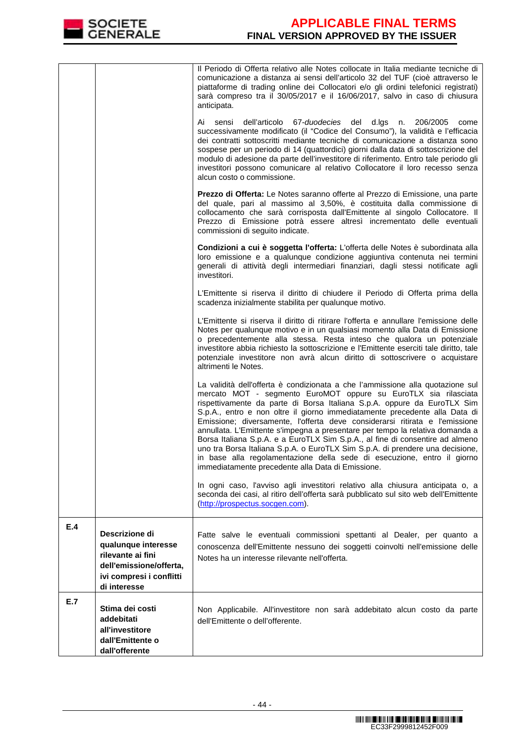| | | |
|---|---|---|
| | | Il Periodo di Offerta relativo alle Notes collocate in Italia mediante tecniche di comunicazione a distanza ai sensi dell'articolo 32 del TUF (cioè attraverso le piattaforme di trading online dei Collocatori e/o gli ordini telefonici registrati) sarà compreso tra il 30/05/2017 e il 16/06/2017, salvo in caso di chiusura anticipata.<br><br>Ai sensi dell'articolo 67-*duodecies* del d.lgs n. 206/2005 come successivamente modificato (il "Codice del Consumo"), la validità e l'efficacia dei contratti sottoscritti mediante tecniche di comunicazione a distanza sono sospese per un periodo di 14 (quattordici) giorni dalla data di sottoscrizione del modulo di adesione da parte dell'investitore di riferimento. Entro tale periodo gli investitori possono comunicare al relativo Collocatore il loro recesso senza alcun costo o commissione.<br><br>**Prezzo di Offerta:** Le Notes saranno offerte al Prezzo di Emissione, una parte del quale, pari al massimo al 3,50%, è costituita dalla commissione di collocamento che sarà corrisposta dall'Emittente al singolo Collocatore. Il Prezzo di Emissione potrà essere altresì incrementato delle eventuali commissioni di seguito indicate.<br><br>**Condizioni a cui è soggetta l'offerta:** L'offerta delle Notes è subordinata alla loro emissione e a qualunque condizione aggiuntiva contenuta nei termini generali di attività degli intermediari finanziari, dagli stessi notificate agli investitori.<br><br>L'Emittente si riserva il diritto di chiudere il Periodo di Offerta prima della scadenza inizialmente stabilita per qualunque motivo.<br><br>L'Emittente si riserva il diritto di ritirare l'offerta e annullare l'emissione delle Notes per qualunque motivo e in un qualsiasi momento alla Data di Emissione o precedentemente alla stessa. Resta inteso che qualora un potenziale investitore abbia richiesto la sottoscrizione e l'Emittente eserciti tale diritto, tale potenziale investitore non avrà alcun diritto di sottoscrivere o acquistare altrimenti le Notes.<br><br>La validità dell'offerta è condizionata a che l'ammissione alla quotazione sul mercato MOT - segmento EuroMOT oppure su EuroTLX sia rilasciata rispettivamente da parte di Borsa Italiana S.p.A. oppure da EuroTLX Sim S.p.A., entro e non oltre il giorno immediatamente precedente alla Data di Emissione; diversamente, l'offerta deve considerarsi ritirata e l'emissione annullata. L'Emittente s'impegna a presentare per tempo la relativa domanda a Borsa Italiana S.p.A. e a EuroTLX Sim S.p.A., al fine di consentire ad almeno uno tra Borsa Italiana S.p.A. o EuroTLX Sim S.p.A. di prendere una decisione, in base alla regolamentazione della sede di esecuzione, entro il giorno immediatamente precedente alla Data di Emissione.<br><br>In ogni caso, l'avviso agli investitori relativo alla chiusura anticipata o, a seconda dei casi, al ritiro dell'offerta sarà pubblicato sul sito web dell'Emittente (http://prospectus.socgen.com). |
| **E.4** | **Descrizione di qualunque interesse rilevante ai fini dell'emissione/offerta, ivi compresi i conflitti di interesse** | Fatte salve le eventuali commissioni spettanti al Dealer, per quanto a conoscenza dell'Emittente nessuno dei soggetti coinvolti nell'emissione delle Notes ha un interesse rilevante nell'offerta. |
| **E.7** | **Stima dei costi addebitati all'investitore dall'Emittente o dall'offerente** | Non Applicabile. All'investitore non sarà addebitato alcun costo da parte dell'Emittente o dell'offerente. |